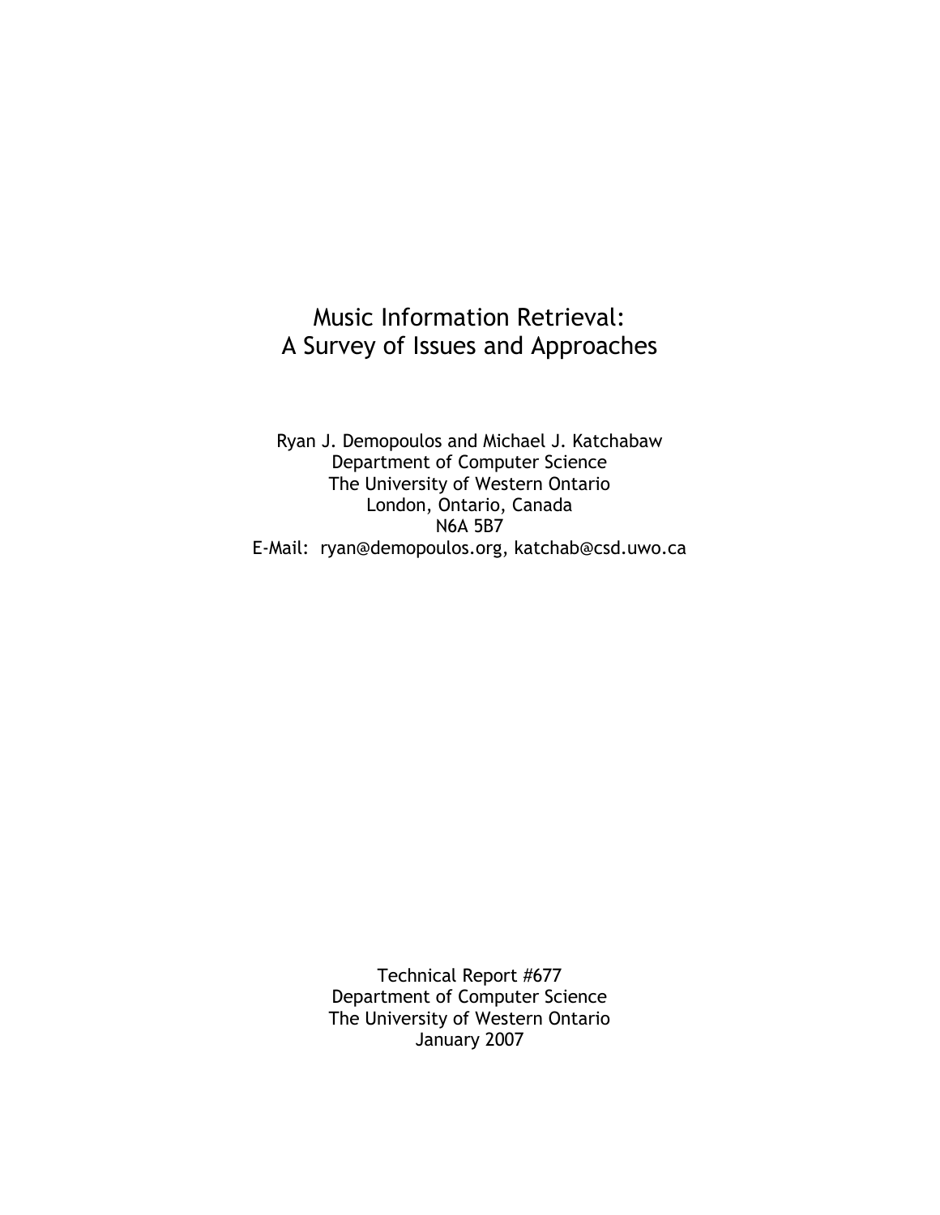# Music Information Retrieval: A Survey of Issues and Approaches

Ryan J. Demopoulos and Michael J. Katchabaw
Department of Computer Science
The University of Western Ontario
London, Ontario, Canada
N6A 5B7
E-Mail: ryan@demopoulos.org, katchab@csd.uwo.ca

Technical Report #677
Department of Computer Science
The University of Western Ontario
January 2007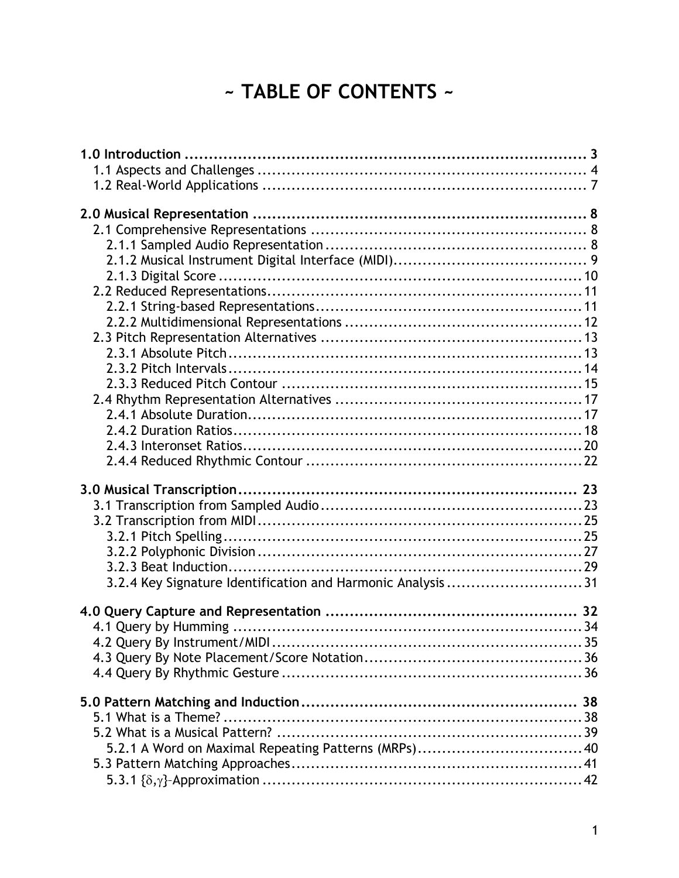# ~ TABLE OF CONTENTS ~

**1.0 Introduction ..................................................................................... 3**
- 1.1 Aspects and Challenges ..................................................................... 4
- 1.2 Real-World Applications ..................................................................... 7

**2.0 Musical Representation ..................................................................... 8**
- 2.1 Comprehensive Representations ......................................................... 8
  - 2.1.1 Sampled Audio Representation ....................................................... 8
  - 2.1.2 Musical Instrument Digital Interface (MIDI)........................................ 9
  - 2.1.3 Digital Score ........................................................................... 10
- 2.2 Reduced Representations................................................................. 11
  - 2.2.1 String-based Representations....................................................... 11
  - 2.2.2 Multidimensional Representations ................................................. 12
- 2.3 Pitch Representation Alternatives ...................................................... 13
  - 2.3.1 Absolute Pitch......................................................................... 13
  - 2.3.2 Pitch Intervals......................................................................... 14
  - 2.3.3 Reduced Pitch Contour .............................................................. 15
- 2.4 Rhythm Representation Alternatives ................................................... 17
  - 2.4.1 Absolute Duration..................................................................... 17
  - 2.4.2 Duration Ratios........................................................................ 18
  - 2.4.3 Interonset Ratios...................................................................... 20
  - 2.4.4 Reduced Rhythmic Contour ......................................................... 22

**3.0 Musical Transcription...................................................................... 23**
- 3.1 Transcription from Sampled Audio...................................................... 23
- 3.2 Transcription from MIDI................................................................... 25
  - 3.2.1 Pitch Spelling.......................................................................... 25
  - 3.2.2 Polyphonic Division ................................................................... 27
  - 3.2.3 Beat Induction......................................................................... 29
  - 3.2.4 Key Signature Identification and Harmonic Analysis ............................ 31

**4.0 Query Capture and Representation .................................................... 32**
- 4.1 Query by Humming ........................................................................ 34
- 4.2 Query By Instrument/MIDI................................................................ 35
- 4.3 Query By Note Placement/Score Notation............................................. 36
- 4.4 Query By Rhythmic Gesture .............................................................. 36

**5.0 Pattern Matching and Induction......................................................... 38**
- 5.1 What is a Theme? ......................................................................... 38
- 5.2 What is a Musical Pattern? ............................................................... 39
  - 5.2.1 A Word on Maximal Repeating Patterns (MRPs).................................. 40
- 5.3 Pattern Matching Approaches............................................................ 41
  - 5.3.1 $\{\delta,\gamma\}$-Approximation .................................................................. 42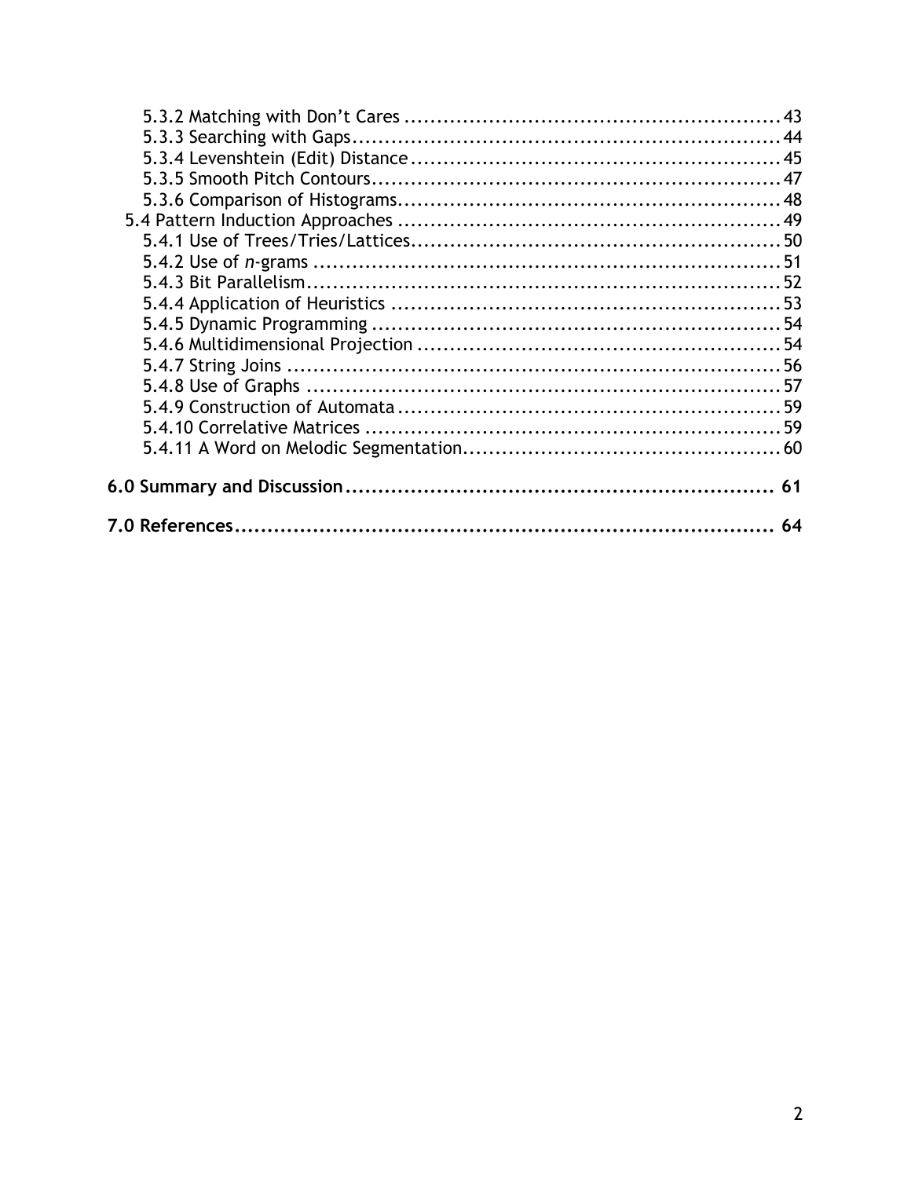5.3.2 Matching with Don't Cares ........................................................ 43
5.3.3 Searching with Gaps........................................................................ 44
5.3.4 Levenshtein (Edit) Distance ........................................................ 45
5.3.5 Smooth Pitch Contours.................................................................. 47
5.3.6 Comparison of Histograms........................................................... 48
5.4 Pattern Induction Approaches ............................................................ 49
5.4.1 Use of Trees/Tries/Lattices.......................................................... 50
5.4.2 Use of *n*-grams ............................................................................ 51
5.4.3 Bit Parallelism................................................................................. 52
5.4.4 Application of Heuristics ............................................................ 53
5.4.5 Dynamic Programming ................................................................. 54
5.4.6 Multidimensional Projection ........................................................ 54
5.4.7 String Joins ..................................................................................... 56
5.4.8 Use of Graphs ................................................................................ 57
5.4.9 Construction of Automata ........................................................... 59
5.4.10 Correlative Matrices .................................................................. 59
5.4.11 A Word on Melodic Segmentation............................................. 60

**6.0 Summary and Discussion .................................................................. 61**

**7.0 References.......................................................................................... 64**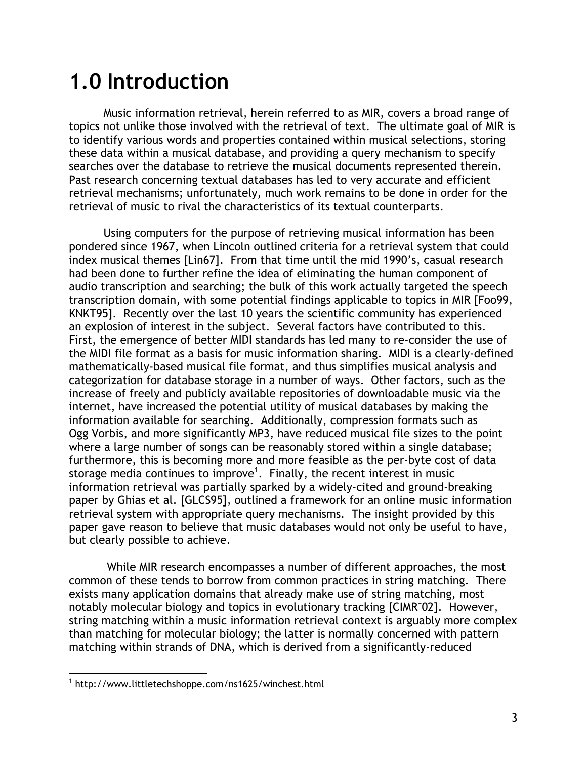# 1.0 Introduction

Music information retrieval, herein referred to as MIR, covers a broad range of topics not unlike those involved with the retrieval of text. The ultimate goal of MIR is to identify various words and properties contained within musical selections, storing these data within a musical database, and providing a query mechanism to specify searches over the database to retrieve the musical documents represented therein. Past research concerning textual databases has led to very accurate and efficient retrieval mechanisms; unfortunately, much work remains to be done in order for the retrieval of music to rival the characteristics of its textual counterparts.

Using computers for the purpose of retrieving musical information has been pondered since 1967, when Lincoln outlined criteria for a retrieval system that could index musical themes [Lin67]. From that time until the mid 1990's, casual research had been done to further refine the idea of eliminating the human component of audio transcription and searching; the bulk of this work actually targeted the speech transcription domain, with some potential findings applicable to topics in MIR [Foo99, KNKT95]. Recently over the last 10 years the scientific community has experienced an explosion of interest in the subject. Several factors have contributed to this. First, the emergence of better MIDI standards has led many to re-consider the use of the MIDI file format as a basis for music information sharing. MIDI is a clearly-defined mathematically-based musical file format, and thus simplifies musical analysis and categorization for database storage in a number of ways. Other factors, such as the increase of freely and publicly available repositories of downloadable music via the internet, have increased the potential utility of musical databases by making the information available for searching. Additionally, compression formats such as Ogg Vorbis, and more significantly MP3, have reduced musical file sizes to the point where a large number of songs can be reasonably stored within a single database; furthermore, this is becoming more and more feasible as the per-byte cost of data storage media continues to improve[1]. Finally, the recent interest in music information retrieval was partially sparked by a widely-cited and ground-breaking paper by Ghias et al. [GLCS95], outlined a framework for an online music information retrieval system with appropriate query mechanisms. The insight provided by this paper gave reason to believe that music databases would not only be useful to have, but clearly possible to achieve.

While MIR research encompasses a number of different approaches, the most common of these tends to borrow from common practices in string matching. There exists many application domains that already make use of string matching, most notably molecular biology and topics in evolutionary tracking [CIMR+02]. However, string matching within a music information retrieval context is arguably more complex than matching for molecular biology; the latter is normally concerned with pattern matching within strands of DNA, which is derived from a significantly-reduced

[1] http://www.littletechshoppe.com/ns1625/winchest.html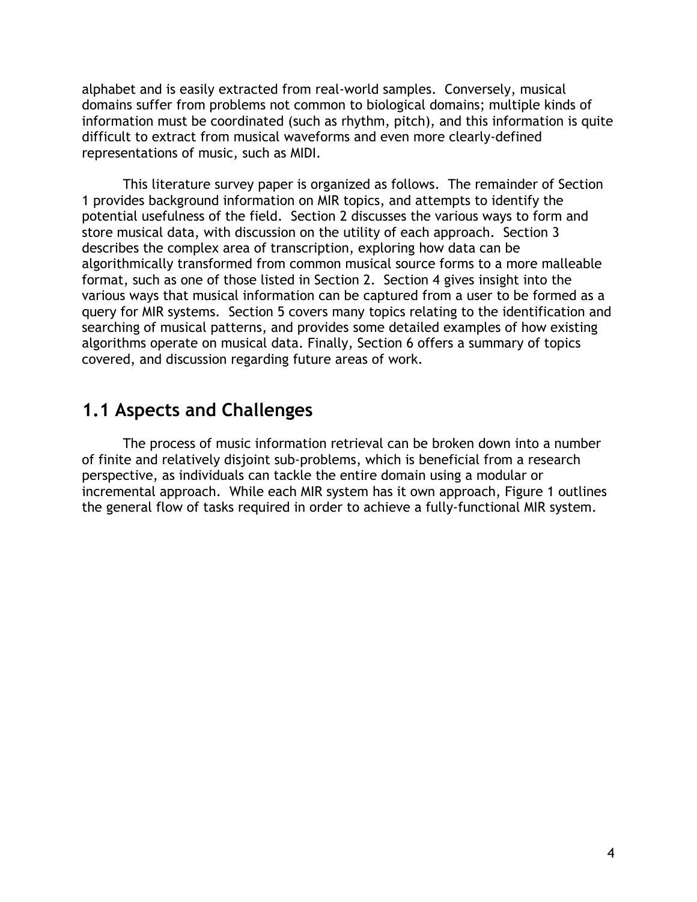alphabet and is easily extracted from real-world samples. Conversely, musical domains suffer from problems not common to biological domains; multiple kinds of information must be coordinated (such as rhythm, pitch), and this information is quite difficult to extract from musical waveforms and even more clearly-defined representations of music, such as MIDI.

This literature survey paper is organized as follows. The remainder of Section 1 provides background information on MIR topics, and attempts to identify the potential usefulness of the field. Section 2 discusses the various ways to form and store musical data, with discussion on the utility of each approach. Section 3 describes the complex area of transcription, exploring how data can be algorithmically transformed from common musical source forms to a more malleable format, such as one of those listed in Section 2. Section 4 gives insight into the various ways that musical information can be captured from a user to be formed as a query for MIR systems. Section 5 covers many topics relating to the identification and searching of musical patterns, and provides some detailed examples of how existing algorithms operate on musical data. Finally, Section 6 offers a summary of topics covered, and discussion regarding future areas of work.

## 1.1 Aspects and Challenges

The process of music information retrieval can be broken down into a number of finite and relatively disjoint sub-problems, which is beneficial from a research perspective, as individuals can tackle the entire domain using a modular or incremental approach. While each MIR system has it own approach, Figure 1 outlines the general flow of tasks required in order to achieve a fully-functional MIR system.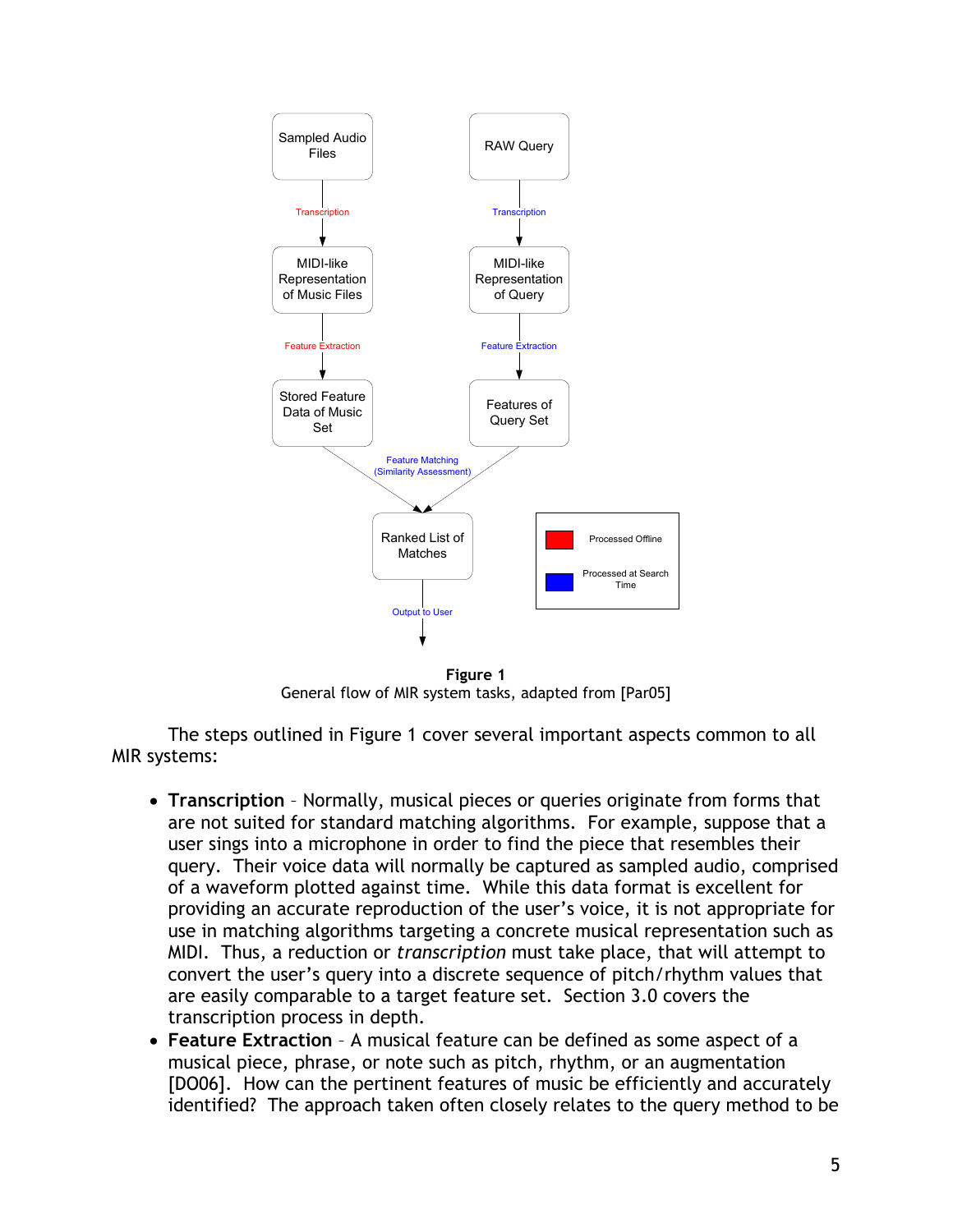**Figure 1**
General flow of MIR system tasks, adapted from [Par05]

The steps outlined in Figure 1 cover several important aspects common to all MIR systems:

- **Transcription** – Normally, musical pieces or queries originate from forms that are not suited for standard matching algorithms. For example, suppose that a user sings into a microphone in order to find the piece that resembles their query. Their voice data will normally be captured as sampled audio, comprised of a waveform plotted against time. While this data format is excellent for providing an accurate reproduction of the user's voice, it is not appropriate for use in matching algorithms targeting a concrete musical representation such as MIDI. Thus, a reduction or *transcription* must take place, that will attempt to convert the user's query into a discrete sequence of pitch/rhythm values that are easily comparable to a target feature set. Section 3.0 covers the transcription process in depth.
- **Feature Extraction** – A musical feature can be defined as some aspect of a musical piece, phrase, or note such as pitch, rhythm, or an augmentation [DO06]. How can the pertinent features of music be efficiently and accurately identified? The approach taken often closely relates to the query method to be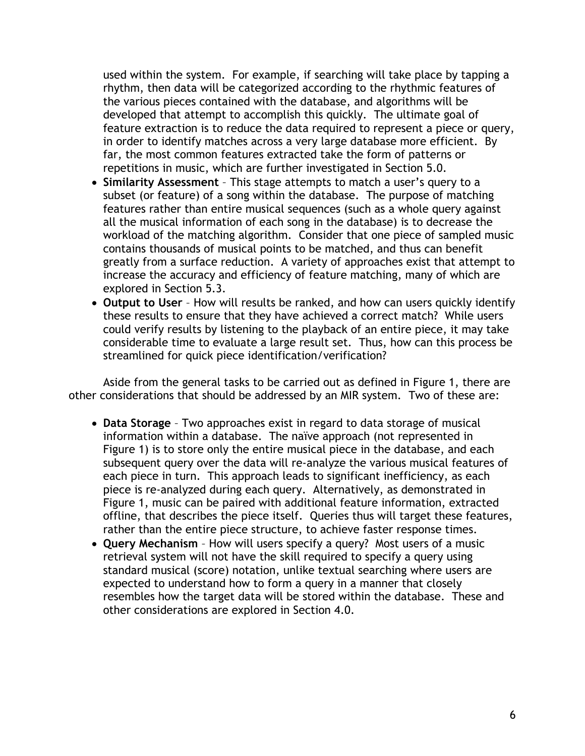used within the system. For example, if searching will take place by tapping a rhythm, then data will be categorized according to the rhythmic features of the various pieces contained with the database, and algorithms will be developed that attempt to accomplish this quickly. The ultimate goal of feature extraction is to reduce the data required to represent a piece or query, in order to identify matches across a very large database more efficient. By far, the most common features extracted take the form of patterns or repetitions in music, which are further investigated in Section 5.0.

- **Similarity Assessment** – This stage attempts to match a user's query to a subset (or feature) of a song within the database. The purpose of matching features rather than entire musical sequences (such as a whole query against all the musical information of each song in the database) is to decrease the workload of the matching algorithm. Consider that one piece of sampled music contains thousands of musical points to be matched, and thus can benefit greatly from a surface reduction. A variety of approaches exist that attempt to increase the accuracy and efficiency of feature matching, many of which are explored in Section 5.3.
- **Output to User** – How will results be ranked, and how can users quickly identify these results to ensure that they have achieved a correct match? While users could verify results by listening to the playback of an entire piece, it may take considerable time to evaluate a large result set. Thus, how can this process be streamlined for quick piece identification/verification?

Aside from the general tasks to be carried out as defined in Figure 1, there are other considerations that should be addressed by an MIR system. Two of these are:

- **Data Storage** – Two approaches exist in regard to data storage of musical information within a database. The naïve approach (not represented in Figure 1) is to store only the entire musical piece in the database, and each subsequent query over the data will re-analyze the various musical features of each piece in turn. This approach leads to significant inefficiency, as each piece is re-analyzed during each query. Alternatively, as demonstrated in Figure 1, music can be paired with additional feature information, extracted offline, that describes the piece itself. Queries thus will target these features, rather than the entire piece structure, to achieve faster response times.
- **Query Mechanism** – How will users specify a query? Most users of a music retrieval system will not have the skill required to specify a query using standard musical (score) notation, unlike textual searching where users are expected to understand how to form a query in a manner that closely resembles how the target data will be stored within the database. These and other considerations are explored in Section 4.0.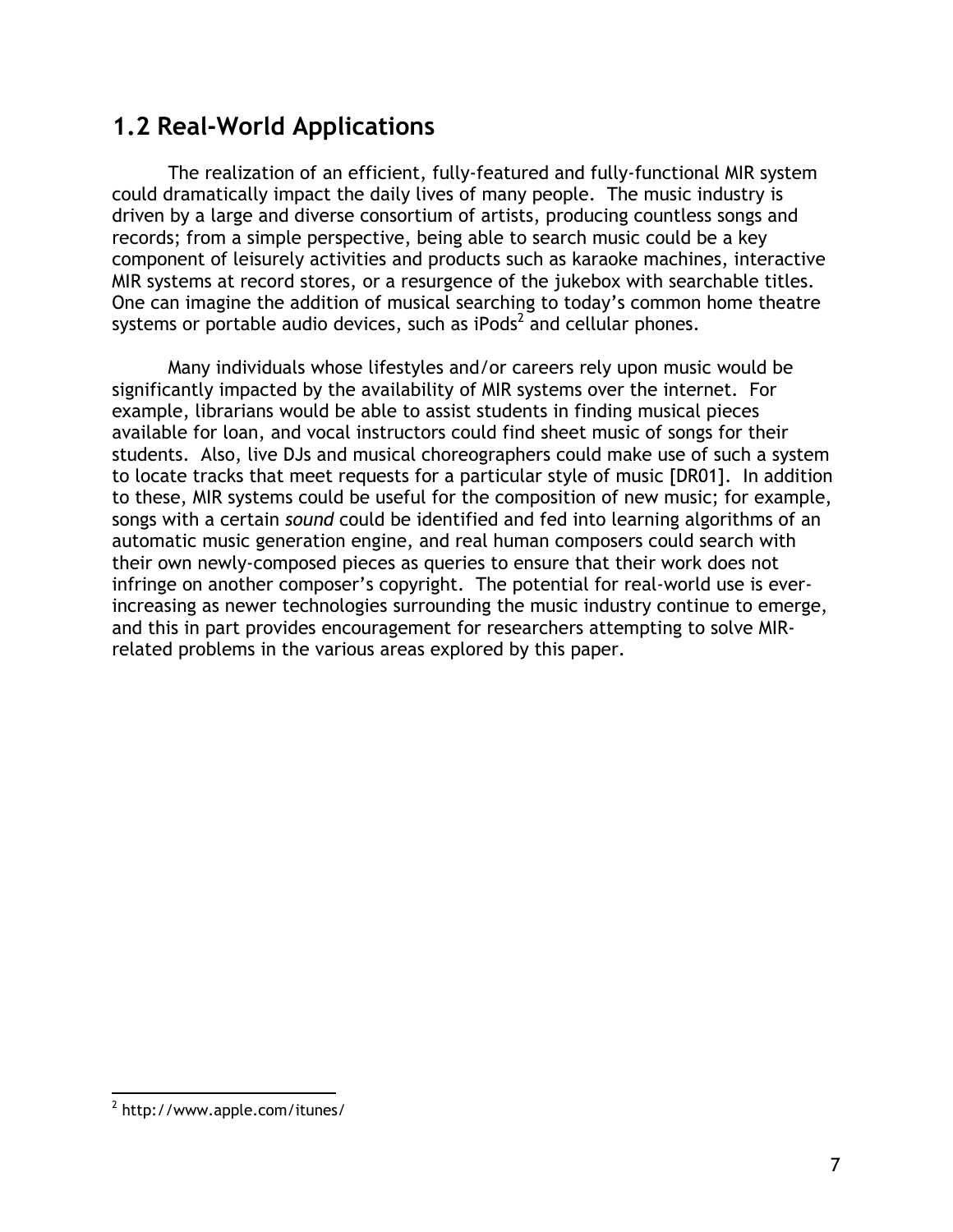## 1.2 Real-World Applications

The realization of an efficient, fully-featured and fully-functional MIR system could dramatically impact the daily lives of many people. The music industry is driven by a large and diverse consortium of artists, producing countless songs and records; from a simple perspective, being able to search music could be a key component of leisurely activities and products such as karaoke machines, interactive MIR systems at record stores, or a resurgence of the jukebox with searchable titles. One can imagine the addition of musical searching to today's common home theatre systems or portable audio devices, such as iPods[2] and cellular phones.

Many individuals whose lifestyles and/or careers rely upon music would be significantly impacted by the availability of MIR systems over the internet. For example, librarians would be able to assist students in finding musical pieces available for loan, and vocal instructors could find sheet music of songs for their students. Also, live DJs and musical choreographers could make use of such a system to locate tracks that meet requests for a particular style of music [DR01]. In addition to these, MIR systems could be useful for the composition of new music; for example, songs with a certain *sound* could be identified and fed into learning algorithms of an automatic music generation engine, and real human composers could search with their own newly-composed pieces as queries to ensure that their work does not infringe on another composer's copyright. The potential for real-world use is ever-increasing as newer technologies surrounding the music industry continue to emerge, and this in part provides encouragement for researchers attempting to solve MIR-related problems in the various areas explored by this paper.

---

[2] http://www.apple.com/itunes/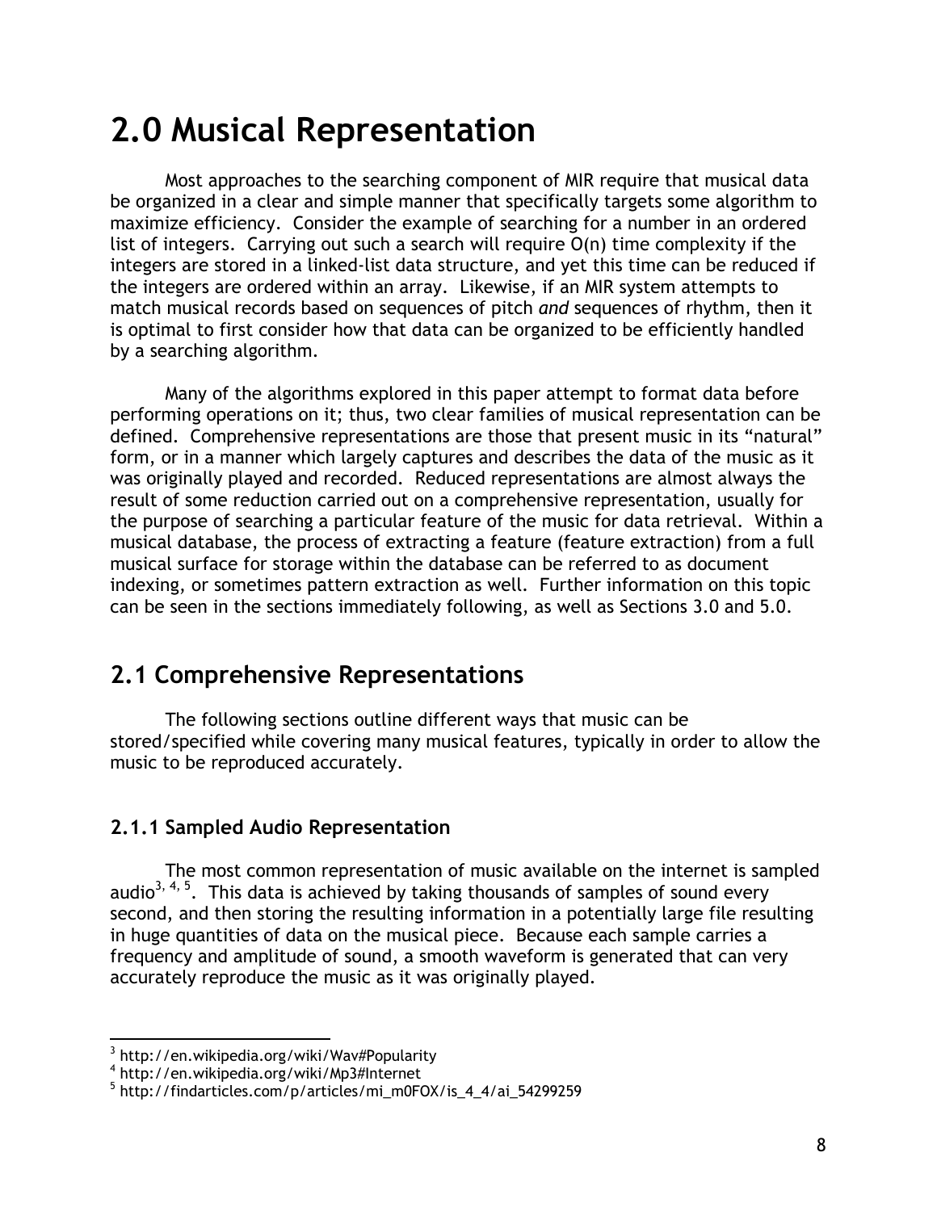# 2.0 Musical Representation

Most approaches to the searching component of MIR require that musical data be organized in a clear and simple manner that specifically targets some algorithm to maximize efficiency. Consider the example of searching for a number in an ordered list of integers. Carrying out such a search will require O(n) time complexity if the integers are stored in a linked-list data structure, and yet this time can be reduced if the integers are ordered within an array. Likewise, if an MIR system attempts to match musical records based on sequences of pitch *and* sequences of rhythm, then it is optimal to first consider how that data can be organized to be efficiently handled by a searching algorithm.

Many of the algorithms explored in this paper attempt to format data before performing operations on it; thus, two clear families of musical representation can be defined. Comprehensive representations are those that present music in its "natural" form, or in a manner which largely captures and describes the data of the music as it was originally played and recorded. Reduced representations are almost always the result of some reduction carried out on a comprehensive representation, usually for the purpose of searching a particular feature of the music for data retrieval. Within a musical database, the process of extracting a feature (feature extraction) from a full musical surface for storage within the database can be referred to as document indexing, or sometimes pattern extraction as well. Further information on this topic can be seen in the sections immediately following, as well as Sections 3.0 and 5.0.

## 2.1 Comprehensive Representations

The following sections outline different ways that music can be stored/specified while covering many musical features, typically in order to allow the music to be reproduced accurately.

### 2.1.1 Sampled Audio Representation

The most common representation of music available on the internet is sampled audio[3, 4, 5]. This data is achieved by taking thousands of samples of sound every second, and then storing the resulting information in a potentially large file resulting in huge quantities of data on the musical piece. Because each sample carries a frequency and amplitude of sound, a smooth waveform is generated that can very accurately reproduce the music as it was originally played.

[3] http://en.wikipedia.org/wiki/Wav#Popularity
[4] http://en.wikipedia.org/wiki/Mp3#Internet
[5] http://findarticles.com/p/articles/mi_m0FOX/is_4_4/ai_54299259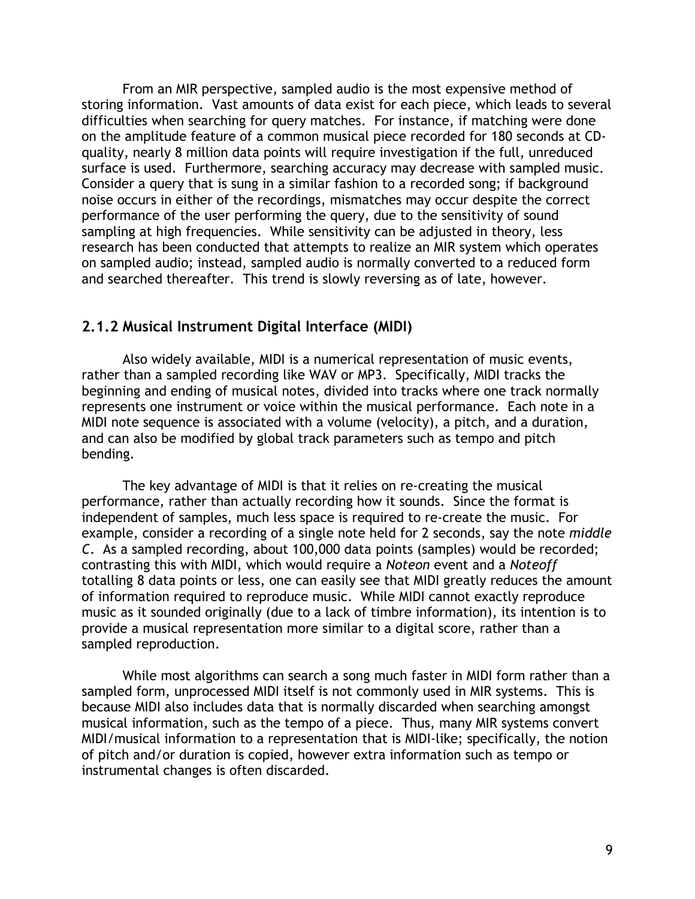From an MIR perspective, sampled audio is the most expensive method of storing information. Vast amounts of data exist for each piece, which leads to several difficulties when searching for query matches. For instance, if matching were done on the amplitude feature of a common musical piece recorded for 180 seconds at CD-quality, nearly 8 million data points will require investigation if the full, unreduced surface is used. Furthermore, searching accuracy may decrease with sampled music. Consider a query that is sung in a similar fashion to a recorded song; if background noise occurs in either of the recordings, mismatches may occur despite the correct performance of the user performing the query, due to the sensitivity of sound sampling at high frequencies. While sensitivity can be adjusted in theory, less research has been conducted that attempts to realize an MIR system which operates on sampled audio; instead, sampled audio is normally converted to a reduced form and searched thereafter. This trend is slowly reversing as of late, however.

### 2.1.2 Musical Instrument Digital Interface (MIDI)

Also widely available, MIDI is a numerical representation of music events, rather than a sampled recording like WAV or MP3. Specifically, MIDI tracks the beginning and ending of musical notes, divided into tracks where one track normally represents one instrument or voice within the musical performance. Each note in a MIDI note sequence is associated with a volume (velocity), a pitch, and a duration, and can also be modified by global track parameters such as tempo and pitch bending.

The key advantage of MIDI is that it relies on re-creating the musical performance, rather than actually recording how it sounds. Since the format is independent of samples, much less space is required to re-create the music. For example, consider a recording of a single note held for 2 seconds, say the note *middle C*. As a sampled recording, about 100,000 data points (samples) would be recorded; contrasting this with MIDI, which would require a *Noteon* event and a *Noteoff* totalling 8 data points or less, one can easily see that MIDI greatly reduces the amount of information required to reproduce music. While MIDI cannot exactly reproduce music as it sounded originally (due to a lack of timbre information), its intention is to provide a musical representation more similar to a digital score, rather than a sampled reproduction.

While most algorithms can search a song much faster in MIDI form rather than a sampled form, unprocessed MIDI itself is not commonly used in MIR systems. This is because MIDI also includes data that is normally discarded when searching amongst musical information, such as the tempo of a piece. Thus, many MIR systems convert MIDI/musical information to a representation that is MIDI-like; specifically, the notion of pitch and/or duration is copied, however extra information such as tempo or instrumental changes is often discarded.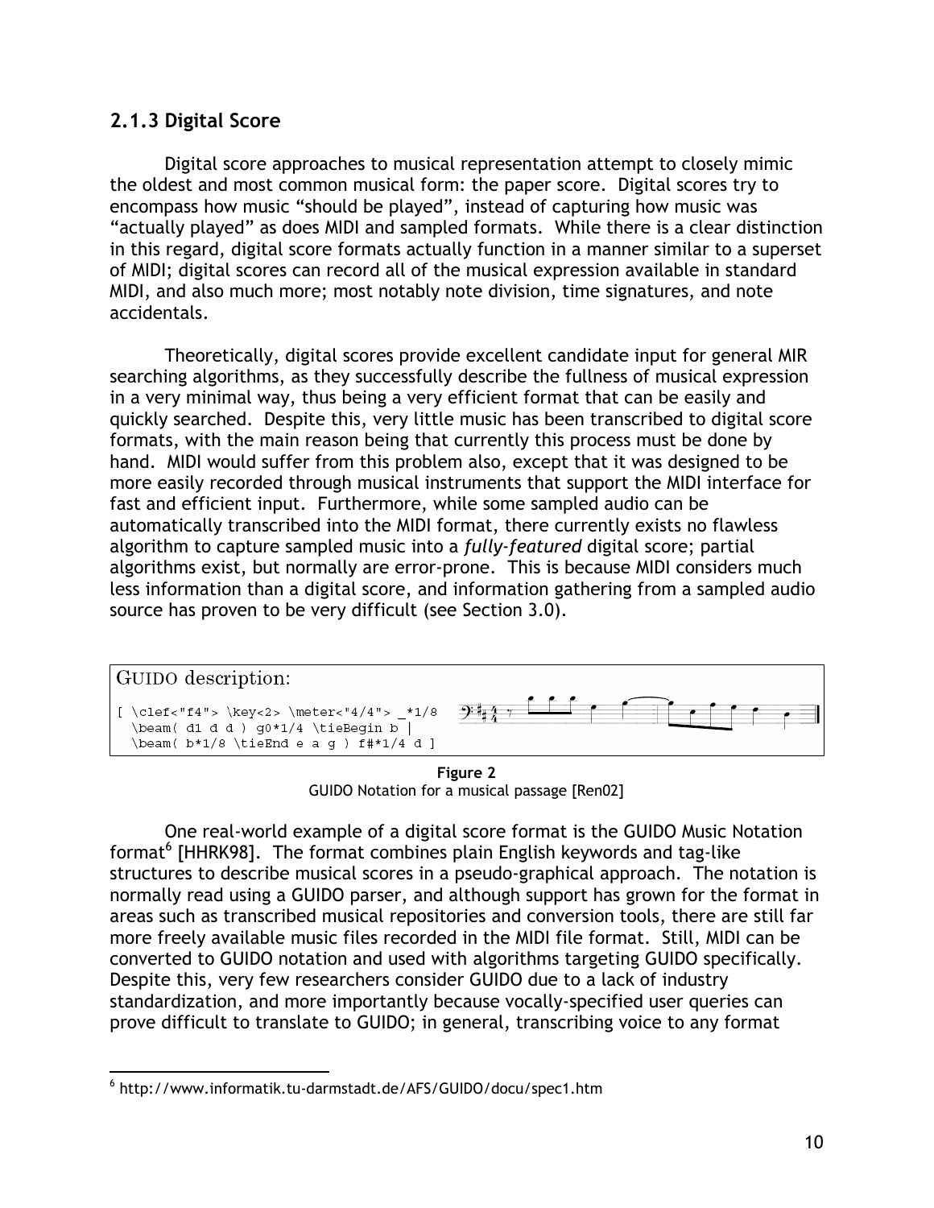### 2.1.3 Digital Score

Digital score approaches to musical representation attempt to closely mimic the oldest and most common musical form: the paper score. Digital scores try to encompass how music "should be played", instead of capturing how music was "actually played" as does MIDI and sampled formats. While there is a clear distinction in this regard, digital score formats actually function in a manner similar to a superset of MIDI; digital scores can record all of the musical expression available in standard MIDI, and also much more; most notably note division, time signatures, and note accidentals.

Theoretically, digital scores provide excellent candidate input for general MIR searching algorithms, as they successfully describe the fullness of musical expression in a very minimal way, thus being a very efficient format that can be easily and quickly searched. Despite this, very little music has been transcribed to digital score formats, with the main reason being that currently this process must be done by hand. MIDI would suffer from this problem also, except that it was designed to be more easily recorded through musical instruments that support the MIDI interface for fast and efficient input. Furthermore, while some sampled audio can be automatically transcribed into the MIDI format, there currently exists no flawless algorithm to capture sampled music into a *fully-featured* digital score; partial algorithms exist, but normally are error-prone. This is because MIDI considers much less information than a digital score, and information gathering from a sampled audio source has proven to be very difficult (see Section 3.0).

GUIDO description:

```
[ \clef<"f4"> \key<2> \meter<"4/4"> _*1/8
  \beam( d1 d d ) g0*1/4 \tieBegin b |
  \beam( b*1/8 \tieEnd e a g ) f#*1/4 d ]
```

**Figure 2**
GUIDO Notation for a musical passage [Ren02]

One real-world example of a digital score format is the GUIDO Music Notation format[6] [HHRK98]. The format combines plain English keywords and tag-like structures to describe musical scores in a pseudo-graphical approach. The notation is normally read using a GUIDO parser, and although support has grown for the format in areas such as transcribed musical repositories and conversion tools, there are still far more freely available music files recorded in the MIDI file format. Still, MIDI can be converted to GUIDO notation and used with algorithms targeting GUIDO specifically. Despite this, very few researchers consider GUIDO due to a lack of industry standardization, and more importantly because vocally-specified user queries can prove difficult to translate to GUIDO; in general, transcribing voice to any format

[6] http://www.informatik.tu-darmstadt.de/AFS/GUIDO/docu/spec1.htm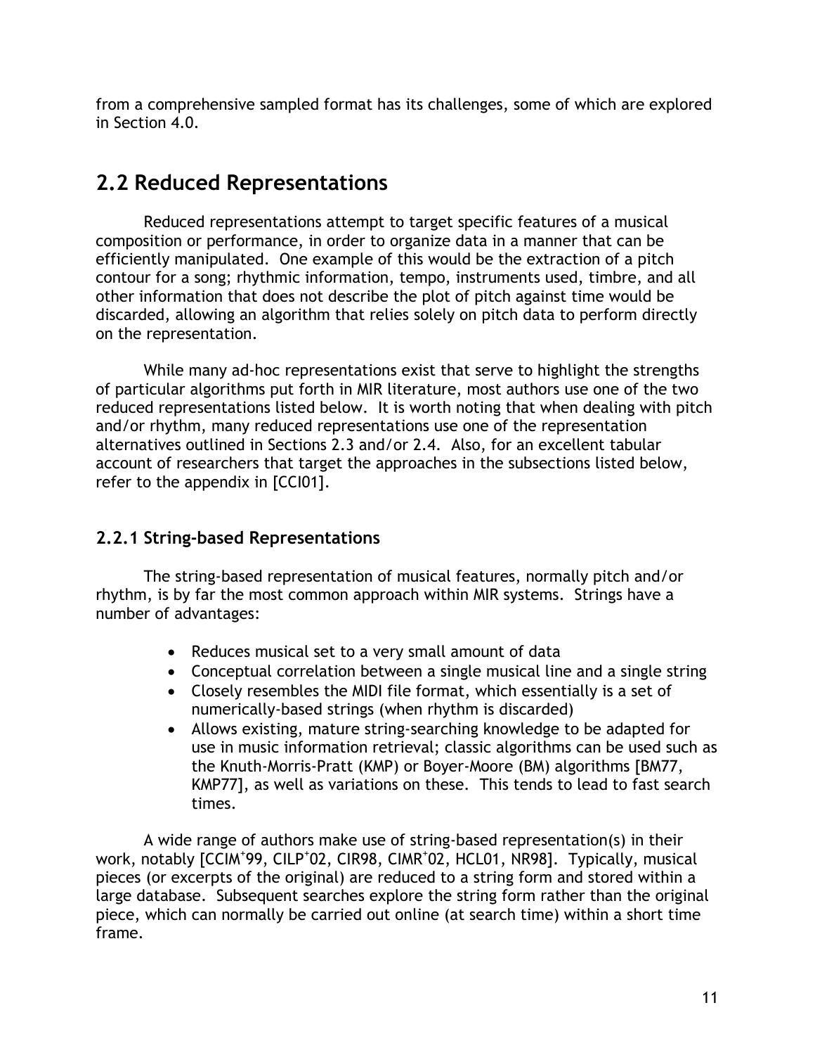from a comprehensive sampled format has its challenges, some of which are explored in Section 4.0.

## 2.2 Reduced Representations

Reduced representations attempt to target specific features of a musical composition or performance, in order to organize data in a manner that can be efficiently manipulated. One example of this would be the extraction of a pitch contour for a song; rhythmic information, tempo, instruments used, timbre, and all other information that does not describe the plot of pitch against time would be discarded, allowing an algorithm that relies solely on pitch data to perform directly on the representation.

While many ad-hoc representations exist that serve to highlight the strengths of particular algorithms put forth in MIR literature, most authors use one of the two reduced representations listed below. It is worth noting that when dealing with pitch and/or rhythm, many reduced representations use one of the representation alternatives outlined in Sections 2.3 and/or 2.4. Also, for an excellent tabular account of researchers that target the approaches in the subsections listed below, refer to the appendix in [CCI01].

### 2.2.1 String-based Representations

The string-based representation of musical features, normally pitch and/or rhythm, is by far the most common approach within MIR systems. Strings have a number of advantages:

- Reduces musical set to a very small amount of data
- Conceptual correlation between a single musical line and a single string
- Closely resembles the MIDI file format, which essentially is a set of numerically-based strings (when rhythm is discarded)
- Allows existing, mature string-searching knowledge to be adapted for use in music information retrieval; classic algorithms can be used such as the Knuth-Morris-Pratt (KMP) or Boyer-Moore (BM) algorithms [BM77, KMP77], as well as variations on these. This tends to lead to fast search times.

A wide range of authors make use of string-based representation(s) in their work, notably [CCIM+99, CILP+02, CIR98, CIMR+02, HCL01, NR98]. Typically, musical pieces (or excerpts of the original) are reduced to a string form and stored within a large database. Subsequent searches explore the string form rather than the original piece, which can normally be carried out online (at search time) within a short time frame.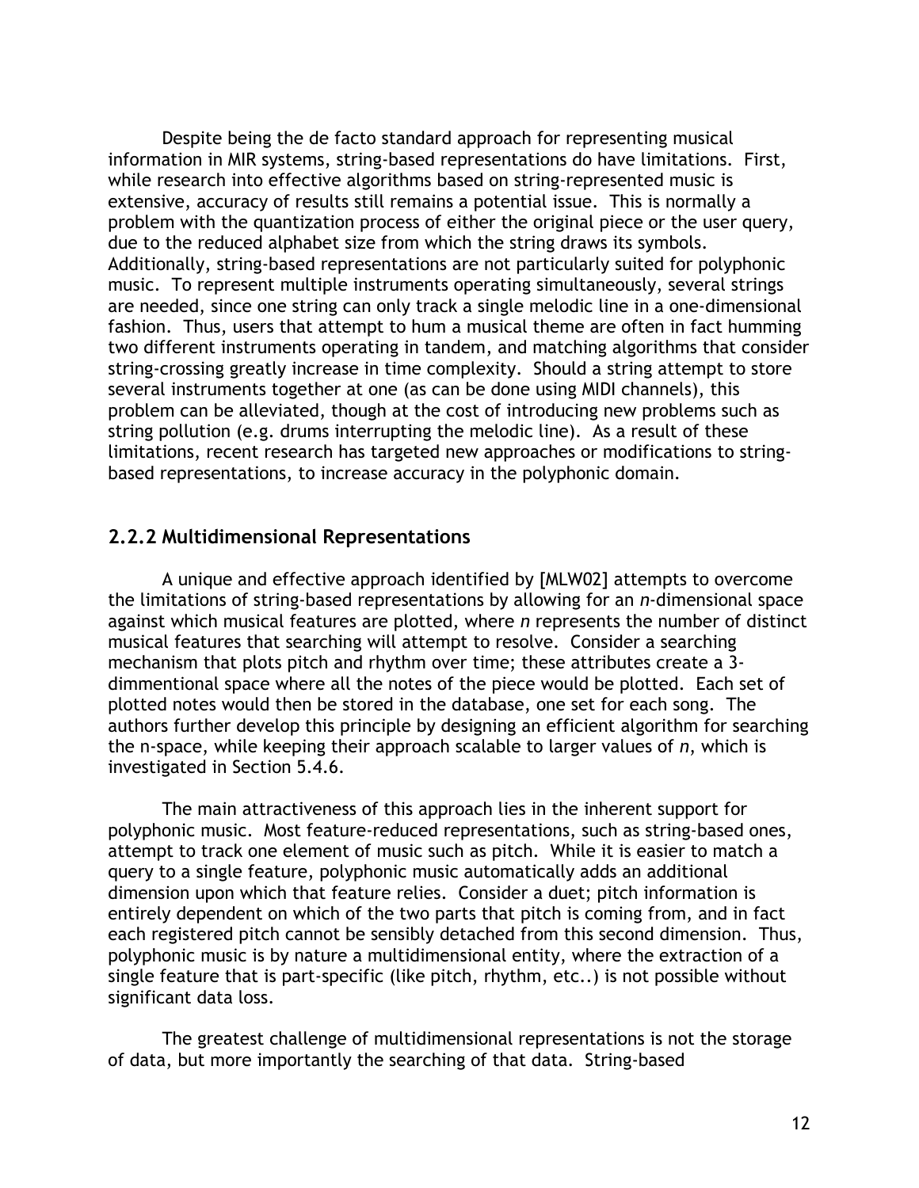Despite being the de facto standard approach for representing musical information in MIR systems, string-based representations do have limitations. First, while research into effective algorithms based on string-represented music is extensive, accuracy of results still remains a potential issue. This is normally a problem with the quantization process of either the original piece or the user query, due to the reduced alphabet size from which the string draws its symbols. Additionally, string-based representations are not particularly suited for polyphonic music. To represent multiple instruments operating simultaneously, several strings are needed, since one string can only track a single melodic line in a one-dimensional fashion. Thus, users that attempt to hum a musical theme are often in fact humming two different instruments operating in tandem, and matching algorithms that consider string-crossing greatly increase in time complexity. Should a string attempt to store several instruments together at one (as can be done using MIDI channels), this problem can be alleviated, though at the cost of introducing new problems such as string pollution (e.g. drums interrupting the melodic line). As a result of these limitations, recent research has targeted new approaches or modifications to string-based representations, to increase accuracy in the polyphonic domain.

### 2.2.2 Multidimensional Representations

A unique and effective approach identified by [MLW02] attempts to overcome the limitations of string-based representations by allowing for an *n*-dimensional space against which musical features are plotted, where *n* represents the number of distinct musical features that searching will attempt to resolve. Consider a searching mechanism that plots pitch and rhythm over time; these attributes create a 3-dimmentional space where all the notes of the piece would be plotted. Each set of plotted notes would then be stored in the database, one set for each song. The authors further develop this principle by designing an efficient algorithm for searching the n-space, while keeping their approach scalable to larger values of *n*, which is investigated in Section 5.4.6.

The main attractiveness of this approach lies in the inherent support for polyphonic music. Most feature-reduced representations, such as string-based ones, attempt to track one element of music such as pitch. While it is easier to match a query to a single feature, polyphonic music automatically adds an additional dimension upon which that feature relies. Consider a duet; pitch information is entirely dependent on which of the two parts that pitch is coming from, and in fact each registered pitch cannot be sensibly detached from this second dimension. Thus, polyphonic music is by nature a multidimensional entity, where the extraction of a single feature that is part-specific (like pitch, rhythm, etc..) is not possible without significant data loss.

The greatest challenge of multidimensional representations is not the storage of data, but more importantly the searching of that data. String-based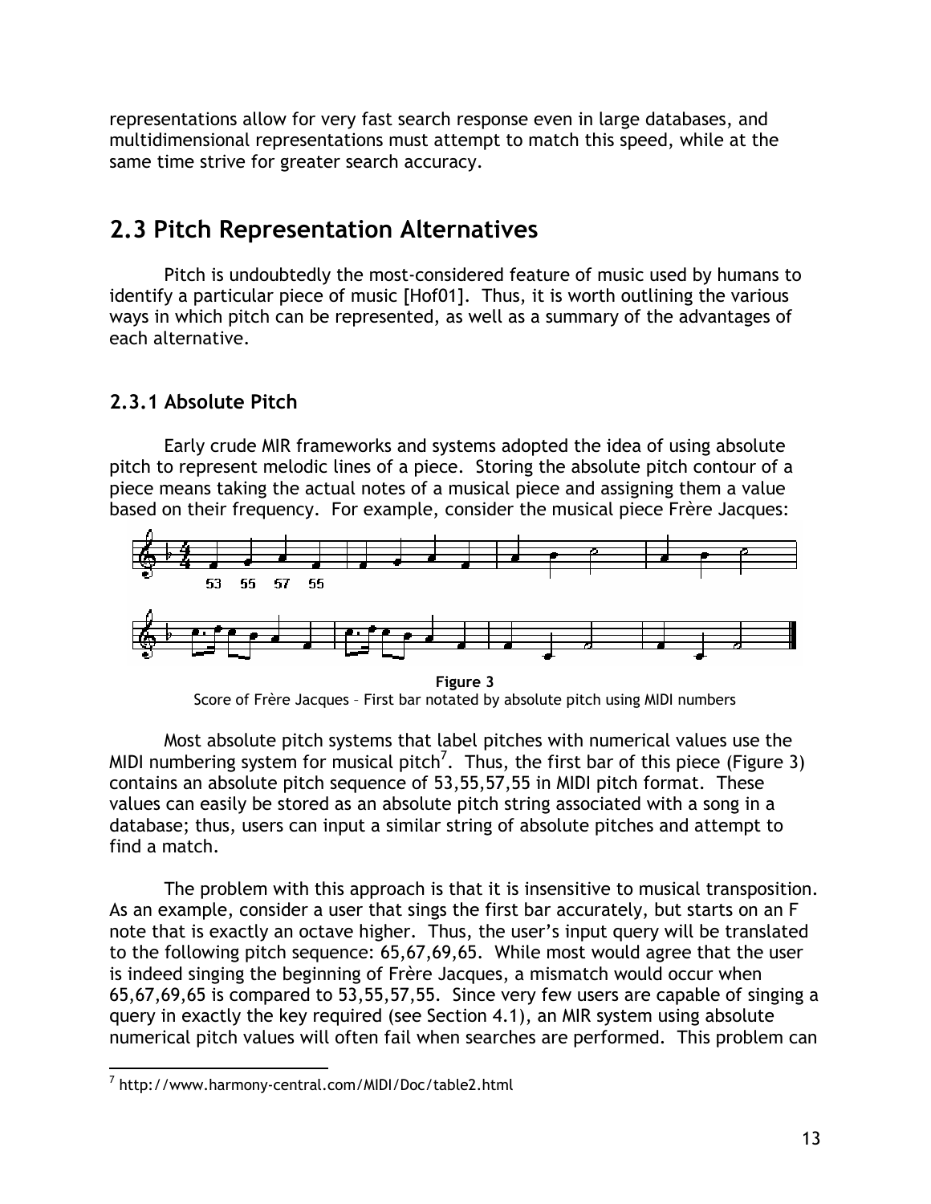representations allow for very fast search response even in large databases, and multidimensional representations must attempt to match this speed, while at the same time strive for greater search accuracy.

## 2.3 Pitch Representation Alternatives

Pitch is undoubtedly the most-considered feature of music used by humans to identify a particular piece of music [Hof01]. Thus, it is worth outlining the various ways in which pitch can be represented, as well as a summary of the advantages of each alternative.

### 2.3.1 Absolute Pitch

Early crude MIR frameworks and systems adopted the idea of using absolute pitch to represent melodic lines of a piece. Storing the absolute pitch contour of a piece means taking the actual notes of a musical piece and assigning them a value based on their frequency. For example, consider the musical piece Frère Jacques:

**Figure 3**
Score of Frère Jacques – First bar notated by absolute pitch using MIDI numbers

Most absolute pitch systems that label pitches with numerical values use the MIDI numbering system for musical pitch[7]. Thus, the first bar of this piece (Figure 3) contains an absolute pitch sequence of 53,55,57,55 in MIDI pitch format. These values can easily be stored as an absolute pitch string associated with a song in a database; thus, users can input a similar string of absolute pitches and attempt to find a match.

The problem with this approach is that it is insensitive to musical transposition. As an example, consider a user that sings the first bar accurately, but starts on an F note that is exactly an octave higher. Thus, the user's input query will be translated to the following pitch sequence: 65,67,69,65. While most would agree that the user is indeed singing the beginning of Frère Jacques, a mismatch would occur when 65,67,69,65 is compared to 53,55,57,55. Since very few users are capable of singing a query in exactly the key required (see Section 4.1), an MIR system using absolute numerical pitch values will often fail when searches are performed. This problem can

[7] http://www.harmony-central.com/MIDI/Doc/table2.html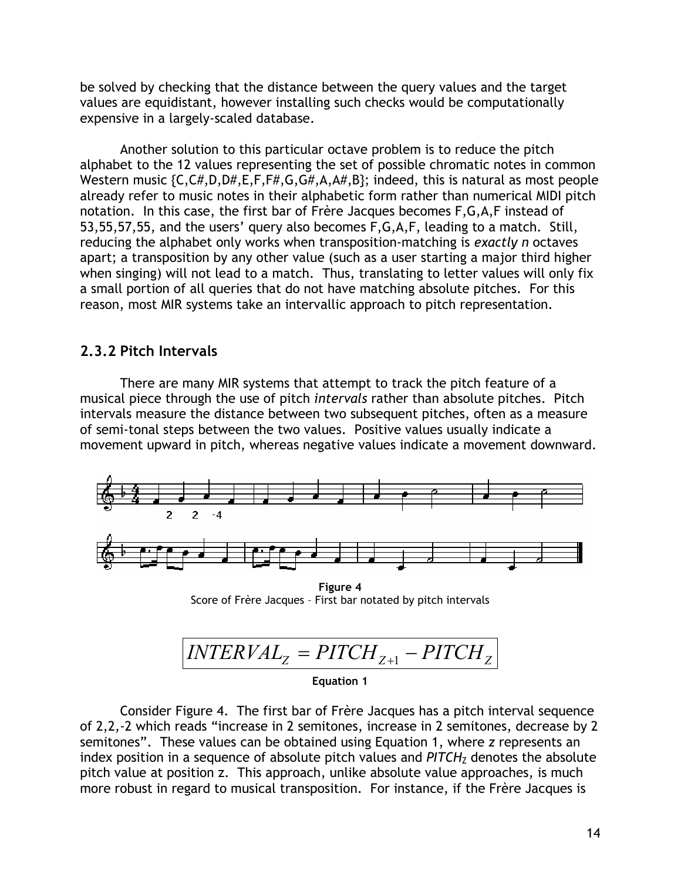be solved by checking that the distance between the query values and the target values are equidistant, however installing such checks would be computationally expensive in a largely-scaled database.

Another solution to this particular octave problem is to reduce the pitch alphabet to the 12 values representing the set of possible chromatic notes in common Western music {C,C#,D,D#,E,F,F#,G,G#,A,A#,B}; indeed, this is natural as most people already refer to music notes in their alphabetic form rather than numerical MIDI pitch notation. In this case, the first bar of Frère Jacques becomes F,G,A,F instead of 53,55,57,55, and the users' query also becomes F,G,A,F, leading to a match. Still, reducing the alphabet only works when transposition-matching is *exactly n* octaves apart; a transposition by any other value (such as a user starting a major third higher when singing) will not lead to a match. Thus, translating to letter values will only fix a small portion of all queries that do not have matching absolute pitches. For this reason, most MIR systems take an intervallic approach to pitch representation.

### 2.3.2 Pitch Intervals

There are many MIR systems that attempt to track the pitch feature of a musical piece through the use of pitch *intervals* rather than absolute pitches. Pitch intervals measure the distance between two subsequent pitches, often as a measure of semi-tonal steps between the two values. Positive values usually indicate a movement upward in pitch, whereas negative values indicate a movement downward.

**Figure 4**
Score of Frère Jacques – First bar notated by pitch intervals

$$INTERVAL_Z = PITCH_{Z+1} - PITCH_Z$$

**Equation 1**

Consider Figure 4. The first bar of Frère Jacques has a pitch interval sequence of 2,2,-2 which reads "increase in 2 semitones, increase in 2 semitones, decrease by 2 semitones". These values can be obtained using Equation 1, where *z* represents an index position in a sequence of absolute pitch values and $PITCH_Z$ denotes the absolute pitch value at position z. This approach, unlike absolute value approaches, is much more robust in regard to musical transposition. For instance, if the Frère Jacques is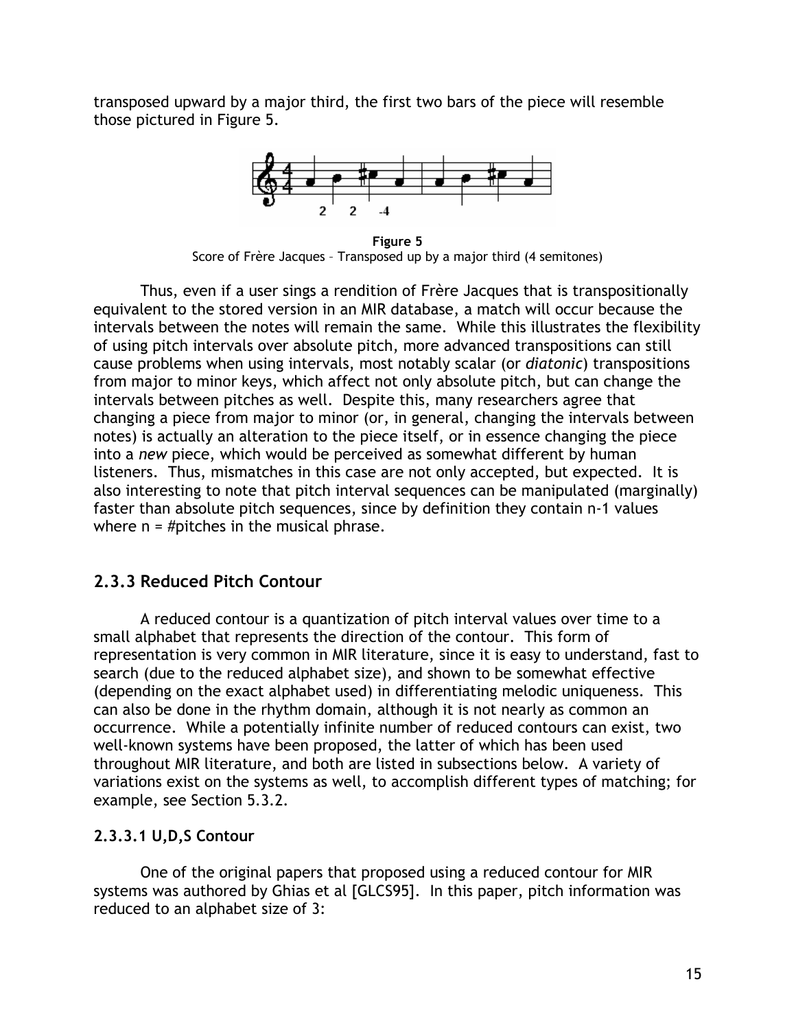transposed upward by a major third, the first two bars of the piece will resemble those pictured in Figure 5.

**Figure 5**
Score of Frère Jacques – Transposed up by a major third (4 semitones)

Thus, even if a user sings a rendition of Frère Jacques that is transpositionally equivalent to the stored version in an MIR database, a match will occur because the intervals between the notes will remain the same. While this illustrates the flexibility of using pitch intervals over absolute pitch, more advanced transpositions can still cause problems when using intervals, most notably scalar (or *diatonic*) transpositions from major to minor keys, which affect not only absolute pitch, but can change the intervals between pitches as well. Despite this, many researchers agree that changing a piece from major to minor (or, in general, changing the intervals between notes) is actually an alteration to the piece itself, or in essence changing the piece into a *new* piece, which would be perceived as somewhat different by human listeners. Thus, mismatches in this case are not only accepted, but expected. It is also interesting to note that pitch interval sequences can be manipulated (marginally) faster than absolute pitch sequences, since by definition they contain n-1 values where n = #pitches in the musical phrase.

## 2.3.3 Reduced Pitch Contour

A reduced contour is a quantization of pitch interval values over time to a small alphabet that represents the direction of the contour. This form of representation is very common in MIR literature, since it is easy to understand, fast to search (due to the reduced alphabet size), and shown to be somewhat effective (depending on the exact alphabet used) in differentiating melodic uniqueness. This can also be done in the rhythm domain, although it is not nearly as common an occurrence. While a potentially infinite number of reduced contours can exist, two well-known systems have been proposed, the latter of which has been used throughout MIR literature, and both are listed in subsections below. A variety of variations exist on the systems as well, to accomplish different types of matching; for example, see Section 5.3.2.

### 2.3.3.1 U,D,S Contour

One of the original papers that proposed using a reduced contour for MIR systems was authored by Ghias et al [GLCS95]. In this paper, pitch information was reduced to an alphabet size of 3: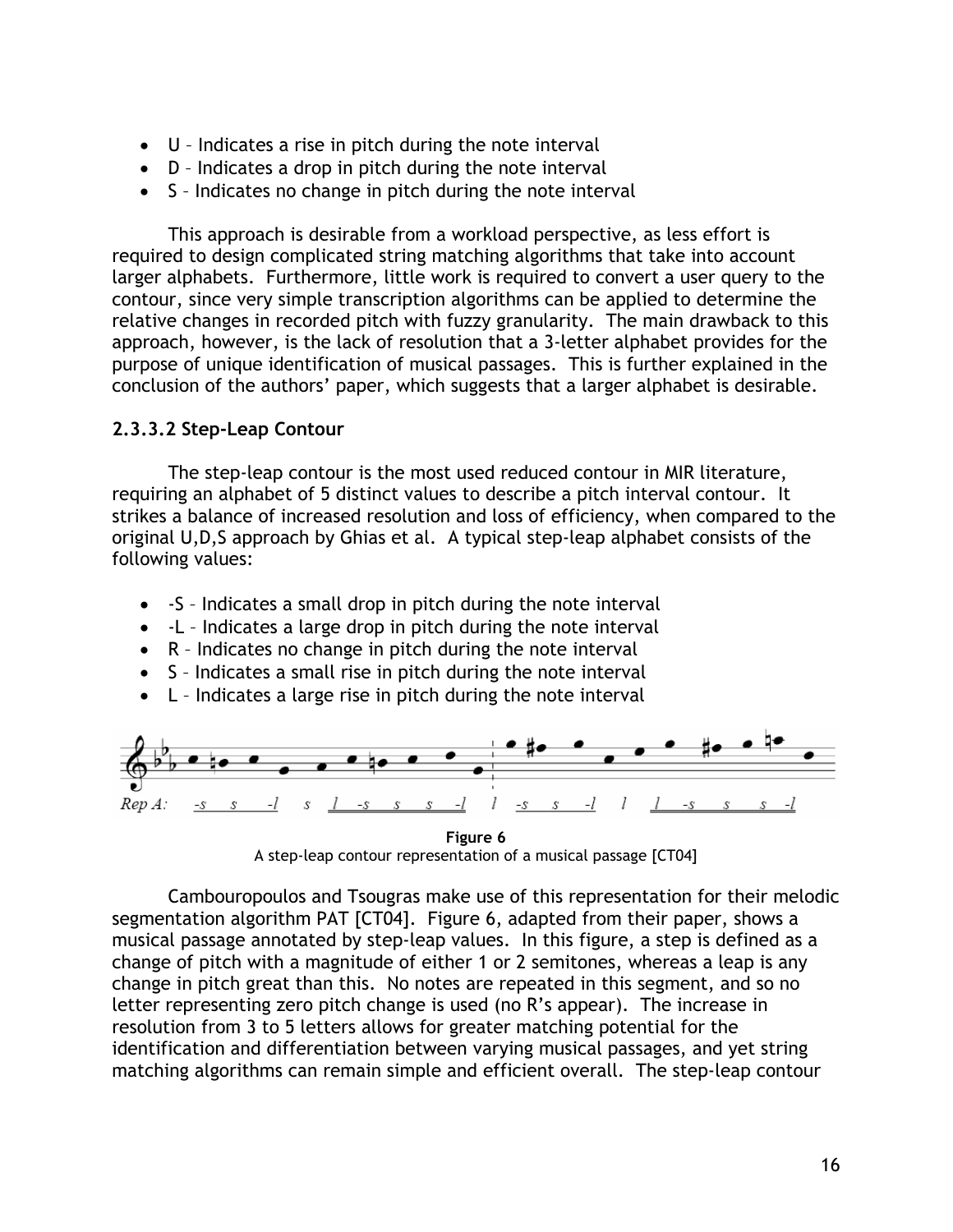- U – Indicates a rise in pitch during the note interval
- D – Indicates a drop in pitch during the note interval
- S – Indicates no change in pitch during the note interval

This approach is desirable from a workload perspective, as less effort is required to design complicated string matching algorithms that take into account larger alphabets. Furthermore, little work is required to convert a user query to the contour, since very simple transcription algorithms can be applied to determine the relative changes in recorded pitch with fuzzy granularity. The main drawback to this approach, however, is the lack of resolution that a 3-letter alphabet provides for the purpose of unique identification of musical passages. This is further explained in the conclusion of the authors' paper, which suggests that a larger alphabet is desirable.

### 2.3.3.2 Step-Leap Contour

The step-leap contour is the most used reduced contour in MIR literature, requiring an alphabet of 5 distinct values to describe a pitch interval contour. It strikes a balance of increased resolution and loss of efficiency, when compared to the original U,D,S approach by Ghias et al. A typical step-leap alphabet consists of the following values:

- -S – Indicates a small drop in pitch during the note interval
- -L – Indicates a large drop in pitch during the note interval
- R – Indicates no change in pitch during the note interval
- S – Indicates a small rise in pitch during the note interval
- L – Indicates a large rise in pitch during the note interval

**Figure 6**

A step-leap contour representation of a musical passage [CT04]

Cambouropoulos and Tsougras make use of this representation for their melodic segmentation algorithm PAT [CT04]. Figure 6, adapted from their paper, shows a musical passage annotated by step-leap values. In this figure, a step is defined as a change of pitch with a magnitude of either 1 or 2 semitones, whereas a leap is any change in pitch great than this. No notes are repeated in this segment, and so no letter representing zero pitch change is used (no R's appear). The increase in resolution from 3 to 5 letters allows for greater matching potential for the identification and differentiation between varying musical passages, and yet string matching algorithms can remain simple and efficient overall. The step-leap contour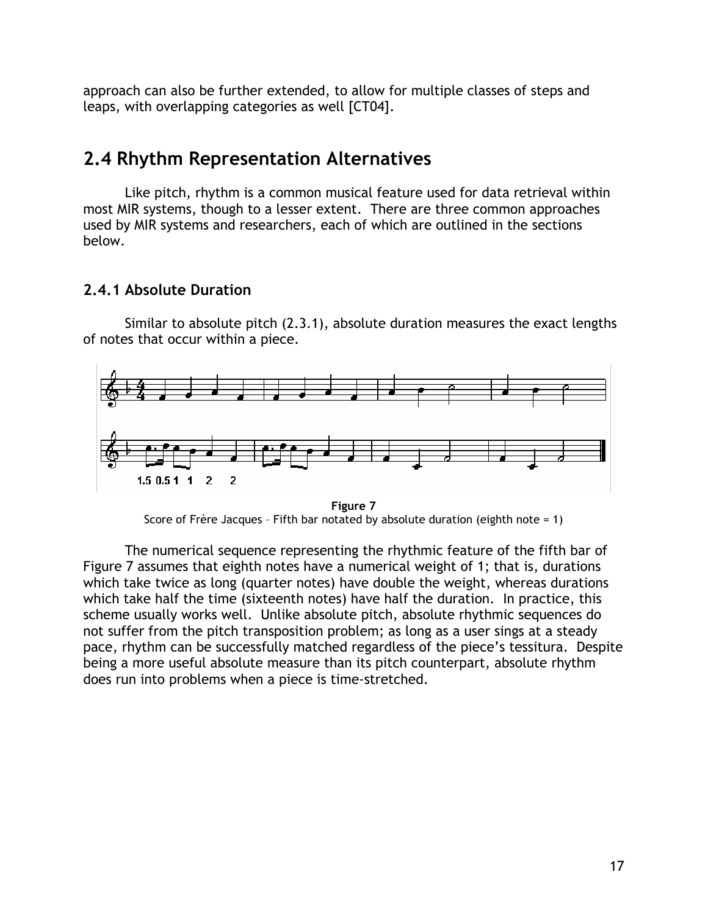approach can also be further extended, to allow for multiple classes of steps and leaps, with overlapping categories as well [CT04].

## 2.4 Rhythm Representation Alternatives

Like pitch, rhythm is a common musical feature used for data retrieval within most MIR systems, though to a lesser extent. There are three common approaches used by MIR systems and researchers, each of which are outlined in the sections below.

### 2.4.1 Absolute Duration

Similar to absolute pitch (2.3.1), absolute duration measures the exact lengths of notes that occur within a piece.

**Figure 7**
Score of Frère Jacques – Fifth bar notated by absolute duration (eighth note = 1)

The numerical sequence representing the rhythmic feature of the fifth bar of Figure 7 assumes that eighth notes have a numerical weight of 1; that is, durations which take twice as long (quarter notes) have double the weight, whereas durations which take half the time (sixteenth notes) have half the duration. In practice, this scheme usually works well. Unlike absolute pitch, absolute rhythmic sequences do not suffer from the pitch transposition problem; as long as a user sings at a steady pace, rhythm can be successfully matched regardless of the piece's tessitura. Despite being a more useful absolute measure than its pitch counterpart, absolute rhythm does run into problems when a piece is time-stretched.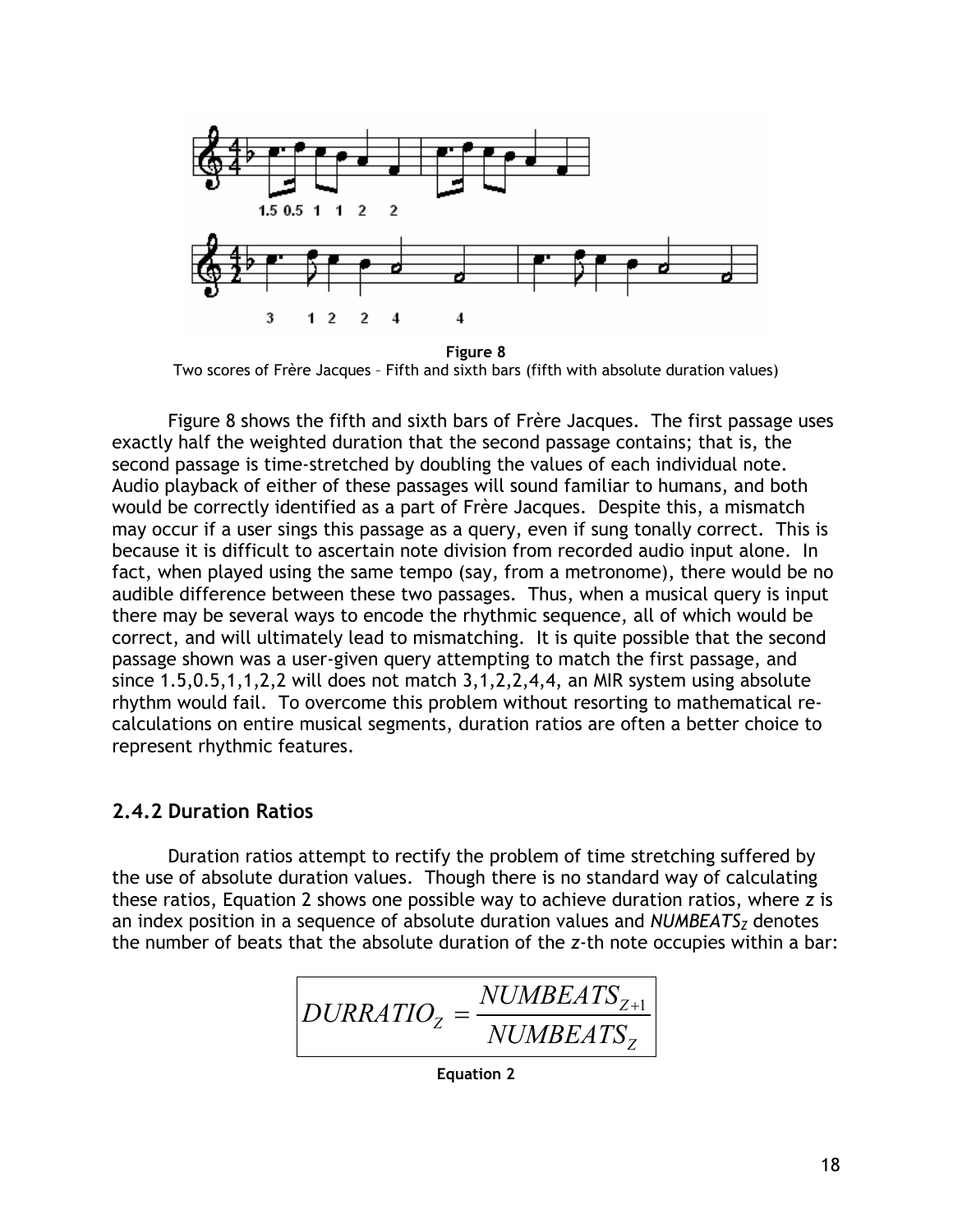**Figure 8**
Two scores of Frère Jacques – Fifth and sixth bars (fifth with absolute duration values)

Figure 8 shows the fifth and sixth bars of Frère Jacques. The first passage uses exactly half the weighted duration that the second passage contains; that is, the second passage is time-stretched by doubling the values of each individual note. Audio playback of either of these passages will sound familiar to humans, and both would be correctly identified as a part of Frère Jacques. Despite this, a mismatch may occur if a user sings this passage as a query, even if sung tonally correct. This is because it is difficult to ascertain note division from recorded audio input alone. In fact, when played using the same tempo (say, from a metronome), there would be no audible difference between these two passages. Thus, when a musical query is input there may be several ways to encode the rhythmic sequence, all of which would be correct, and will ultimately lead to mismatching. It is quite possible that the second passage shown was a user-given query attempting to match the first passage, and since 1.5,0.5,1,1,2,2 will does not match 3,1,2,2,4,4, an MIR system using absolute rhythm would fail. To overcome this problem without resorting to mathematical re-calculations on entire musical segments, duration ratios are often a better choice to represent rhythmic features.

### 2.4.2 Duration Ratios

Duration ratios attempt to rectify the problem of time stretching suffered by the use of absolute duration values. Though there is no standard way of calculating these ratios, Equation 2 shows one possible way to achieve duration ratios, where *z* is an index position in a sequence of absolute duration values and $NUMBEATS_Z$ denotes the number of beats that the absolute duration of the *z*-th note occupies within a bar:

$$DURRATIO_Z = \frac{NUMBEATS_{Z+1}}{NUMBEATS_Z}$$

**Equation 2**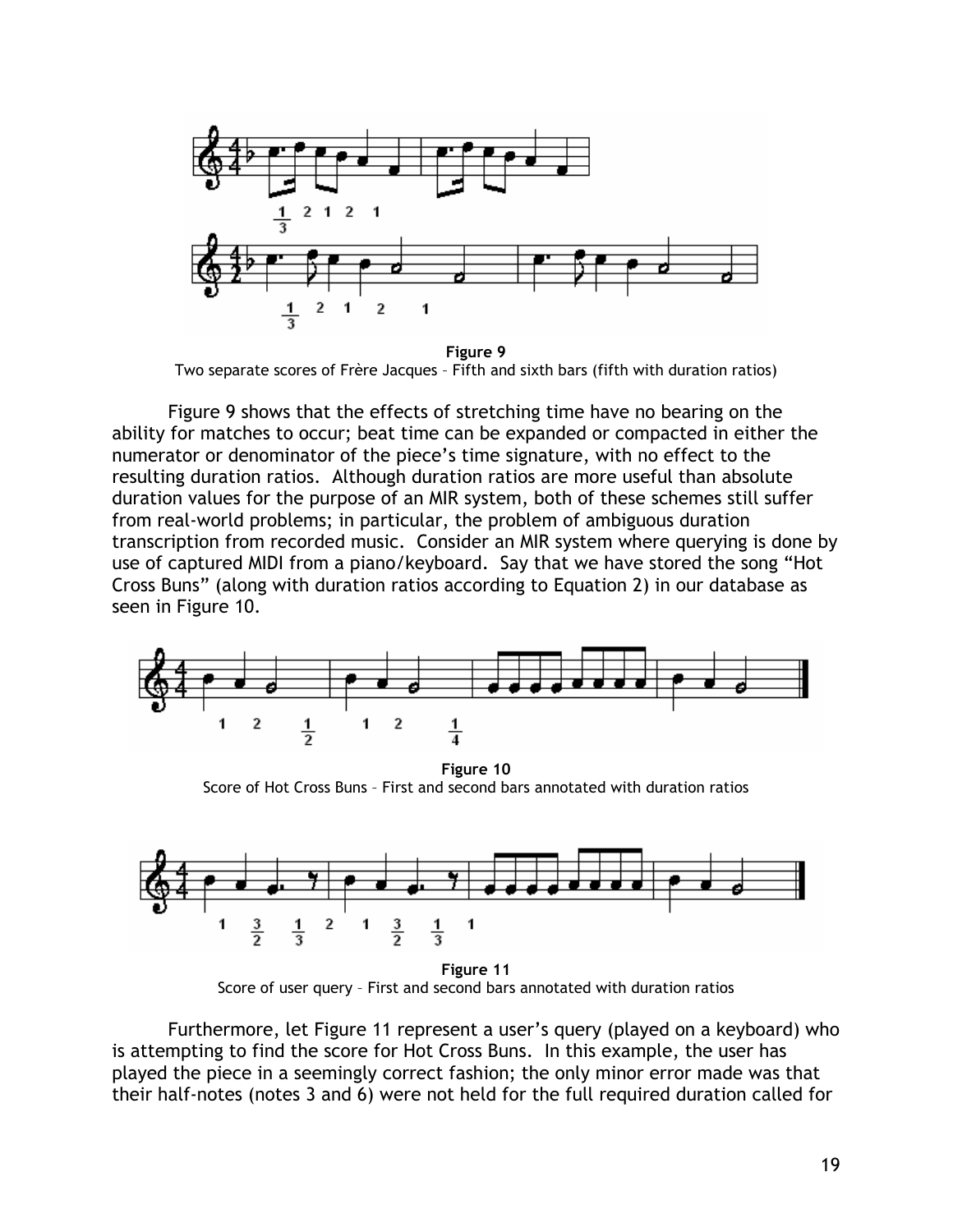**Figure 9**
Two separate scores of Frère Jacques – Fifth and sixth bars (fifth with duration ratios)

Figure 9 shows that the effects of stretching time have no bearing on the ability for matches to occur; beat time can be expanded or compacted in either the numerator or denominator of the piece's time signature, with no effect to the resulting duration ratios. Although duration ratios are more useful than absolute duration values for the purpose of an MIR system, both of these schemes still suffer from real-world problems; in particular, the problem of ambiguous duration transcription from recorded music. Consider an MIR system where querying is done by use of captured MIDI from a piano/keyboard. Say that we have stored the song "Hot Cross Buns" (along with duration ratios according to Equation 2) in our database as seen in Figure 10.

**Figure 10**
Score of Hot Cross Buns – First and second bars annotated with duration ratios

**Figure 11**
Score of user query – First and second bars annotated with duration ratios

Furthermore, let Figure 11 represent a user's query (played on a keyboard) who is attempting to find the score for Hot Cross Buns. In this example, the user has played the piece in a seemingly correct fashion; the only minor error made was that their half-notes (notes 3 and 6) were not held for the full required duration called for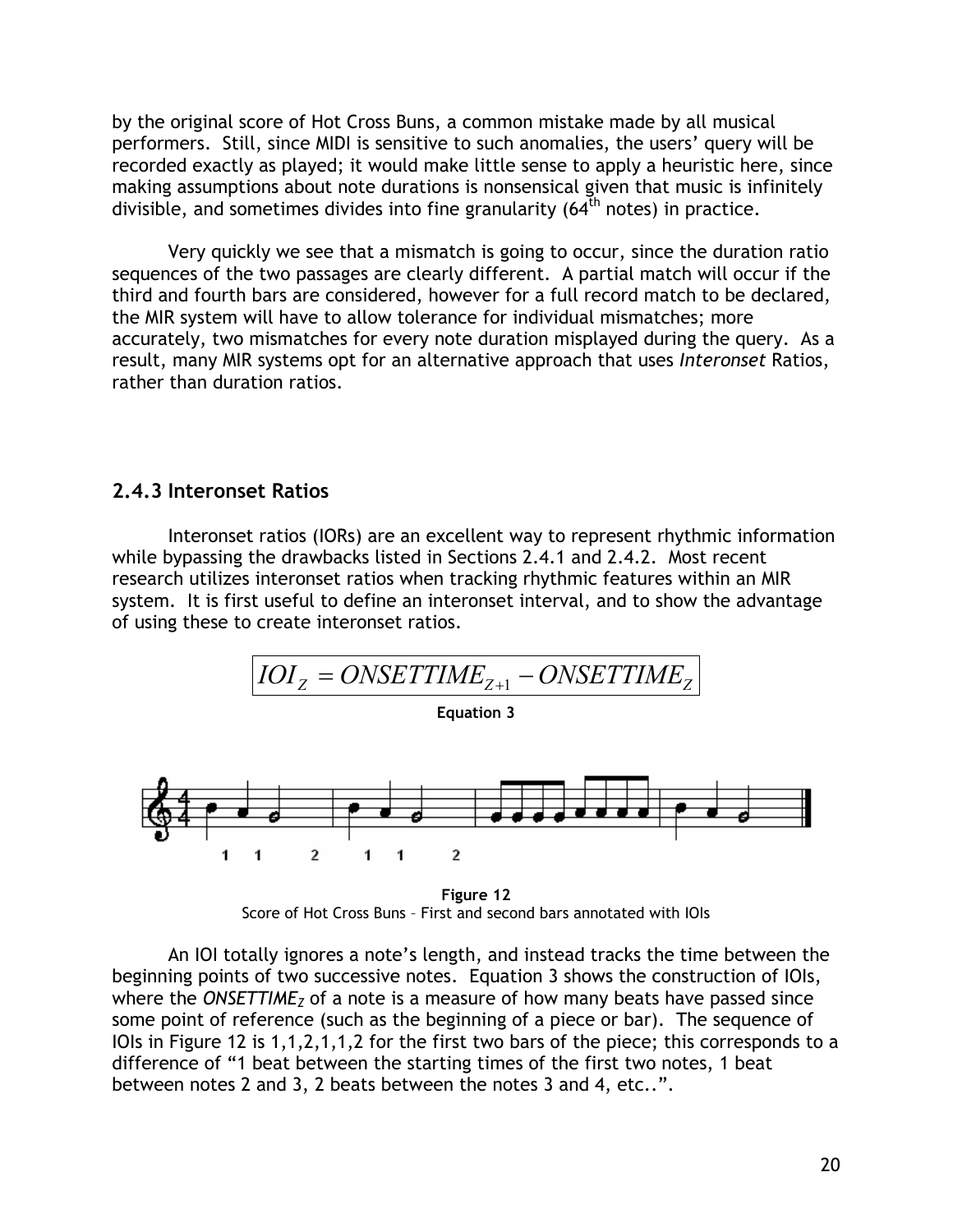by the original score of Hot Cross Buns, a common mistake made by all musical performers. Still, since MIDI is sensitive to such anomalies, the users' query will be recorded exactly as played; it would make little sense to apply a heuristic here, since making assumptions about note durations is nonsensical given that music is infinitely divisible, and sometimes divides into fine granularity (64th notes) in practice.

Very quickly we see that a mismatch is going to occur, since the duration ratio sequences of the two passages are clearly different. A partial match will occur if the third and fourth bars are considered, however for a full record match to be declared, the MIR system will have to allow tolerance for individual mismatches; more accurately, two mismatches for every note duration misplayed during the query. As a result, many MIR systems opt for an alternative approach that uses *Interonset* Ratios, rather than duration ratios.

### 2.4.3 Interonset Ratios

Interonset ratios (IORs) are an excellent way to represent rhythmic information while bypassing the drawbacks listed in Sections 2.4.1 and 2.4.2. Most recent research utilizes interonset ratios when tracking rhythmic features within an MIR system. It is first useful to define an interonset interval, and to show the advantage of using these to create interonset ratios.

$$IOI_Z = ONSETTIME_{Z+1} - ONSETTIME_Z$$

**Equation 3**

**Figure 12**
Score of Hot Cross Buns – First and second bars annotated with IOIs

An IOI totally ignores a note's length, and instead tracks the time between the beginning points of two successive notes. Equation 3 shows the construction of IOIs, where the $ONSETTIME_Z$ of a note is a measure of how many beats have passed since some point of reference (such as the beginning of a piece or bar). The sequence of IOIs in Figure 12 is 1,1,2,1,1,2 for the first two bars of the piece; this corresponds to a difference of "1 beat between the starting times of the first two notes, 1 beat between notes 2 and 3, 2 beats between the notes 3 and 4, etc..".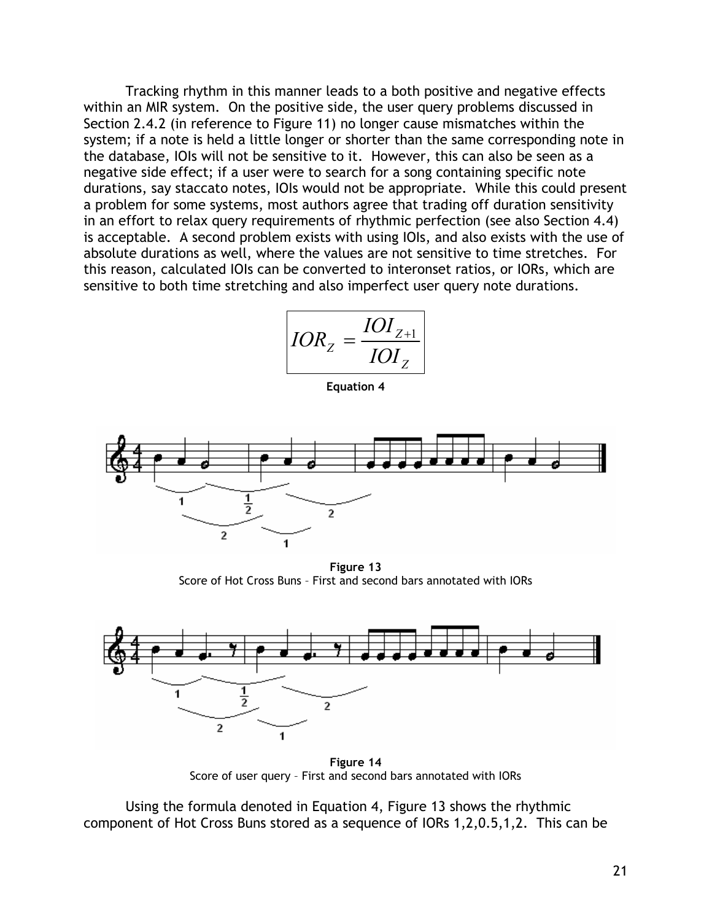Tracking rhythm in this manner leads to a both positive and negative effects within an MIR system. On the positive side, the user query problems discussed in Section 2.4.2 (in reference to Figure 11) no longer cause mismatches within the system; if a note is held a little longer or shorter than the same corresponding note in the database, IOIs will not be sensitive to it. However, this can also be seen as a negative side effect; if a user were to search for a song containing specific note durations, say staccato notes, IOIs would not be appropriate. While this could present a problem for some systems, most authors agree that trading off duration sensitivity in an effort to relax query requirements of rhythmic perfection (see also Section 4.4) is acceptable. A second problem exists with using IOIs, and also exists with the use of absolute durations as well, where the values are not sensitive to time stretches. For this reason, calculated IOIs can be converted to interonset ratios, or IORs, which are sensitive to both time stretching and also imperfect user query note durations.

$$IOR_Z = \frac{IOI_{Z+1}}{IOI_Z}$$

**Equation 4**

**Figure 13**
Score of Hot Cross Buns – First and second bars annotated with IORs

**Figure 14**
Score of user query – First and second bars annotated with IORs

Using the formula denoted in Equation 4, Figure 13 shows the rhythmic component of Hot Cross Buns stored as a sequence of IORs 1,2,0.5,1,2. This can be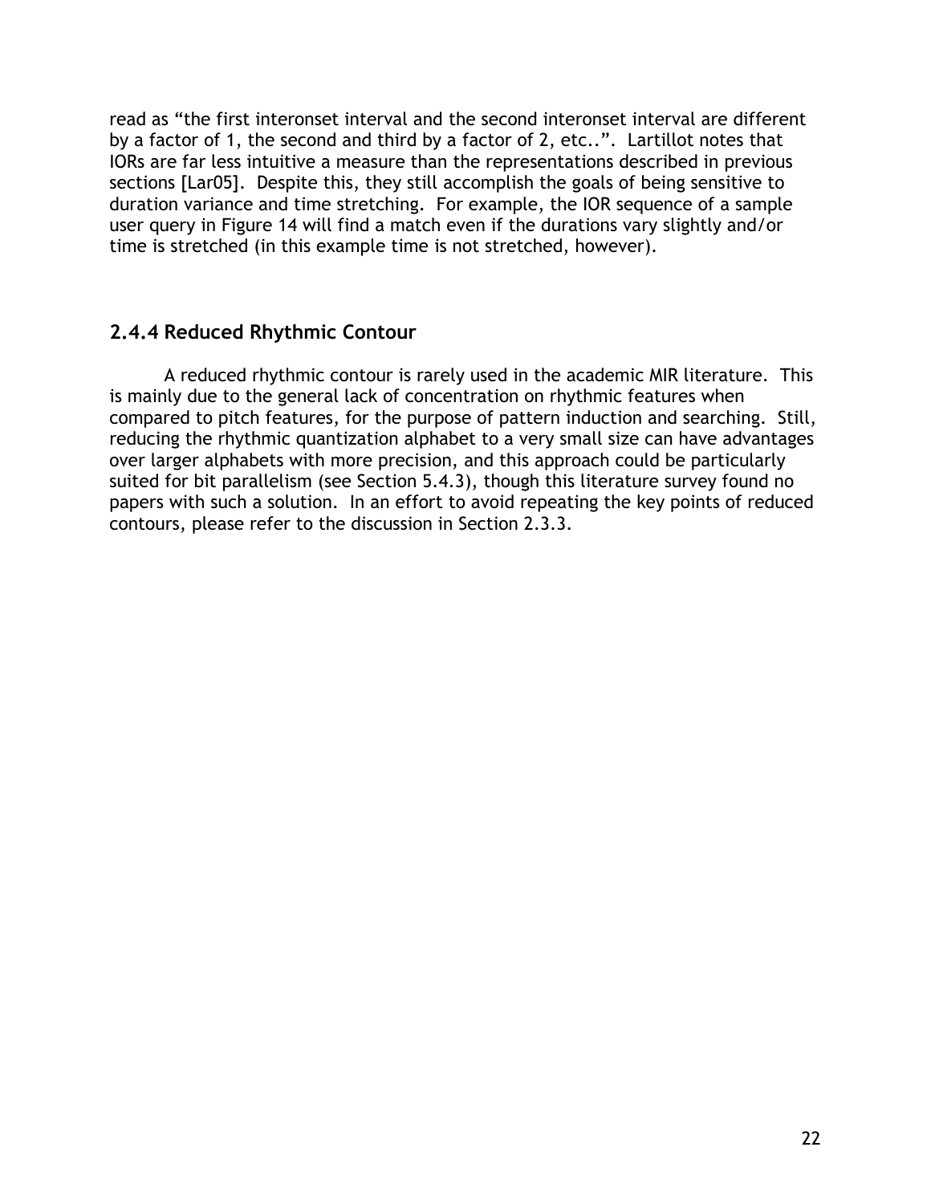read as "the first interonset interval and the second interonset interval are different by a factor of 1, the second and third by a factor of 2, etc..". Lartillot notes that IORs are far less intuitive a measure than the representations described in previous sections [Lar05]. Despite this, they still accomplish the goals of being sensitive to duration variance and time stretching. For example, the IOR sequence of a sample user query in Figure 14 will find a match even if the durations vary slightly and/or time is stretched (in this example time is not stretched, however).

### 2.4.4 Reduced Rhythmic Contour

A reduced rhythmic contour is rarely used in the academic MIR literature. This is mainly due to the general lack of concentration on rhythmic features when compared to pitch features, for the purpose of pattern induction and searching. Still, reducing the rhythmic quantization alphabet to a very small size can have advantages over larger alphabets with more precision, and this approach could be particularly suited for bit parallelism (see Section 5.4.3), though this literature survey found no papers with such a solution. In an effort to avoid repeating the key points of reduced contours, please refer to the discussion in Section 2.3.3.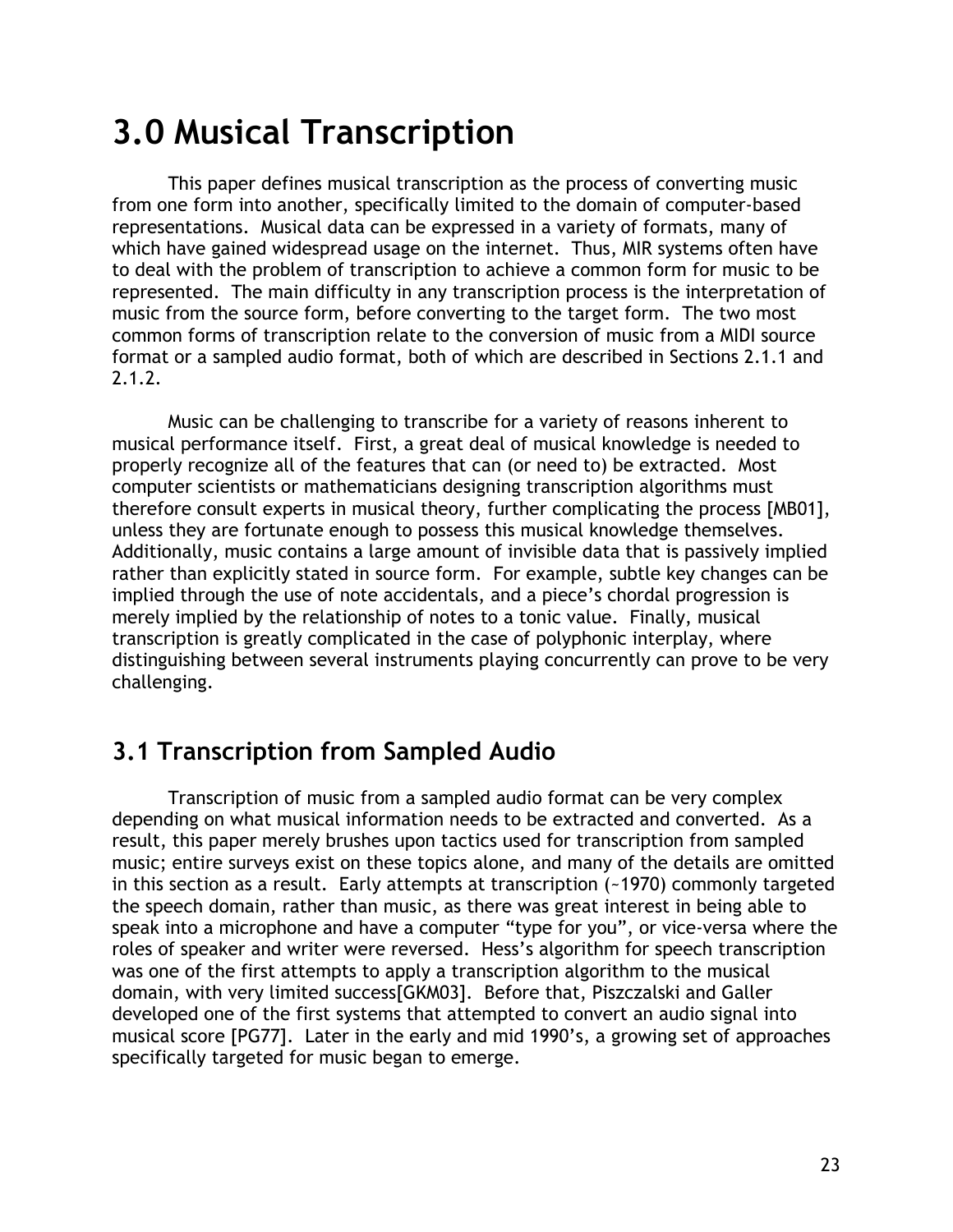# 3.0 Musical Transcription

This paper defines musical transcription as the process of converting music from one form into another, specifically limited to the domain of computer-based representations. Musical data can be expressed in a variety of formats, many of which have gained widespread usage on the internet. Thus, MIR systems often have to deal with the problem of transcription to achieve a common form for music to be represented. The main difficulty in any transcription process is the interpretation of music from the source form, before converting to the target form. The two most common forms of transcription relate to the conversion of music from a MIDI source format or a sampled audio format, both of which are described in Sections 2.1.1 and 2.1.2.

Music can be challenging to transcribe for a variety of reasons inherent to musical performance itself. First, a great deal of musical knowledge is needed to properly recognize all of the features that can (or need to) be extracted. Most computer scientists or mathematicians designing transcription algorithms must therefore consult experts in musical theory, further complicating the process [MB01], unless they are fortunate enough to possess this musical knowledge themselves. Additionally, music contains a large amount of invisible data that is passively implied rather than explicitly stated in source form. For example, subtle key changes can be implied through the use of note accidentals, and a piece's chordal progression is merely implied by the relationship of notes to a tonic value. Finally, musical transcription is greatly complicated in the case of polyphonic interplay, where distinguishing between several instruments playing concurrently can prove to be very challenging.

## 3.1 Transcription from Sampled Audio

Transcription of music from a sampled audio format can be very complex depending on what musical information needs to be extracted and converted. As a result, this paper merely brushes upon tactics used for transcription from sampled music; entire surveys exist on these topics alone, and many of the details are omitted in this section as a result. Early attempts at transcription (~1970) commonly targeted the speech domain, rather than music, as there was great interest in being able to speak into a microphone and have a computer "type for you", or vice-versa where the roles of speaker and writer were reversed. Hess's algorithm for speech transcription was one of the first attempts to apply a transcription algorithm to the musical domain, with very limited success[GKM03]. Before that, Piszczalski and Galler developed one of the first systems that attempted to convert an audio signal into musical score [PG77]. Later in the early and mid 1990's, a growing set of approaches specifically targeted for music began to emerge.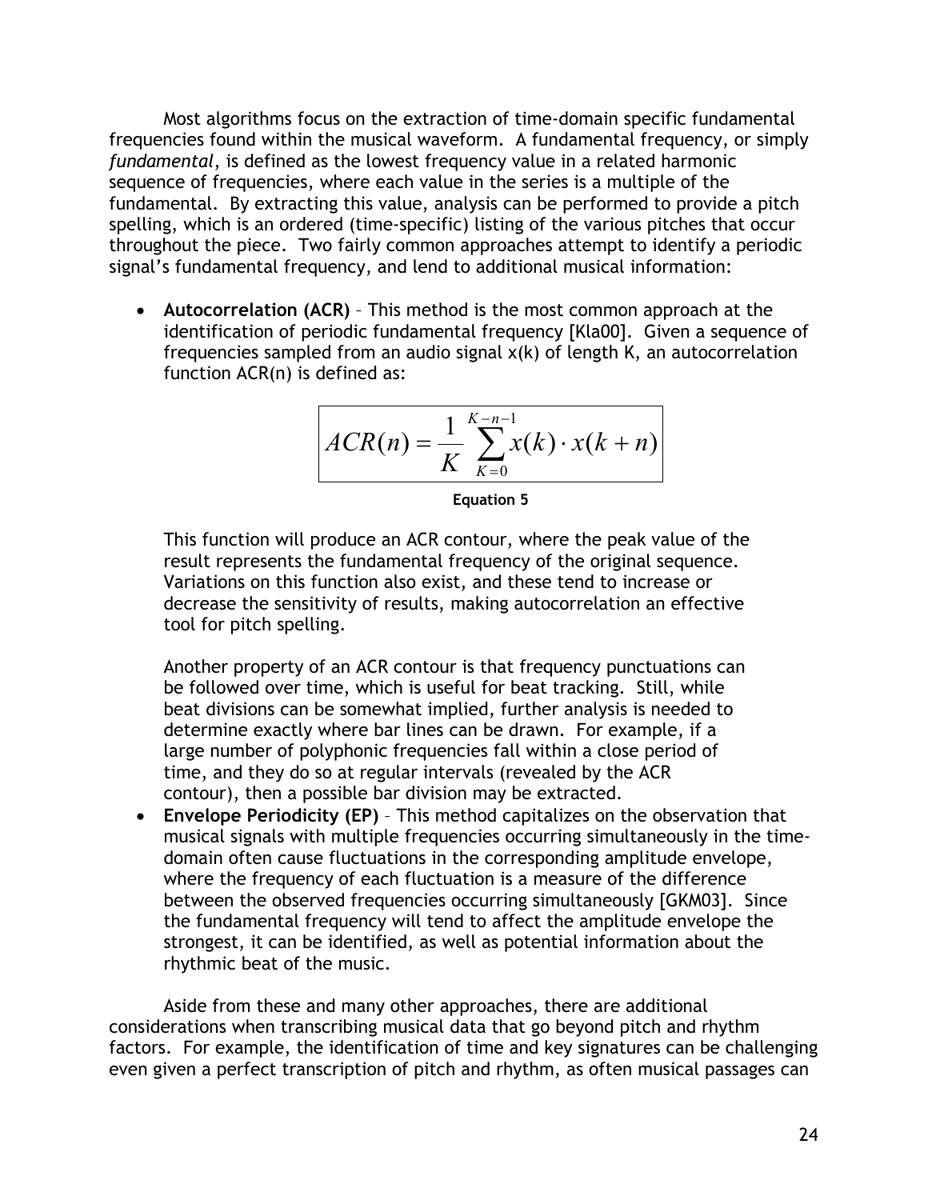Most algorithms focus on the extraction of time-domain specific fundamental frequencies found within the musical waveform. A fundamental frequency, or simply *fundamental*, is defined as the lowest frequency value in a related harmonic sequence of frequencies, where each value in the series is a multiple of the fundamental. By extracting this value, analysis can be performed to provide a pitch spelling, which is an ordered (time-specific) listing of the various pitches that occur throughout the piece. Two fairly common approaches attempt to identify a periodic signal's fundamental frequency, and lend to additional musical information:

- **Autocorrelation (ACR)** – This method is the most common approach at the identification of periodic fundamental frequency [Kla00]. Given a sequence of frequencies sampled from an audio signal x(k) of length K, an autocorrelation function ACR(n) is defined as:

$$ACR(n) = \frac{1}{K} \sum_{K=0}^{K-n-1} x(k) \cdot x(k+n)$$

**Equation 5**

  This function will produce an ACR contour, where the peak value of the result represents the fundamental frequency of the original sequence. Variations on this function also exist, and these tend to increase or decrease the sensitivity of results, making autocorrelation an effective tool for pitch spelling.

  Another property of an ACR contour is that frequency punctuations can be followed over time, which is useful for beat tracking. Still, while beat divisions can be somewhat implied, further analysis is needed to determine exactly where bar lines can be drawn. For example, if a large number of polyphonic frequencies fall within a close period of time, and they do so at regular intervals (revealed by the ACR contour), then a possible bar division may be extracted.

- **Envelope Periodicity (EP)** – This method capitalizes on the observation that musical signals with multiple frequencies occurring simultaneously in the time-domain often cause fluctuations in the corresponding amplitude envelope, where the frequency of each fluctuation is a measure of the difference between the observed frequencies occurring simultaneously [GKM03]. Since the fundamental frequency will tend to affect the amplitude envelope the strongest, it can be identified, as well as potential information about the rhythmic beat of the music.

Aside from these and many other approaches, there are additional considerations when transcribing musical data that go beyond pitch and rhythm factors. For example, the identification of time and key signatures can be challenging even given a perfect transcription of pitch and rhythm, as often musical passages can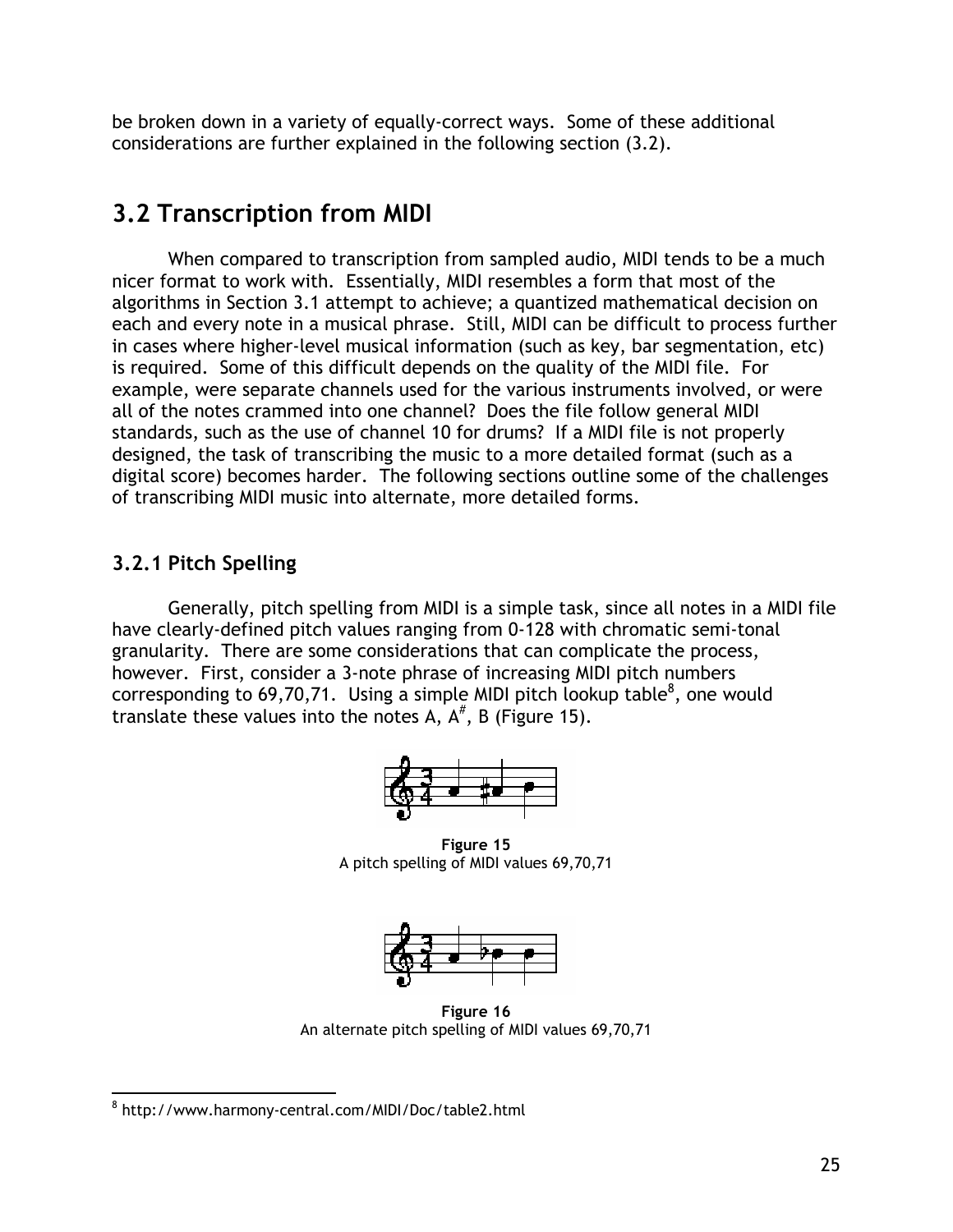be broken down in a variety of equally-correct ways. Some of these additional considerations are further explained in the following section (3.2).

## 3.2 Transcription from MIDI

When compared to transcription from sampled audio, MIDI tends to be a much nicer format to work with. Essentially, MIDI resembles a form that most of the algorithms in Section 3.1 attempt to achieve; a quantized mathematical decision on each and every note in a musical phrase. Still, MIDI can be difficult to process further in cases where higher-level musical information (such as key, bar segmentation, etc) is required. Some of this difficult depends on the quality of the MIDI file. For example, were separate channels used for the various instruments involved, or were all of the notes crammed into one channel? Does the file follow general MIDI standards, such as the use of channel 10 for drums? If a MIDI file is not properly designed, the task of transcribing the music to a more detailed format (such as a digital score) becomes harder. The following sections outline some of the challenges of transcribing MIDI music into alternate, more detailed forms.

### 3.2.1 Pitch Spelling

Generally, pitch spelling from MIDI is a simple task, since all notes in a MIDI file have clearly-defined pitch values ranging from 0-128 with chromatic semi-tonal granularity. There are some considerations that can complicate the process, however. First, consider a 3-note phrase of increasing MIDI pitch numbers corresponding to 69,70,71. Using a simple MIDI pitch lookup table[8], one would translate these values into the notes A, A#, B (Figure 15).

**Figure 15**
A pitch spelling of MIDI values 69,70,71

**Figure 16**
An alternate pitch spelling of MIDI values 69,70,71

[8] http://www.harmony-central.com/MIDI/Doc/table2.html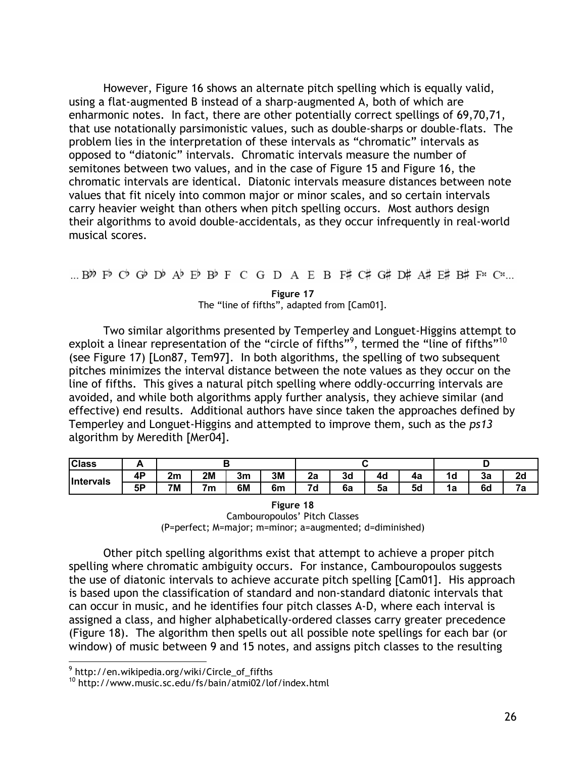However, Figure 16 shows an alternate pitch spelling which is equally valid, using a flat-augmented B instead of a sharp-augmented A, both of which are enharmonic notes. In fact, there are other potentially correct spellings of 69,70,71, that use notationally parsimonistic values, such as double-sharps or double-flats. The problem lies in the interpretation of these intervals as "chromatic" intervals as opposed to "diatonic" intervals. Chromatic intervals measure the number of semitones between two values, and in the case of Figure 15 and Figure 16, the chromatic intervals are identical. Diatonic intervals measure distances between note values that fit nicely into common major or minor scales, and so certain intervals carry heavier weight than others when pitch spelling occurs. Most authors design their algorithms to avoid double-accidentals, as they occur infrequently in real-world musical scores.

... B♭♭ F♭ C♭ G♭ D♭ A♭ E♭ B♭ F C G D A E B F♯ C♯ G♯ D♯ A♯ E♯ B♯ F𝄪 C𝄪...

**Figure 17**
The "line of fifths", adapted from [Cam01].

Two similar algorithms presented by Temperley and Longuet-Higgins attempt to exploit a linear representation of the "circle of fifths"[9], termed the "line of fifths"[10] (see Figure 17) [Lon87, Tem97]. In both algorithms, the spelling of two subsequent pitches minimizes the interval distance between the note values as they occur on the line of fifths. This gives a natural pitch spelling where oddly-occurring intervals are avoided, and while both algorithms apply further analysis, they achieve similar (and effective) end results. Additional authors have since taken the approaches defined by Temperley and Longuet-Higgins and attempted to improve them, such as the *ps13* algorithm by Meredith [Mer04].

| Class | A | B | | | | C | | | | D | | |
|---|---|---|---|---|---|---|---|---|---|---|---|---|
| Intervals | 4P | 2m | 2M | 3m | 3M | 2a | 3d | 4d | 4a | 1d | 3a | 2d |
| | 5P | 7M | 7m | 6M | 6m | 7d | 6a | 5a | 5d | 1a | 6d | 7a |

**Figure 18**
Cambouropoulos' Pitch Classes
(P=perfect; M=major; m=minor; a=augmented; d=diminished)

Other pitch spelling algorithms exist that attempt to achieve a proper pitch spelling where chromatic ambiguity occurs. For instance, Cambouropoulos suggests the use of diatonic intervals to achieve accurate pitch spelling [Cam01]. His approach is based upon the classification of standard and non-standard diatonic intervals that can occur in music, and he identifies four pitch classes A-D, where each interval is assigned a class, and higher alphabetically-ordered classes carry greater precedence (Figure 18). The algorithm then spells out all possible note spellings for each bar (or window) of music between 9 and 15 notes, and assigns pitch classes to the resulting

[9] http://en.wikipedia.org/wiki/Circle_of_fifths
[10] http://www.music.sc.edu/fs/bain/atmi02/lof/index.html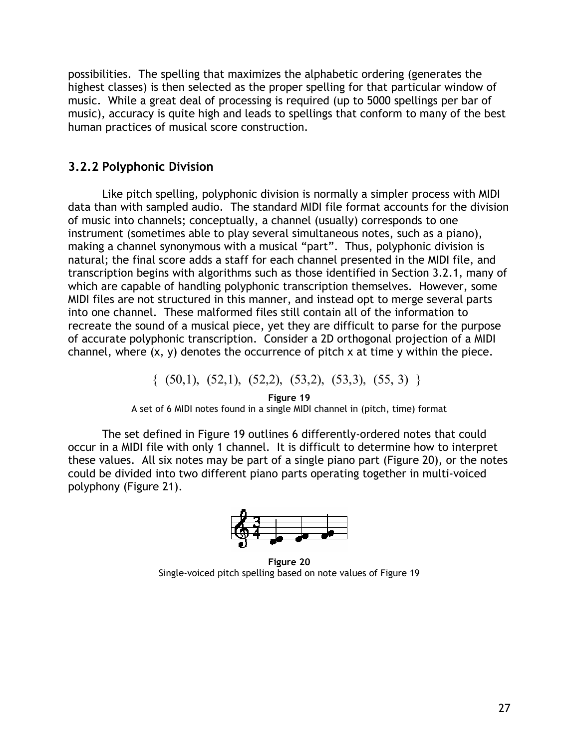possibilities. The spelling that maximizes the alphabetic ordering (generates the highest classes) is then selected as the proper spelling for that particular window of music. While a great deal of processing is required (up to 5000 spellings per bar of music), accuracy is quite high and leads to spellings that conform to many of the best human practices of musical score construction.

### 3.2.2 Polyphonic Division

Like pitch spelling, polyphonic division is normally a simpler process with MIDI data than with sampled audio. The standard MIDI file format accounts for the division of music into channels; conceptually, a channel (usually) corresponds to one instrument (sometimes able to play several simultaneous notes, such as a piano), making a channel synonymous with a musical "part". Thus, polyphonic division is natural; the final score adds a staff for each channel presented in the MIDI file, and transcription begins with algorithms such as those identified in Section 3.2.1, many of which are capable of handling polyphonic transcription themselves. However, some MIDI files are not structured in this manner, and instead opt to merge several parts into one channel. These malformed files still contain all of the information to recreate the sound of a musical piece, yet they are difficult to parse for the purpose of accurate polyphonic transcription. Consider a 2D orthogonal projection of a MIDI channel, where (x, y) denotes the occurrence of pitch x at time y within the piece.

$$\{\ (50,1),\ (52,1),\ (52,2),\ (53,2),\ (53,3),\ (55,3)\ \}$$

**Figure 19**
A set of 6 MIDI notes found in a single MIDI channel in (pitch, time) format

The set defined in Figure 19 outlines 6 differently-ordered notes that could occur in a MIDI file with only 1 channel. It is difficult to determine how to interpret these values. All six notes may be part of a single piano part (Figure 20), or the notes could be divided into two different piano parts operating together in multi-voiced polyphony (Figure 21).

**Figure 20**
Single-voiced pitch spelling based on note values of Figure 19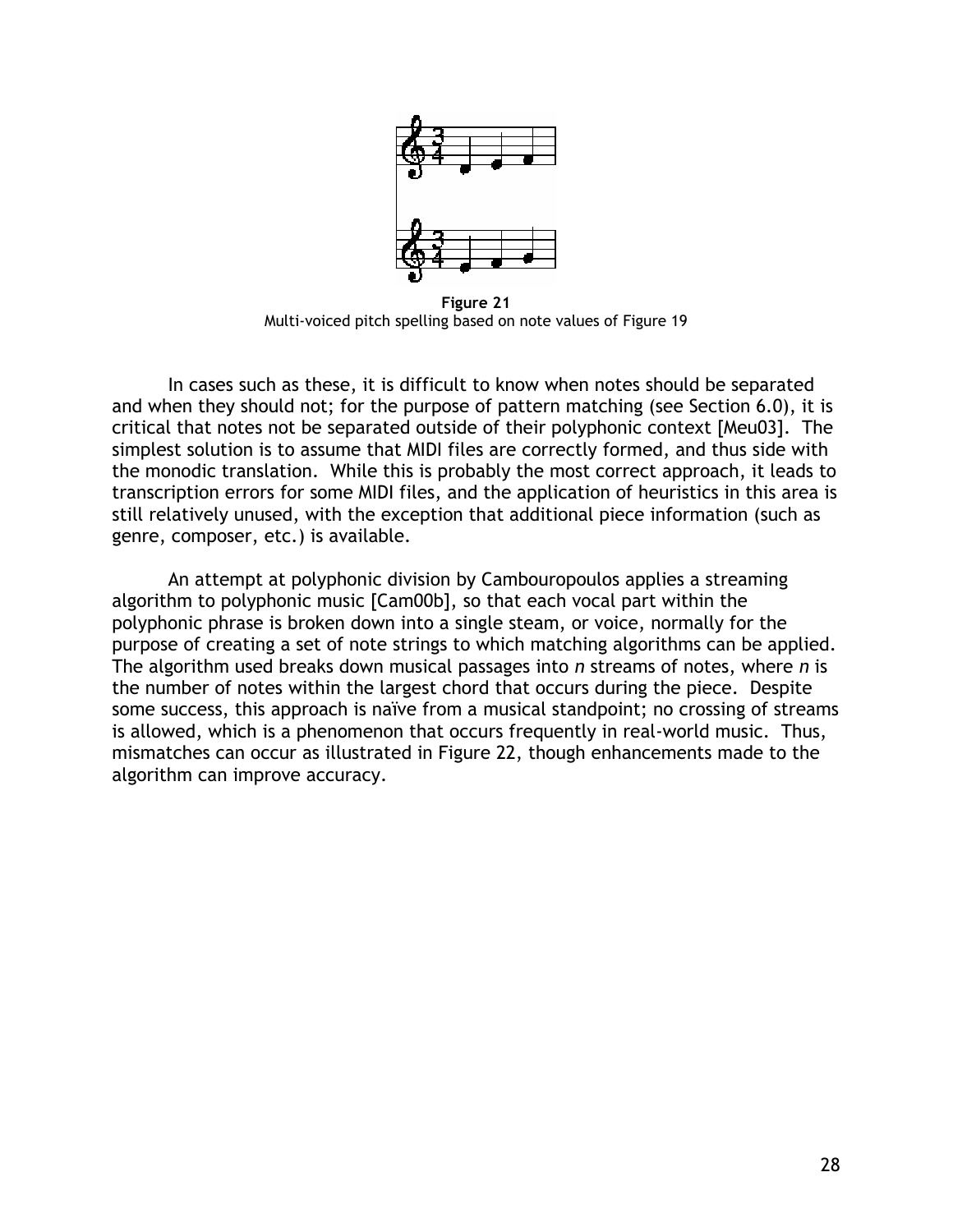**Figure 21**
Multi-voiced pitch spelling based on note values of Figure 19

In cases such as these, it is difficult to know when notes should be separated and when they should not; for the purpose of pattern matching (see Section 6.0), it is critical that notes not be separated outside of their polyphonic context [Meu03]. The simplest solution is to assume that MIDI files are correctly formed, and thus side with the monodic translation. While this is probably the most correct approach, it leads to transcription errors for some MIDI files, and the application of heuristics in this area is still relatively unused, with the exception that additional piece information (such as genre, composer, etc.) is available.

An attempt at polyphonic division by Cambouropoulos applies a streaming algorithm to polyphonic music [Cam00b], so that each vocal part within the polyphonic phrase is broken down into a single steam, or voice, normally for the purpose of creating a set of note strings to which matching algorithms can be applied. The algorithm used breaks down musical passages into *n* streams of notes, where *n* is the number of notes within the largest chord that occurs during the piece. Despite some success, this approach is naïve from a musical standpoint; no crossing of streams is allowed, which is a phenomenon that occurs frequently in real-world music. Thus, mismatches can occur as illustrated in Figure 22, though enhancements made to the algorithm can improve accuracy.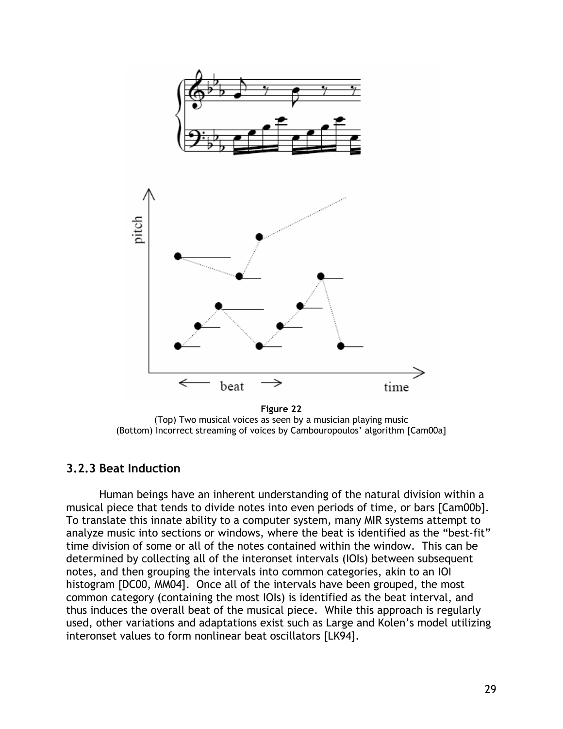Figure 22
(Top) Two musical voices as seen by a musician playing music
(Bottom) Incorrect streaming of voices by Cambouropoulos' algorithm [Cam00a]

### 3.2.3 Beat Induction

Human beings have an inherent understanding of the natural division within a musical piece that tends to divide notes into even periods of time, or bars [Cam00b]. To translate this innate ability to a computer system, many MIR systems attempt to analyze music into sections or windows, where the beat is identified as the "best-fit" time division of some or all of the notes contained within the window. This can be determined by collecting all of the interonset intervals (IOIs) between subsequent notes, and then grouping the intervals into common categories, akin to an IOI histogram [DC00, MM04]. Once all of the intervals have been grouped, the most common category (containing the most IOIs) is identified as the beat interval, and thus induces the overall beat of the musical piece. While this approach is regularly used, other variations and adaptations exist such as Large and Kolen's model utilizing interonset values to form nonlinear beat oscillators [LK94].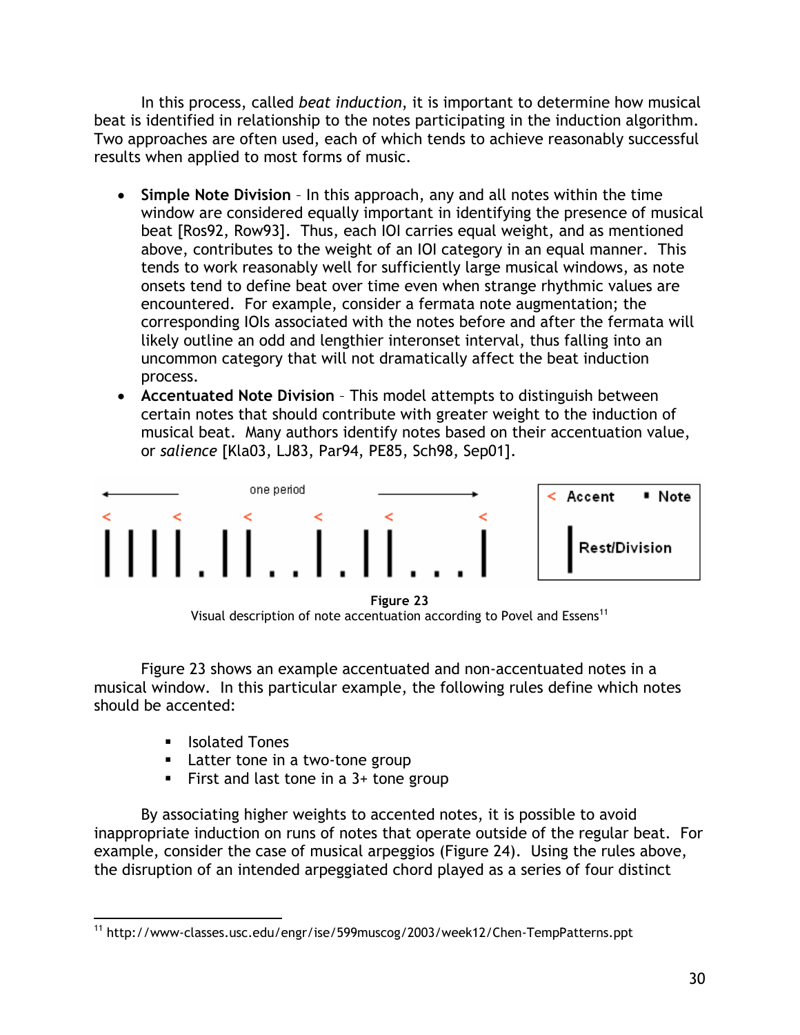In this process, called *beat induction*, it is important to determine how musical beat is identified in relationship to the notes participating in the induction algorithm. Two approaches are often used, each of which tends to achieve reasonably successful results when applied to most forms of music.

- **Simple Note Division** – In this approach, any and all notes within the time window are considered equally important in identifying the presence of musical beat [Ros92, Row93]. Thus, each IOI carries equal weight, and as mentioned above, contributes to the weight of an IOI category in an equal manner. This tends to work reasonably well for sufficiently large musical windows, as note onsets tend to define beat over time even when strange rhythmic values are encountered. For example, consider a fermata note augmentation; the corresponding IOIs associated with the notes before and after the fermata will likely outline an odd and lengthier interonset interval, thus falling into an uncommon category that will not dramatically affect the beat induction process.
- **Accentuated Note Division** – This model attempts to distinguish between certain notes that should contribute with greater weight to the induction of musical beat. Many authors identify notes based on their accentuation value, or *salience* [Kla03, LJ83, Par94, PE85, Sch98, Sep01].

**Figure 23**
Visual description of note accentuation according to Povel and Essens[11]

Figure 23 shows an example accentuated and non-accentuated notes in a musical window. In this particular example, the following rules define which notes should be accented:

- Isolated Tones
- Latter tone in a two-tone group
- First and last tone in a 3+ tone group

By associating higher weights to accented notes, it is possible to avoid inappropriate induction on runs of notes that operate outside of the regular beat. For example, consider the case of musical arpeggios (Figure 24). Using the rules above, the disruption of an intended arpeggiated chord played as a series of four distinct

[11] http://www-classes.usc.edu/engr/ise/599muscog/2003/week12/Chen-TempPatterns.ppt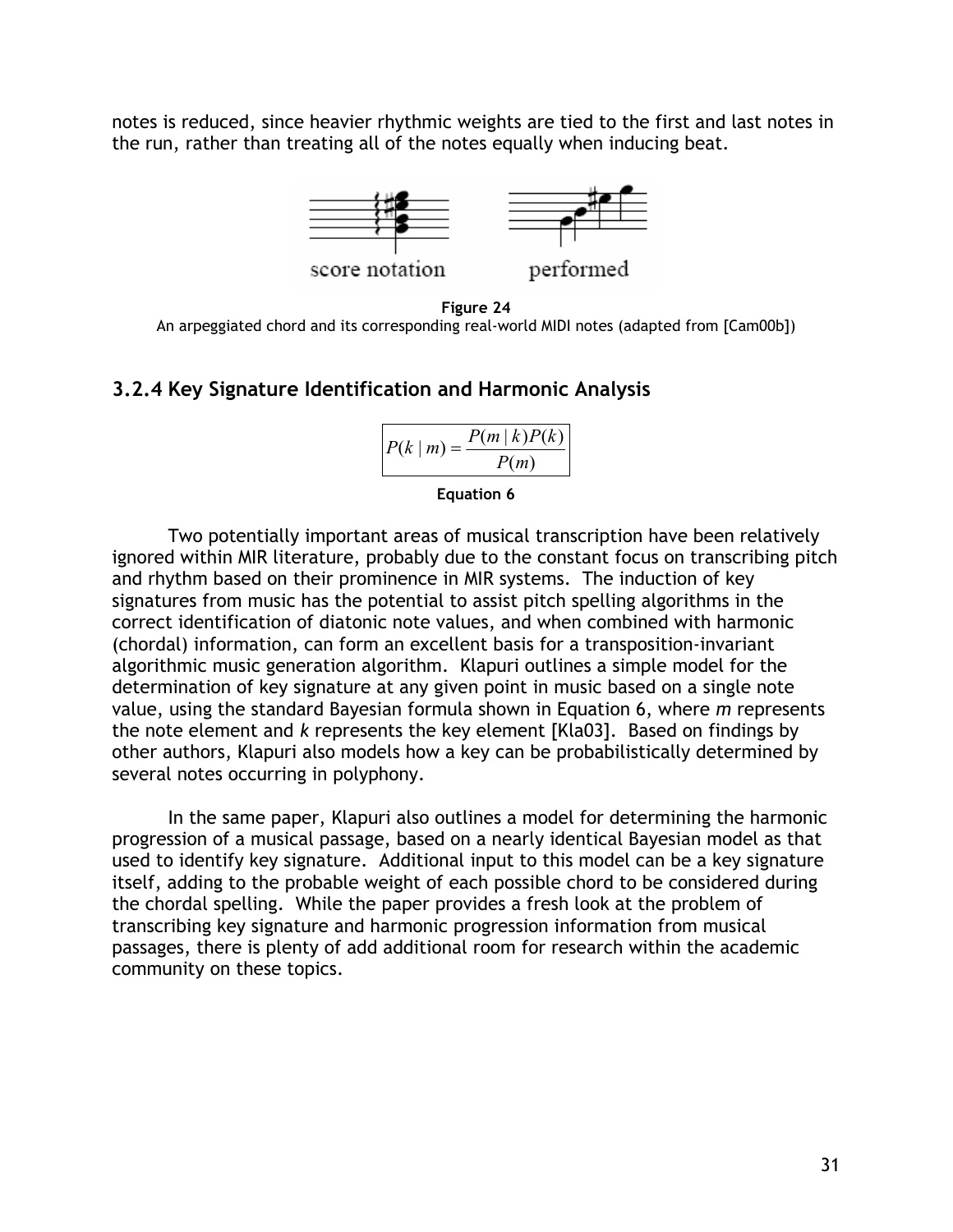notes is reduced, since heavier rhythmic weights are tied to the first and last notes in the run, rather than treating all of the notes equally when inducing beat.

**Figure 24**
An arpeggiated chord and its corresponding real-world MIDI notes (adapted from [Cam00b])

### 3.2.4 Key Signature Identification and Harmonic Analysis

$$P(k \mid m) = \frac{P(m \mid k)P(k)}{P(m)}$$

**Equation 6**

Two potentially important areas of musical transcription have been relatively ignored within MIR literature, probably due to the constant focus on transcribing pitch and rhythm based on their prominence in MIR systems. The induction of key signatures from music has the potential to assist pitch spelling algorithms in the correct identification of diatonic note values, and when combined with harmonic (chordal) information, can form an excellent basis for a transposition-invariant algorithmic music generation algorithm. Klapuri outlines a simple model for the determination of key signature at any given point in music based on a single note value, using the standard Bayesian formula shown in Equation 6, where *m* represents the note element and *k* represents the key element [Kla03]. Based on findings by other authors, Klapuri also models how a key can be probabilistically determined by several notes occurring in polyphony.

In the same paper, Klapuri also outlines a model for determining the harmonic progression of a musical passage, based on a nearly identical Bayesian model as that used to identify key signature. Additional input to this model can be a key signature itself, adding to the probable weight of each possible chord to be considered during the chordal spelling. While the paper provides a fresh look at the problem of transcribing key signature and harmonic progression information from musical passages, there is plenty of add additional room for research within the academic community on these topics.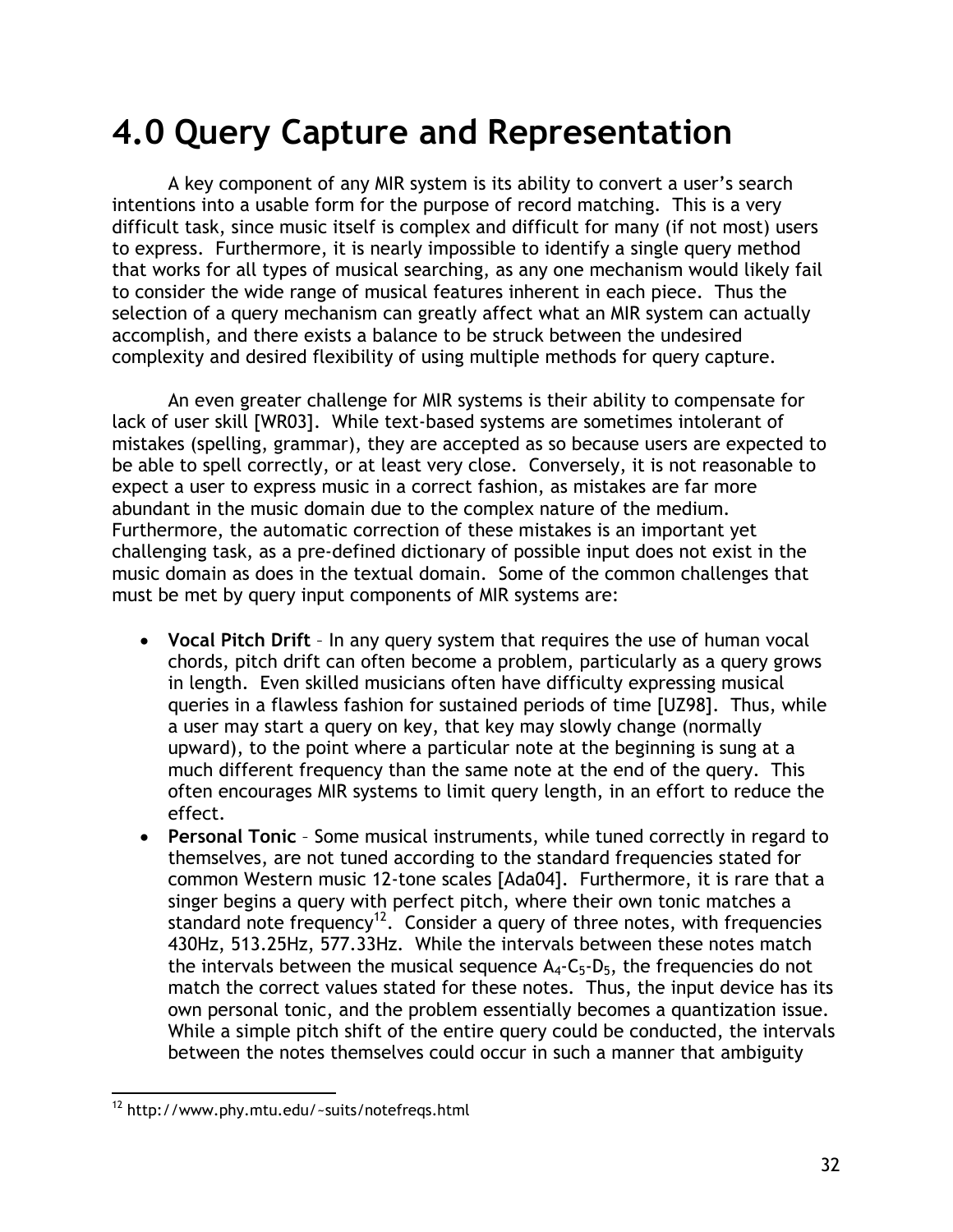# 4.0 Query Capture and Representation

A key component of any MIR system is its ability to convert a user's search intentions into a usable form for the purpose of record matching. This is a very difficult task, since music itself is complex and difficult for many (if not most) users to express. Furthermore, it is nearly impossible to identify a single query method that works for all types of musical searching, as any one mechanism would likely fail to consider the wide range of musical features inherent in each piece. Thus the selection of a query mechanism can greatly affect what an MIR system can actually accomplish, and there exists a balance to be struck between the undesired complexity and desired flexibility of using multiple methods for query capture.

An even greater challenge for MIR systems is their ability to compensate for lack of user skill [WR03]. While text-based systems are sometimes intolerant of mistakes (spelling, grammar), they are accepted as so because users are expected to be able to spell correctly, or at least very close. Conversely, it is not reasonable to expect a user to express music in a correct fashion, as mistakes are far more abundant in the music domain due to the complex nature of the medium. Furthermore, the automatic correction of these mistakes is an important yet challenging task, as a pre-defined dictionary of possible input does not exist in the music domain as does in the textual domain. Some of the common challenges that must be met by query input components of MIR systems are:

- **Vocal Pitch Drift** – In any query system that requires the use of human vocal chords, pitch drift can often become a problem, particularly as a query grows in length. Even skilled musicians often have difficulty expressing musical queries in a flawless fashion for sustained periods of time [UZ98]. Thus, while a user may start a query on key, that key may slowly change (normally upward), to the point where a particular note at the beginning is sung at a much different frequency than the same note at the end of the query. This often encourages MIR systems to limit query length, in an effort to reduce the effect.
- **Personal Tonic** – Some musical instruments, while tuned correctly in regard to themselves, are not tuned according to the standard frequencies stated for common Western music 12-tone scales [Ada04]. Furthermore, it is rare that a singer begins a query with perfect pitch, where their own tonic matches a standard note frequency[12]. Consider a query of three notes, with frequencies 430Hz, 513.25Hz, 577.33Hz. While the intervals between these notes match the intervals between the musical sequence $A_4$-$C_5$-$D_5$, the frequencies do not match the correct values stated for these notes. Thus, the input device has its own personal tonic, and the problem essentially becomes a quantization issue. While a simple pitch shift of the entire query could be conducted, the intervals between the notes themselves could occur in such a manner that ambiguity

[12] http://www.phy.mtu.edu/~suits/notefreqs.html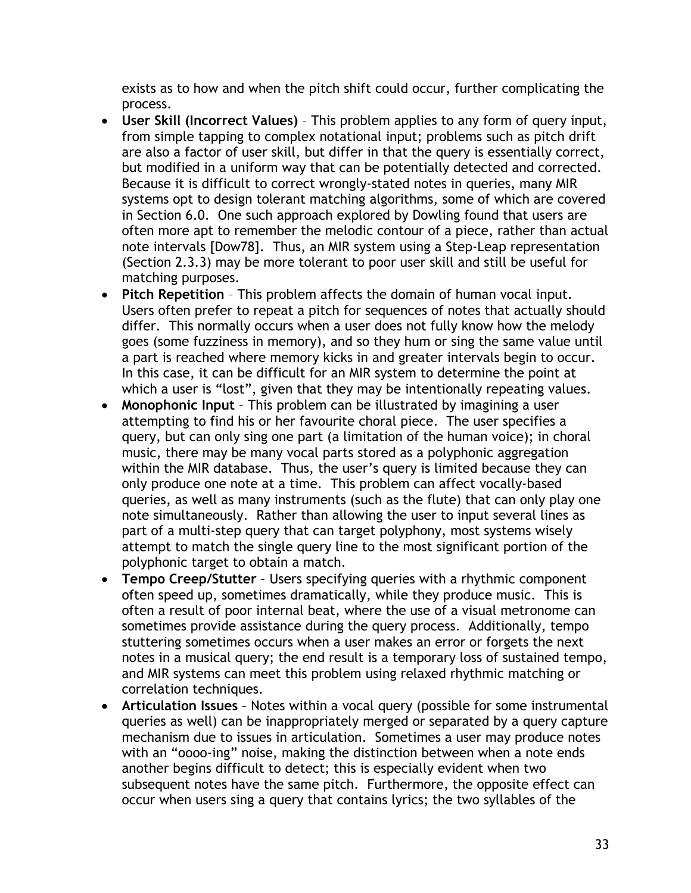exists as to how and when the pitch shift could occur, further complicating the process.

- **User Skill (Incorrect Values)** – This problem applies to any form of query input, from simple tapping to complex notational input; problems such as pitch drift are also a factor of user skill, but differ in that the query is essentially correct, but modified in a uniform way that can be potentially detected and corrected. Because it is difficult to correct wrongly-stated notes in queries, many MIR systems opt to design tolerant matching algorithms, some of which are covered in Section 6.0. One such approach explored by Dowling found that users are often more apt to remember the melodic contour of a piece, rather than actual note intervals [Dow78]. Thus, an MIR system using a Step-Leap representation (Section 2.3.3) may be more tolerant to poor user skill and still be useful for matching purposes.
- **Pitch Repetition** – This problem affects the domain of human vocal input. Users often prefer to repeat a pitch for sequences of notes that actually should differ. This normally occurs when a user does not fully know how the melody goes (some fuzziness in memory), and so they hum or sing the same value until a part is reached where memory kicks in and greater intervals begin to occur. In this case, it can be difficult for an MIR system to determine the point at which a user is "lost", given that they may be intentionally repeating values.
- **Monophonic Input** – This problem can be illustrated by imagining a user attempting to find his or her favourite choral piece. The user specifies a query, but can only sing one part (a limitation of the human voice); in choral music, there may be many vocal parts stored as a polyphonic aggregation within the MIR database. Thus, the user's query is limited because they can only produce one note at a time. This problem can affect vocally-based queries, as well as many instruments (such as the flute) that can only play one note simultaneously. Rather than allowing the user to input several lines as part of a multi-step query that can target polyphony, most systems wisely attempt to match the single query line to the most significant portion of the polyphonic target to obtain a match.
- **Tempo Creep/Stutter** – Users specifying queries with a rhythmic component often speed up, sometimes dramatically, while they produce music. This is often a result of poor internal beat, where the use of a visual metronome can sometimes provide assistance during the query process. Additionally, tempo stuttering sometimes occurs when a user makes an error or forgets the next notes in a musical query; the end result is a temporary loss of sustained tempo, and MIR systems can meet this problem using relaxed rhythmic matching or correlation techniques.
- **Articulation Issues** – Notes within a vocal query (possible for some instrumental queries as well) can be inappropriately merged or separated by a query capture mechanism due to issues in articulation. Sometimes a user may produce notes with an "oooo-ing" noise, making the distinction between when a note ends another begins difficult to detect; this is especially evident when two subsequent notes have the same pitch. Furthermore, the opposite effect can occur when users sing a query that contains lyrics; the two syllables of the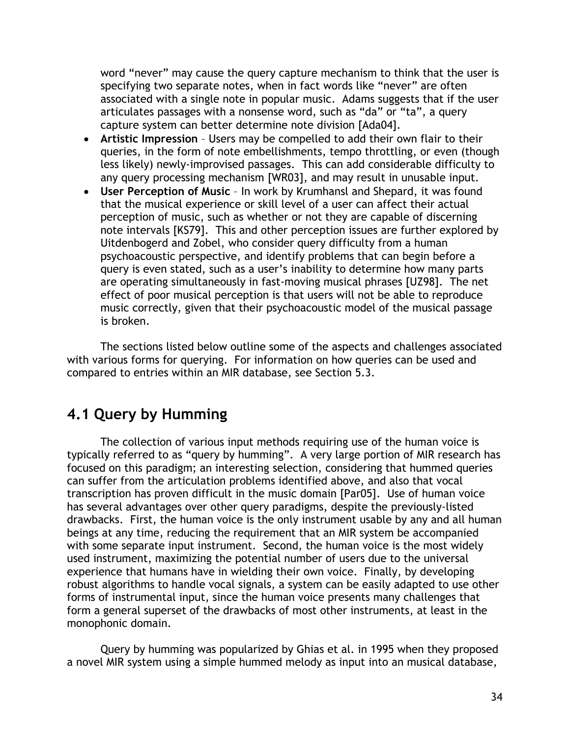word "never" may cause the query capture mechanism to think that the user is specifying two separate notes, when in fact words like "never" are often associated with a single note in popular music. Adams suggests that if the user articulates passages with a nonsense word, such as "da" or "ta", a query capture system can better determine note division [Ada04].

- **Artistic Impression** – Users may be compelled to add their own flair to their queries, in the form of note embellishments, tempo throttling, or even (though less likely) newly-improvised passages. This can add considerable difficulty to any query processing mechanism [WR03], and may result in unusable input.
- **User Perception of Music** – In work by Krumhansl and Shepard, it was found that the musical experience or skill level of a user can affect their actual perception of music, such as whether or not they are capable of discerning note intervals [KS79]. This and other perception issues are further explored by Uitdenbogerd and Zobel, who consider query difficulty from a human psychoacoustic perspective, and identify problems that can begin before a query is even stated, such as a user's inability to determine how many parts are operating simultaneously in fast-moving musical phrases [UZ98]. The net effect of poor musical perception is that users will not be able to reproduce music correctly, given that their psychoacoustic model of the musical passage is broken.

The sections listed below outline some of the aspects and challenges associated with various forms for querying. For information on how queries can be used and compared to entries within an MIR database, see Section 5.3.

## 4.1 Query by Humming

The collection of various input methods requiring use of the human voice is typically referred to as "query by humming". A very large portion of MIR research has focused on this paradigm; an interesting selection, considering that hummed queries can suffer from the articulation problems identified above, and also that vocal transcription has proven difficult in the music domain [Par05]. Use of human voice has several advantages over other query paradigms, despite the previously-listed drawbacks. First, the human voice is the only instrument usable by any and all human beings at any time, reducing the requirement that an MIR system be accompanied with some separate input instrument. Second, the human voice is the most widely used instrument, maximizing the potential number of users due to the universal experience that humans have in wielding their own voice. Finally, by developing robust algorithms to handle vocal signals, a system can be easily adapted to use other forms of instrumental input, since the human voice presents many challenges that form a general superset of the drawbacks of most other instruments, at least in the monophonic domain.

Query by humming was popularized by Ghias et al. in 1995 when they proposed a novel MIR system using a simple hummed melody as input into an musical database,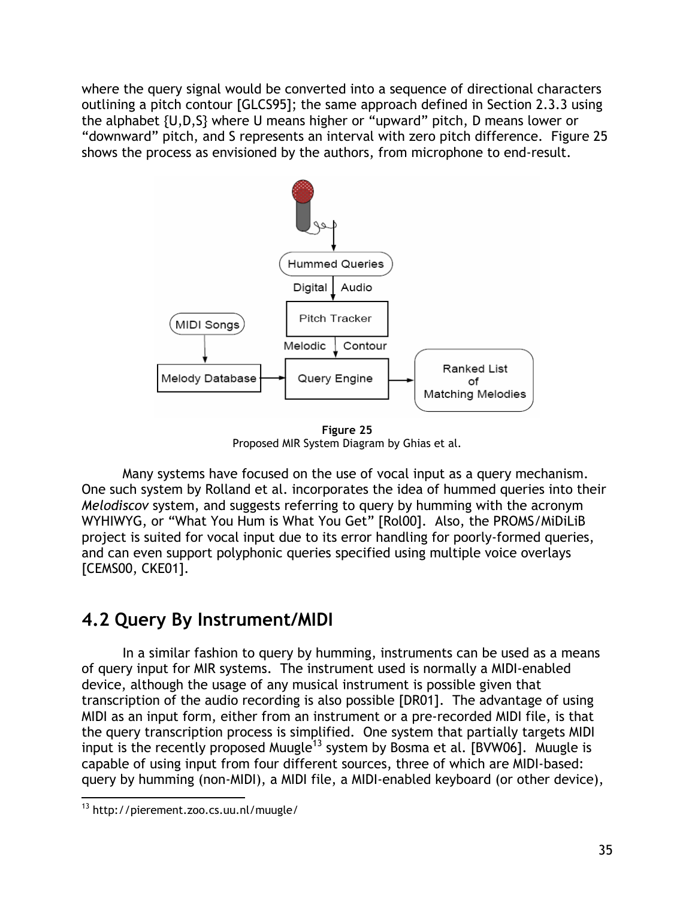where the query signal would be converted into a sequence of directional characters outlining a pitch contour [GLCS95]; the same approach defined in Section 2.3.3 using the alphabet {U,D,S} where U means higher or "upward" pitch, D means lower or "downward" pitch, and S represents an interval with zero pitch difference. Figure 25 shows the process as envisioned by the authors, from microphone to end-result.

**Figure 25**
Proposed MIR System Diagram by Ghias et al.

Many systems have focused on the use of vocal input as a query mechanism. One such system by Rolland et al. incorporates the idea of hummed queries into their *Melodiscov* system, and suggests referring to query by humming with the acronym WYHIWYG, or "What You Hum is What You Get" [Rol00]. Also, the PROMS/MiDiLiB project is suited for vocal input due to its error handling for poorly-formed queries, and can even support polyphonic queries specified using multiple voice overlays [CEMS00, CKE01].

## 4.2 Query By Instrument/MIDI

In a similar fashion to query by humming, instruments can be used as a means of query input for MIR systems. The instrument used is normally a MIDI-enabled device, although the usage of any musical instrument is possible given that transcription of the audio recording is also possible [DR01]. The advantage of using MIDI as an input form, either from an instrument or a pre-recorded MIDI file, is that the query transcription process is simplified. One system that partially targets MIDI input is the recently proposed Muugle[13] system by Bosma et al. [BVW06]. Muugle is capable of using input from four different sources, three of which are MIDI-based: query by humming (non-MIDI), a MIDI file, a MIDI-enabled keyboard (or other device),

[13] http://pierement.zoo.cs.uu.nl/muugle/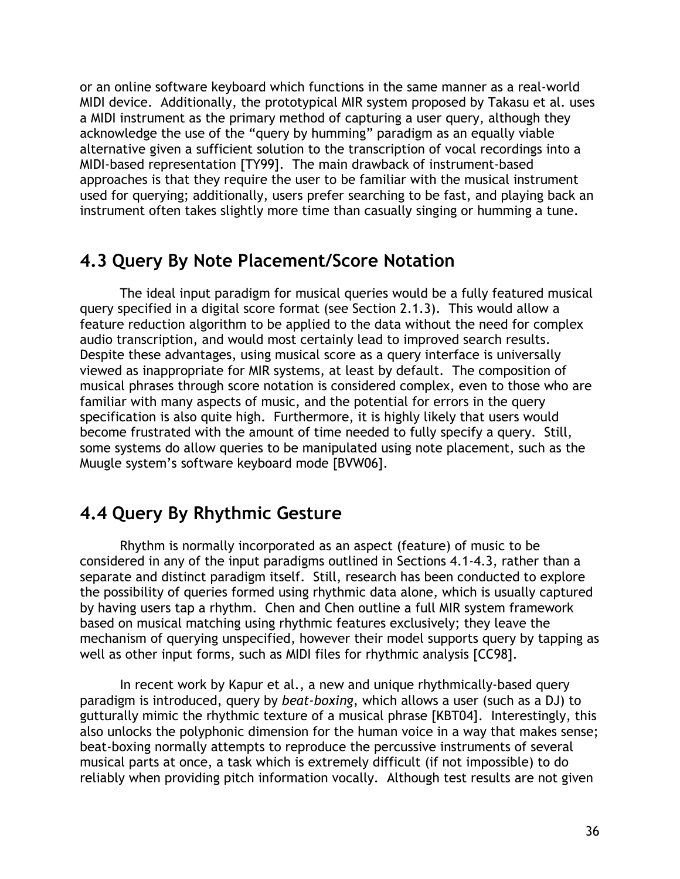or an online software keyboard which functions in the same manner as a real-world MIDI device. Additionally, the prototypical MIR system proposed by Takasu et al. uses a MIDI instrument as the primary method of capturing a user query, although they acknowledge the use of the “query by humming” paradigm as an equally viable alternative given a sufficient solution to the transcription of vocal recordings into a MIDI-based representation [TY99]. The main drawback of instrument-based approaches is that they require the user to be familiar with the musical instrument used for querying; additionally, users prefer searching to be fast, and playing back an instrument often takes slightly more time than casually singing or humming a tune.

## 4.3 Query By Note Placement/Score Notation

The ideal input paradigm for musical queries would be a fully featured musical query specified in a digital score format (see Section 2.1.3). This would allow a feature reduction algorithm to be applied to the data without the need for complex audio transcription, and would most certainly lead to improved search results. Despite these advantages, using musical score as a query interface is universally viewed as inappropriate for MIR systems, at least by default. The composition of musical phrases through score notation is considered complex, even to those who are familiar with many aspects of music, and the potential for errors in the query specification is also quite high. Furthermore, it is highly likely that users would become frustrated with the amount of time needed to fully specify a query. Still, some systems do allow queries to be manipulated using note placement, such as the Muugle system’s software keyboard mode [BVW06].

## 4.4 Query By Rhythmic Gesture

Rhythm is normally incorporated as an aspect (feature) of music to be considered in any of the input paradigms outlined in Sections 4.1-4.3, rather than a separate and distinct paradigm itself. Still, research has been conducted to explore the possibility of queries formed using rhythmic data alone, which is usually captured by having users tap a rhythm. Chen and Chen outline a full MIR system framework based on musical matching using rhythmic features exclusively; they leave the mechanism of querying unspecified, however their model supports query by tapping as well as other input forms, such as MIDI files for rhythmic analysis [CC98].

In recent work by Kapur et al., a new and unique rhythmically-based query paradigm is introduced, query by *beat-boxing*, which allows a user (such as a DJ) to gutturally mimic the rhythmic texture of a musical phrase [KBT04]. Interestingly, this also unlocks the polyphonic dimension for the human voice in a way that makes sense; beat-boxing normally attempts to reproduce the percussive instruments of several musical parts at once, a task which is extremely difficult (if not impossible) to do reliably when providing pitch information vocally. Although test results are not given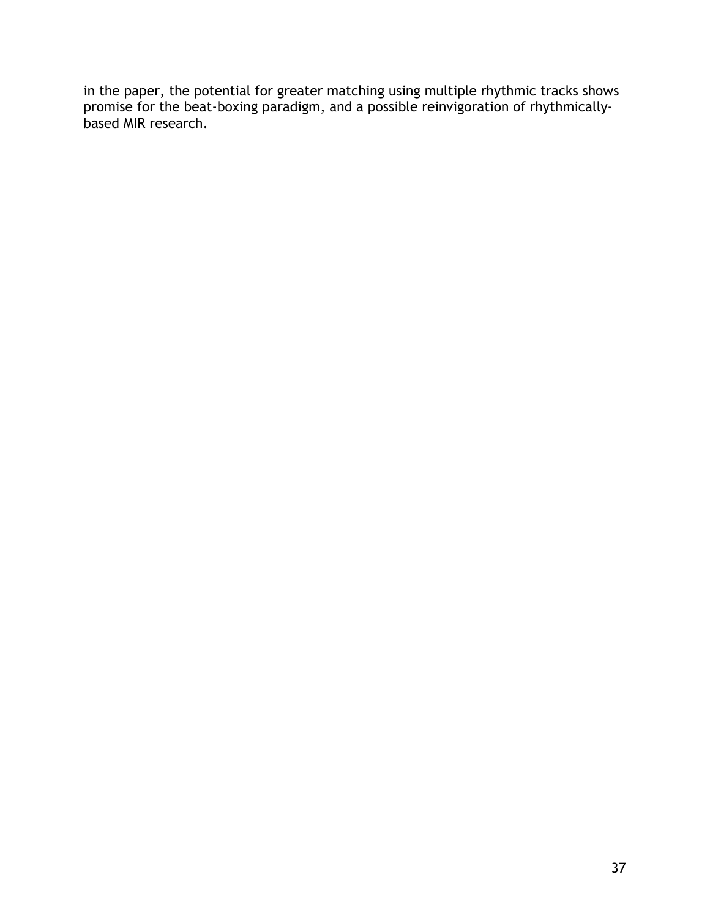in the paper, the potential for greater matching using multiple rhythmic tracks shows promise for the beat-boxing paradigm, and a possible reinvigoration of rhythmically-based MIR research.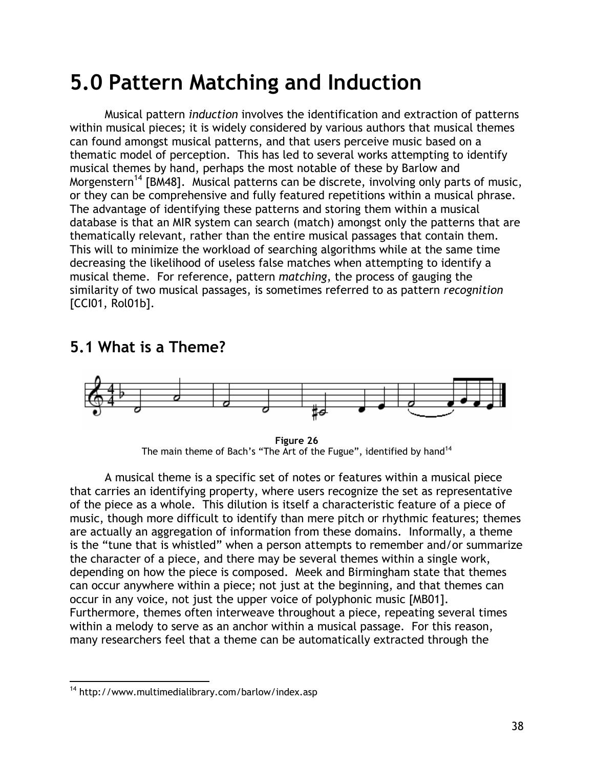# 5.0 Pattern Matching and Induction

Musical pattern *induction* involves the identification and extraction of patterns within musical pieces; it is widely considered by various authors that musical themes can found amongst musical patterns, and that users perceive music based on a thematic model of perception. This has led to several works attempting to identify musical themes by hand, perhaps the most notable of these by Barlow and Morgenstern[14] [BM48]. Musical patterns can be discrete, involving only parts of music, or they can be comprehensive and fully featured repetitions within a musical phrase. The advantage of identifying these patterns and storing them within a musical database is that an MIR system can search (match) amongst only the patterns that are thematically relevant, rather than the entire musical passages that contain them. This will to minimize the workload of searching algorithms while at the same time decreasing the likelihood of useless false matches when attempting to identify a musical theme. For reference, pattern *matching*, the process of gauging the similarity of two musical passages, is sometimes referred to as pattern *recognition* [CCI01, Rol01b].

## 5.1 What is a Theme?

**Figure 26**
The main theme of Bach's "The Art of the Fugue", identified by hand[14]

A musical theme is a specific set of notes or features within a musical piece that carries an identifying property, where users recognize the set as representative of the piece as a whole. This dilution is itself a characteristic feature of a piece of music, though more difficult to identify than mere pitch or rhythmic features; themes are actually an aggregation of information from these domains. Informally, a theme is the "tune that is whistled" when a person attempts to remember and/or summarize the character of a piece, and there may be several themes within a single work, depending on how the piece is composed. Meek and Birmingham state that themes can occur anywhere within a piece; not just at the beginning, and that themes can occur in any voice, not just the upper voice of polyphonic music [MB01]. Furthermore, themes often interweave throughout a piece, repeating several times within a melody to serve as an anchor within a musical passage. For this reason, many researchers feel that a theme can be automatically extracted through the

---

[14] http://www.multimedialibrary.com/barlow/index.asp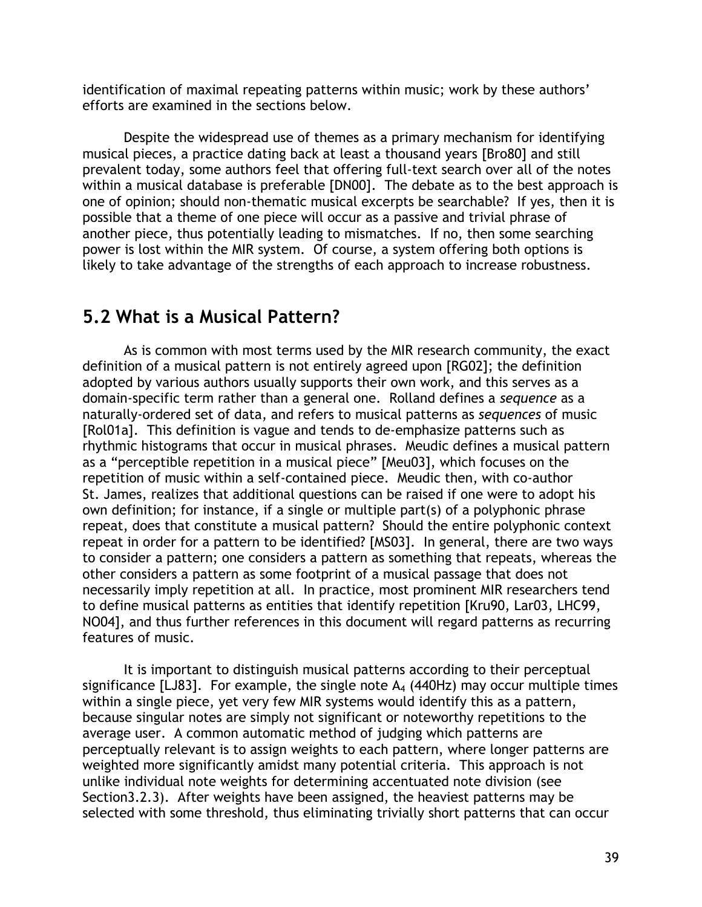identification of maximal repeating patterns within music; work by these authors' efforts are examined in the sections below.

Despite the widespread use of themes as a primary mechanism for identifying musical pieces, a practice dating back at least a thousand years [Bro80] and still prevalent today, some authors feel that offering full-text search over all of the notes within a musical database is preferable [DN00]. The debate as to the best approach is one of opinion; should non-thematic musical excerpts be searchable? If yes, then it is possible that a theme of one piece will occur as a passive and trivial phrase of another piece, thus potentially leading to mismatches. If no, then some searching power is lost within the MIR system. Of course, a system offering both options is likely to take advantage of the strengths of each approach to increase robustness.

## 5.2 What is a Musical Pattern?

As is common with most terms used by the MIR research community, the exact definition of a musical pattern is not entirely agreed upon [RG02]; the definition adopted by various authors usually supports their own work, and this serves as a domain-specific term rather than a general one. Rolland defines a *sequence* as a naturally-ordered set of data, and refers to musical patterns as *sequences* of music [Rol01a]. This definition is vague and tends to de-emphasize patterns such as rhythmic histograms that occur in musical phrases. Meudic defines a musical pattern as a "perceptible repetition in a musical piece" [Meu03], which focuses on the repetition of music within a self-contained piece. Meudic then, with co-author St. James, realizes that additional questions can be raised if one were to adopt his own definition; for instance, if a single or multiple part(s) of a polyphonic phrase repeat, does that constitute a musical pattern? Should the entire polyphonic context repeat in order for a pattern to be identified? [MS03]. In general, there are two ways to consider a pattern; one considers a pattern as something that repeats, whereas the other considers a pattern as some footprint of a musical passage that does not necessarily imply repetition at all. In practice, most prominent MIR researchers tend to define musical patterns as entities that identify repetition [Kru90, Lar03, LHC99, NO04], and thus further references in this document will regard patterns as recurring features of music.

It is important to distinguish musical patterns according to their perceptual significance [LJ83]. For example, the single note $A_4$ (440Hz) may occur multiple times within a single piece, yet very few MIR systems would identify this as a pattern, because singular notes are simply not significant or noteworthy repetitions to the average user. A common automatic method of judging which patterns are perceptually relevant is to assign weights to each pattern, where longer patterns are weighted more significantly amidst many potential criteria. This approach is not unlike individual note weights for determining accentuated note division (see Section3.2.3). After weights have been assigned, the heaviest patterns may be selected with some threshold, thus eliminating trivially short patterns that can occur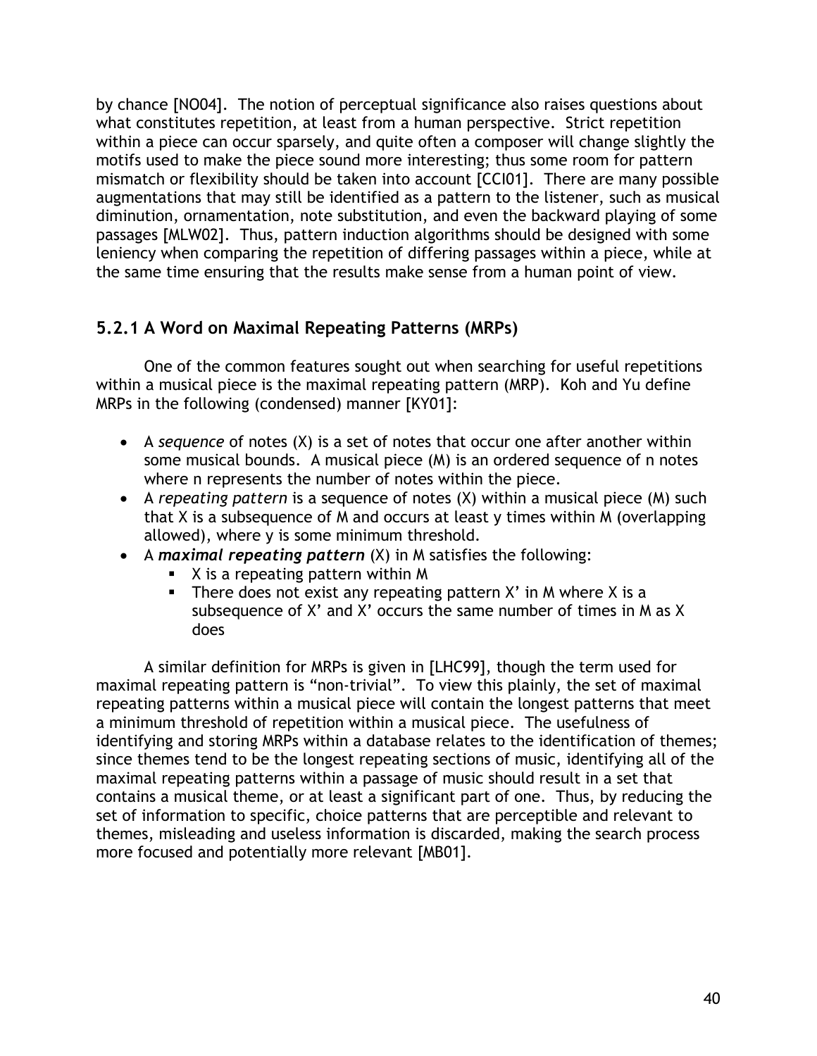by chance [NO04]. The notion of perceptual significance also raises questions about what constitutes repetition, at least from a human perspective. Strict repetition within a piece can occur sparsely, and quite often a composer will change slightly the motifs used to make the piece sound more interesting; thus some room for pattern mismatch or flexibility should be taken into account [CCI01]. There are many possible augmentations that may still be identified as a pattern to the listener, such as musical diminution, ornamentation, note substitution, and even the backward playing of some passages [MLW02]. Thus, pattern induction algorithms should be designed with some leniency when comparing the repetition of differing passages within a piece, while at the same time ensuring that the results make sense from a human point of view.

### 5.2.1 A Word on Maximal Repeating Patterns (MRPs)

One of the common features sought out when searching for useful repetitions within a musical piece is the maximal repeating pattern (MRP). Koh and Yu define MRPs in the following (condensed) manner [KY01]:

- A *sequence* of notes (X) is a set of notes that occur one after another within some musical bounds. A musical piece (M) is an ordered sequence of n notes where n represents the number of notes within the piece.
- A *repeating pattern* is a sequence of notes (X) within a musical piece (M) such that X is a subsequence of M and occurs at least y times within M (overlapping allowed), where y is some minimum threshold.
- A ***maximal repeating pattern*** (X) in M satisfies the following:
  - X is a repeating pattern within M
  - There does not exist any repeating pattern X' in M where X is a subsequence of X' and X' occurs the same number of times in M as X does

A similar definition for MRPs is given in [LHC99], though the term used for maximal repeating pattern is "non-trivial". To view this plainly, the set of maximal repeating patterns within a musical piece will contain the longest patterns that meet a minimum threshold of repetition within a musical piece. The usefulness of identifying and storing MRPs within a database relates to the identification of themes; since themes tend to be the longest repeating sections of music, identifying all of the maximal repeating patterns within a passage of music should result in a set that contains a musical theme, or at least a significant part of one. Thus, by reducing the set of information to specific, choice patterns that are perceptible and relevant to themes, misleading and useless information is discarded, making the search process more focused and potentially more relevant [MB01].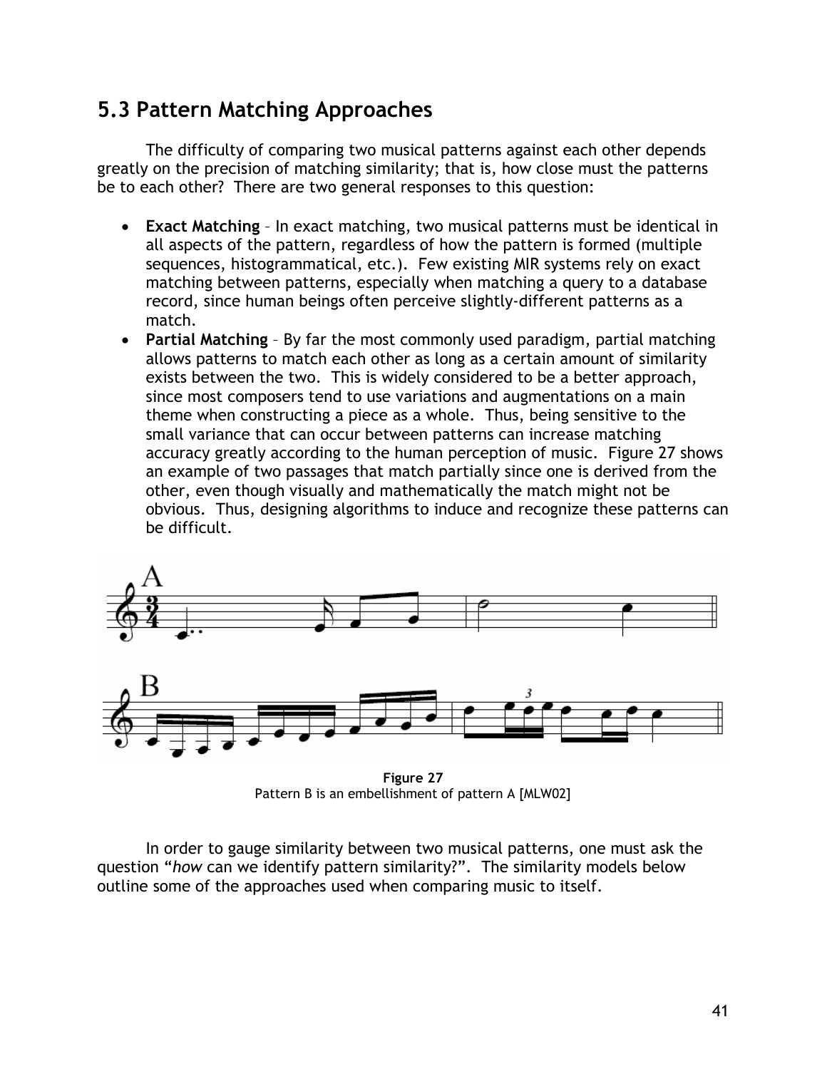## 5.3 Pattern Matching Approaches

The difficulty of comparing two musical patterns against each other depends greatly on the precision of matching similarity; that is, how close must the patterns be to each other? There are two general responses to this question:

- **Exact Matching** – In exact matching, two musical patterns must be identical in all aspects of the pattern, regardless of how the pattern is formed (multiple sequences, histogrammatical, etc.). Few existing MIR systems rely on exact matching between patterns, especially when matching a query to a database record, since human beings often perceive slightly-different patterns as a match.
- **Partial Matching** – By far the most commonly used paradigm, partial matching allows patterns to match each other as long as a certain amount of similarity exists between the two. This is widely considered to be a better approach, since most composers tend to use variations and augmentations on a main theme when constructing a piece as a whole. Thus, being sensitive to the small variance that can occur between patterns can increase matching accuracy greatly according to the human perception of music. Figure 27 shows an example of two passages that match partially since one is derived from the other, even though visually and mathematically the match might not be obvious. Thus, designing algorithms to induce and recognize these patterns can be difficult.

**Figure 27**
Pattern B is an embellishment of pattern A [MLW02]

In order to gauge similarity between two musical patterns, one must ask the question "*how* can we identify pattern similarity?". The similarity models below outline some of the approaches used when comparing music to itself.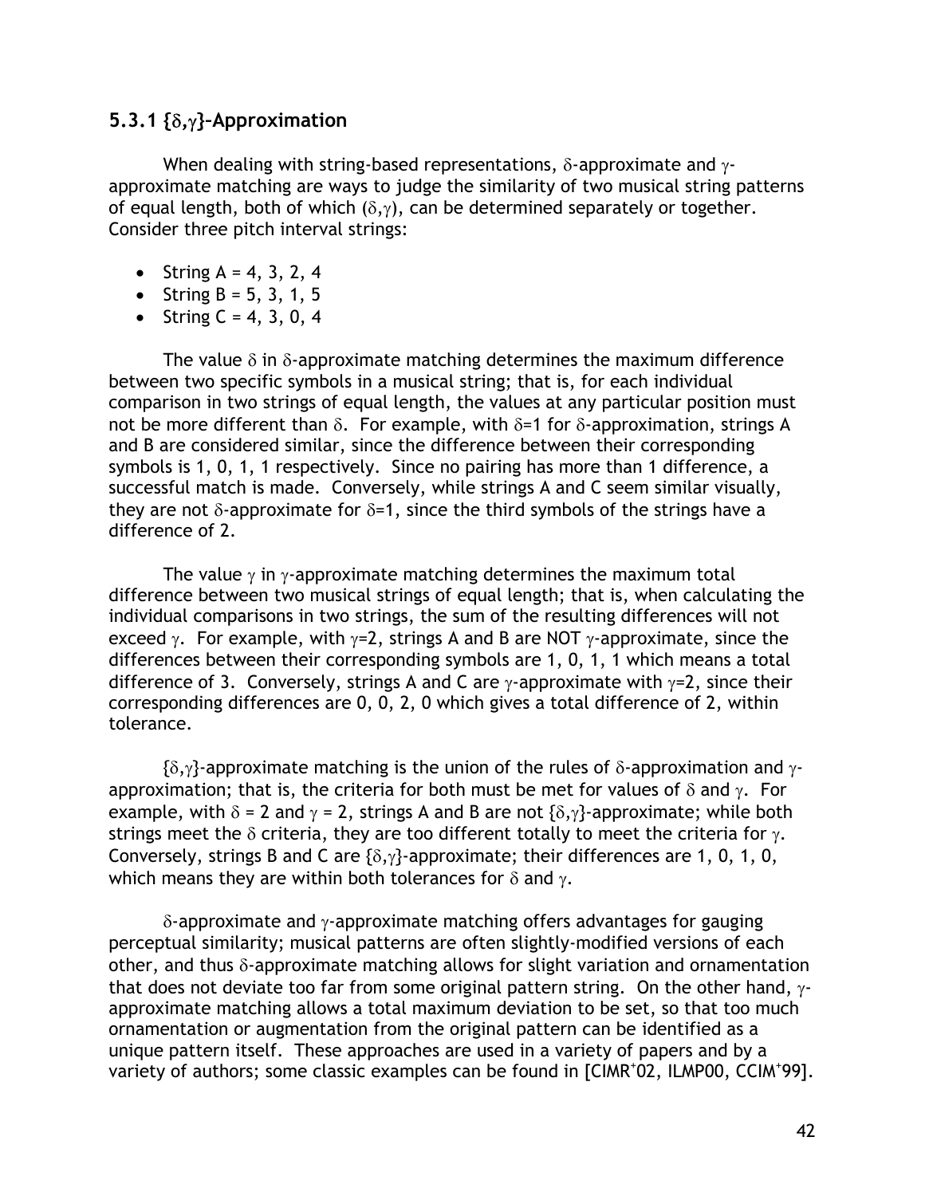### 5.3.1 $\{\delta,\gamma\}$-Approximation

When dealing with string-based representations, $\delta$-approximate and $\gamma$-approximate matching are ways to judge the similarity of two musical string patterns of equal length, both of which ($\delta,\gamma$), can be determined separately or together. Consider three pitch interval strings:

- String A = 4, 3, 2, 4
- String B = 5, 3, 1, 5
- String C = 4, 3, 0, 4

The value $\delta$ in $\delta$-approximate matching determines the maximum difference between two specific symbols in a musical string; that is, for each individual comparison in two strings of equal length, the values at any particular position must not be more different than $\delta$. For example, with $\delta$=1 for $\delta$-approximation, strings A and B are considered similar, since the difference between their corresponding symbols is 1, 0, 1, 1 respectively. Since no pairing has more than 1 difference, a successful match is made. Conversely, while strings A and C seem similar visually, they are not $\delta$-approximate for $\delta$=1, since the third symbols of the strings have a difference of 2.

The value $\gamma$ in $\gamma$-approximate matching determines the maximum total difference between two musical strings of equal length; that is, when calculating the individual comparisons in two strings, the sum of the resulting differences will not exceed $\gamma$. For example, with $\gamma$=2, strings A and B are NOT $\gamma$-approximate, since the differences between their corresponding symbols are 1, 0, 1, 1 which means a total difference of 3. Conversely, strings A and C are $\gamma$-approximate with $\gamma$=2, since their corresponding differences are 0, 0, 2, 0 which gives a total difference of 2, within tolerance.

$\{\delta,\gamma\}$-approximate matching is the union of the rules of $\delta$-approximation and $\gamma$-approximation; that is, the criteria for both must be met for values of $\delta$ and $\gamma$. For example, with $\delta$ = 2 and $\gamma$ = 2, strings A and B are not $\{\delta,\gamma\}$-approximate; while both strings meet the $\delta$ criteria, they are too different totally to meet the criteria for $\gamma$. Conversely, strings B and C are $\{\delta,\gamma\}$-approximate; their differences are 1, 0, 1, 0, which means they are within both tolerances for $\delta$ and $\gamma$.

$\delta$-approximate and $\gamma$-approximate matching offers advantages for gauging perceptual similarity; musical patterns are often slightly-modified versions of each other, and thus $\delta$-approximate matching allows for slight variation and ornamentation that does not deviate too far from some original pattern string. On the other hand, $\gamma$-approximate matching allows a total maximum deviation to be set, so that too much ornamentation or augmentation from the original pattern can be identified as a unique pattern itself. These approaches are used in a variety of papers and by a variety of authors; some classic examples can be found in [CIMR+02, ILMP00, CCIM+99].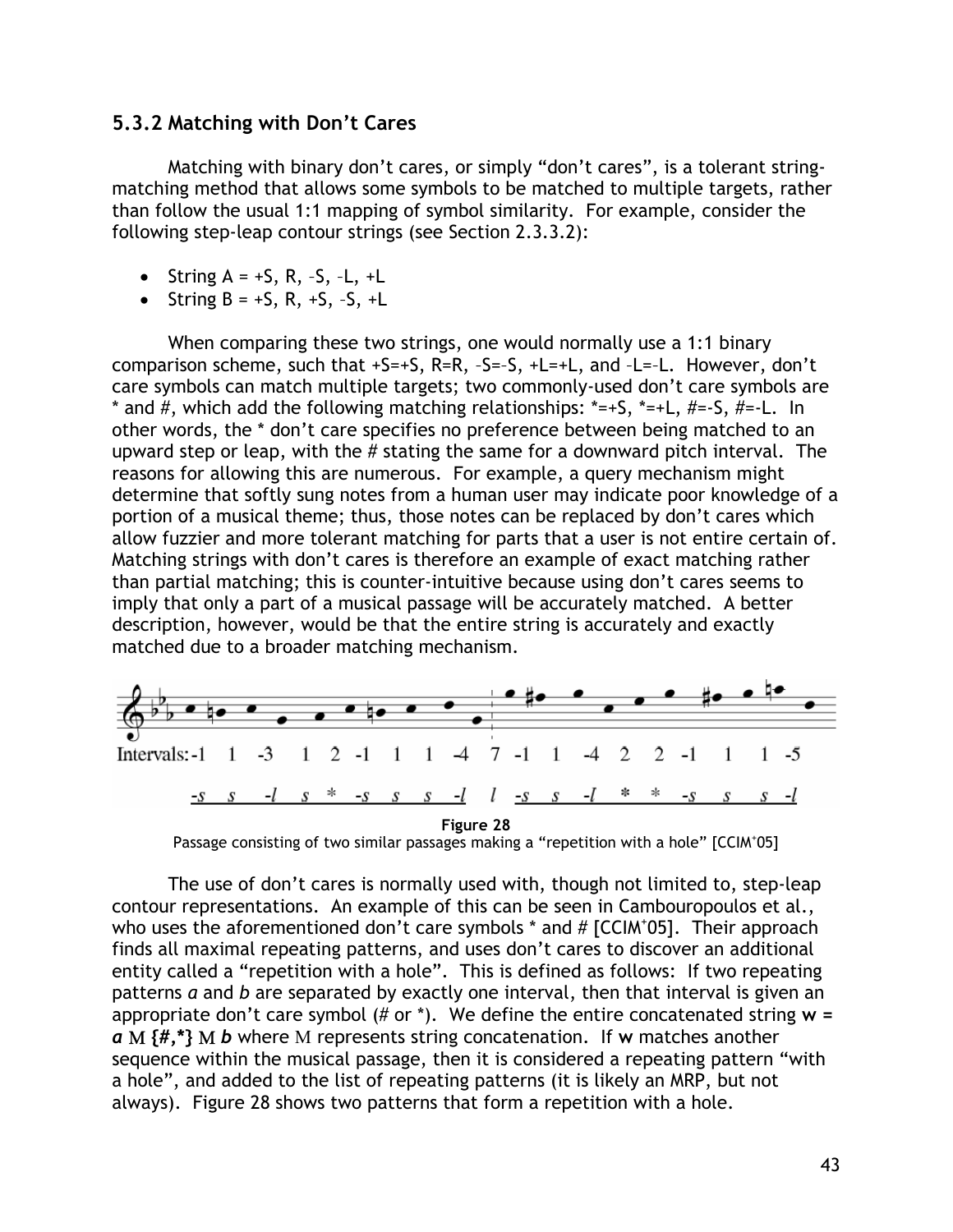### 5.3.2 Matching with Don't Cares

Matching with binary don't cares, or simply "don't cares", is a tolerant string-matching method that allows some symbols to be matched to multiple targets, rather than follow the usual 1:1 mapping of symbol similarity. For example, consider the following step-leap contour strings (see Section 2.3.3.2):

- String A = +S, R, –S, –L, +L
- String B = +S, R, +S, –S, +L

When comparing these two strings, one would normally use a 1:1 binary comparison scheme, such that +S=+S, R=R, –S=–S, +L=+L, and –L=–L. However, don't care symbols can match multiple targets; two commonly-used don't care symbols are * and #, which add the following matching relationships: *=+S, *=+L, #=-S, #=-L. In other words, the * don't care specifies no preference between being matched to an upward step or leap, with the # stating the same for a downward pitch interval. The reasons for allowing this are numerous. For example, a query mechanism might determine that softly sung notes from a human user may indicate poor knowledge of a portion of a musical theme; thus, those notes can be replaced by don't cares which allow fuzzier and more tolerant matching for parts that a user is not entire certain of. Matching strings with don't cares is therefore an example of exact matching rather than partial matching; this is counter-intuitive because using don't cares seems to imply that only a part of a musical passage will be accurately matched. A better description, however, would be that the entire string is accurately and exactly matched due to a broader matching mechanism.

Intervals: -1 1 -3 1 2 -1 1 1 -4 7 -1 1 -4 2 2 -1 1 1 -5

-s s -l s * -s s s -l l -s s -l * * -s s s -l

**Figure 28**

Passage consisting of two similar passages making a "repetition with a hole" [CCIM[+]05]

The use of don't cares is normally used with, though not limited to, step-leap contour representations. An example of this can be seen in Cambouropoulos et al., who uses the aforementioned don't care symbols * and # [CCIM[+]05]. Their approach finds all maximal repeating patterns, and uses don't cares to discover an additional entity called a "repetition with a hole". This is defined as follows: If two repeating patterns *a* and *b* are separated by exactly one interval, then that interval is given an appropriate don't care symbol (# or *). We define the entire concatenated string **w** = ***a*** M **{#,*}** M ***b*** where M represents string concatenation. If **w** matches another sequence within the musical passage, then it is considered a repeating pattern "with a hole", and added to the list of repeating patterns (it is likely an MRP, but not always). Figure 28 shows two patterns that form a repetition with a hole.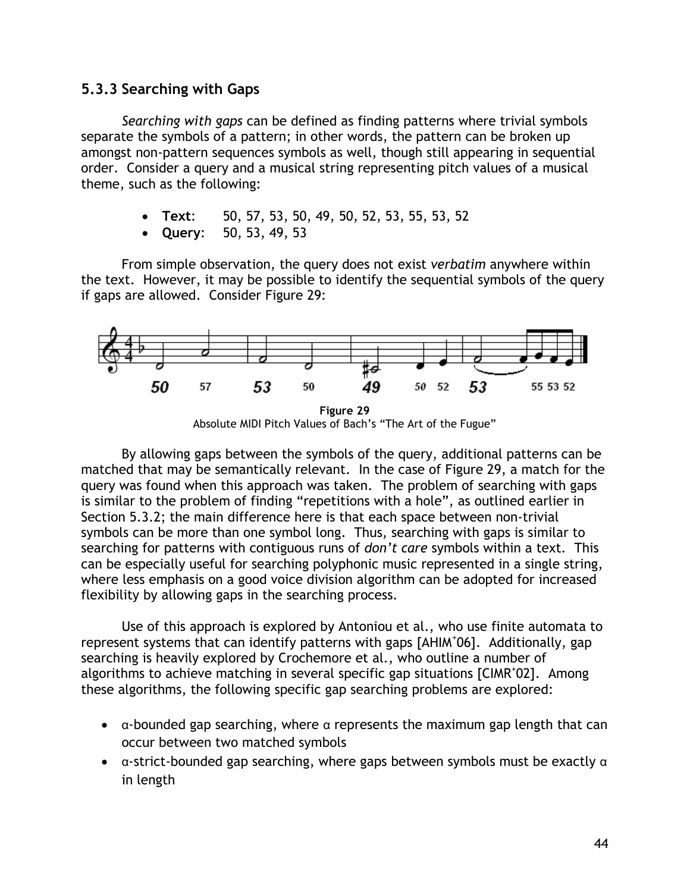### 5.3.3 Searching with Gaps

*Searching with gaps* can be defined as finding patterns where trivial symbols separate the symbols of a pattern; in other words, the pattern can be broken up amongst non-pattern sequences symbols as well, though still appearing in sequential order. Consider a query and a musical string representing pitch values of a musical theme, such as the following:

- **Text**: 50, 57, 53, 50, 49, 50, 52, 53, 55, 53, 52
- **Query**: 50, 53, 49, 53

From simple observation, the query does not exist *verbatim* anywhere within the text. However, it may be possible to identify the sequential symbols of the query if gaps are allowed. Consider Figure 29:

**Figure 29**
Absolute MIDI Pitch Values of Bach's "The Art of the Fugue"

By allowing gaps between the symbols of the query, additional patterns can be matched that may be semantically relevant. In the case of Figure 29, a match for the query was found when this approach was taken. The problem of searching with gaps is similar to the problem of finding "repetitions with a hole", as outlined earlier in Section 5.3.2; the main difference here is that each space between non-trivial symbols can be more than one symbol long. Thus, searching with gaps is similar to searching for patterns with contiguous runs of *don't care* symbols within a text. This can be especially useful for searching polyphonic music represented in a single string, where less emphasis on a good voice division algorithm can be adopted for increased flexibility by allowing gaps in the searching process.

Use of this approach is explored by Antoniou et al., who use finite automata to represent systems that can identify patterns with gaps [AHIM+06]. Additionally, gap searching is heavily explored by Crochemore et al., who outline a number of algorithms to achieve matching in several specific gap situations [CIMR+02]. Among these algorithms, the following specific gap searching problems are explored:

- $\alpha$-bounded gap searching, where $\alpha$ represents the maximum gap length that can occur between two matched symbols
- $\alpha$-strict-bounded gap searching, where gaps between symbols must be exactly $\alpha$ in length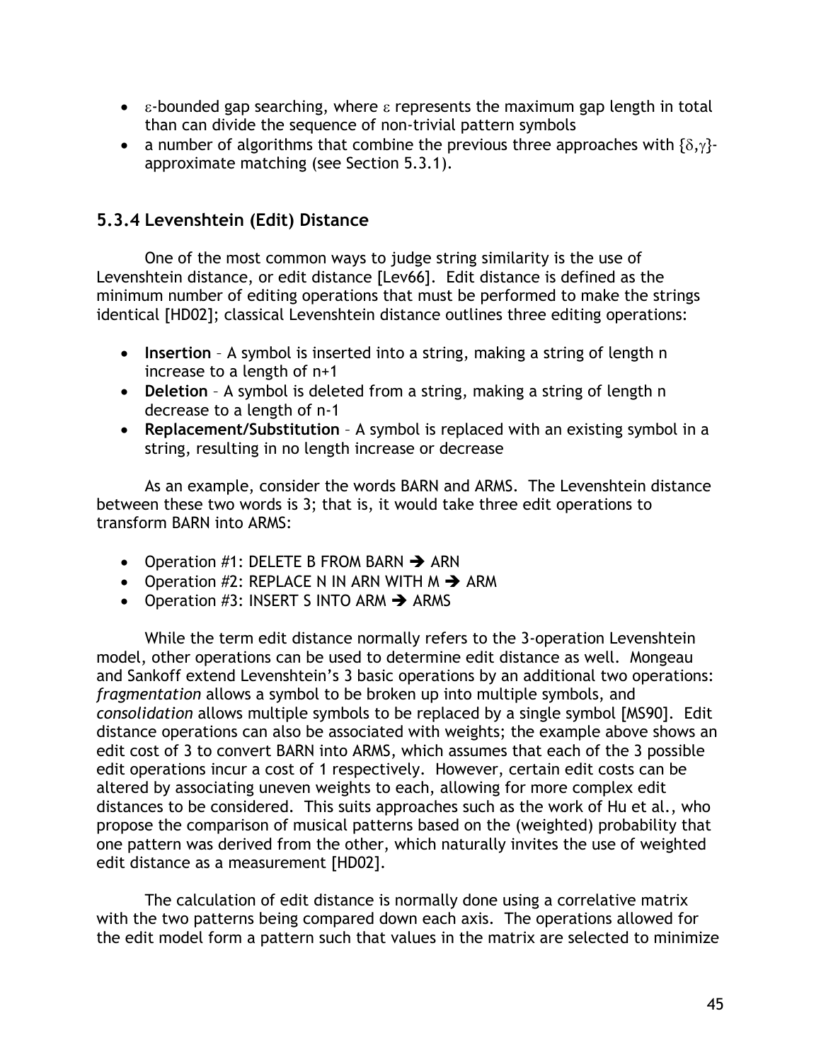- $\varepsilon$-bounded gap searching, where $\varepsilon$ represents the maximum gap length in total than can divide the sequence of non-trivial pattern symbols
- a number of algorithms that combine the previous three approaches with $\{\delta,\gamma\}$-approximate matching (see Section 5.3.1).

### 5.3.4 Levenshtein (Edit) Distance

One of the most common ways to judge string similarity is the use of Levenshtein distance, or edit distance [Lev66]. Edit distance is defined as the minimum number of editing operations that must be performed to make the strings identical [HD02]; classical Levenshtein distance outlines three editing operations:

- **Insertion** – A symbol is inserted into a string, making a string of length n increase to a length of n+1
- **Deletion** – A symbol is deleted from a string, making a string of length n decrease to a length of n-1
- **Replacement/Substitution** – A symbol is replaced with an existing symbol in a string, resulting in no length increase or decrease

As an example, consider the words BARN and ARMS. The Levenshtein distance between these two words is 3; that is, it would take three edit operations to transform BARN into ARMS:

- Operation #1: DELETE B FROM BARN ➔ ARN
- Operation #2: REPLACE N IN ARN WITH M ➔ ARM
- Operation #3: INSERT S INTO ARM ➔ ARMS

While the term edit distance normally refers to the 3-operation Levenshtein model, other operations can be used to determine edit distance as well. Mongeau and Sankoff extend Levenshtein's 3 basic operations by an additional two operations: *fragmentation* allows a symbol to be broken up into multiple symbols, and *consolidation* allows multiple symbols to be replaced by a single symbol [MS90]. Edit distance operations can also be associated with weights; the example above shows an edit cost of 3 to convert BARN into ARMS, which assumes that each of the 3 possible edit operations incur a cost of 1 respectively. However, certain edit costs can be altered by associating uneven weights to each, allowing for more complex edit distances to be considered. This suits approaches such as the work of Hu et al., who propose the comparison of musical patterns based on the (weighted) probability that one pattern was derived from the other, which naturally invites the use of weighted edit distance as a measurement [HD02].

The calculation of edit distance is normally done using a correlative matrix with the two patterns being compared down each axis. The operations allowed for the edit model form a pattern such that values in the matrix are selected to minimize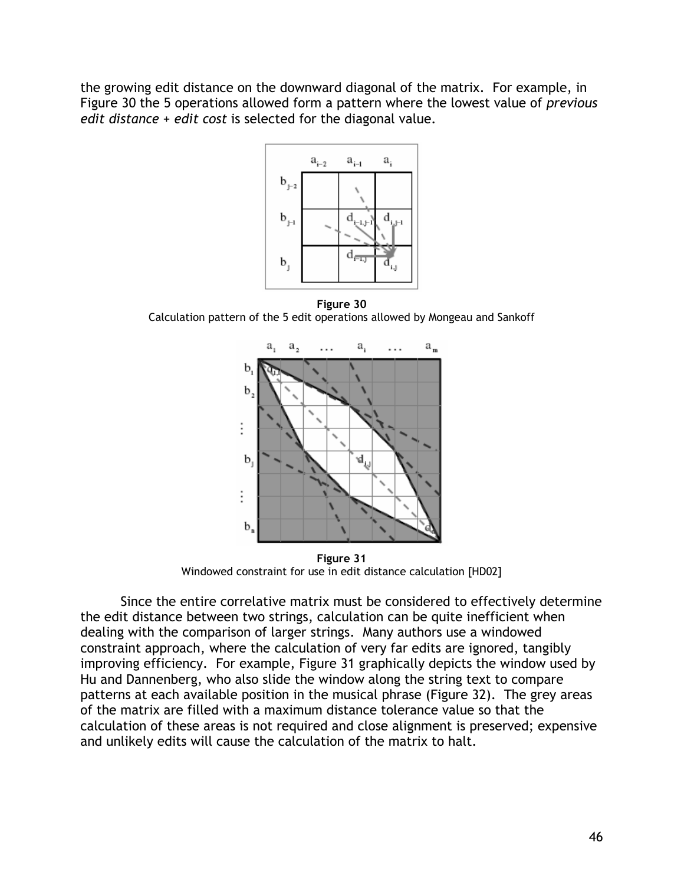the growing edit distance on the downward diagonal of the matrix. For example, in Figure 30 the 5 operations allowed form a pattern where the lowest value of *previous edit distance + edit cost* is selected for the diagonal value.

**Figure 30**
Calculation pattern of the 5 edit operations allowed by Mongeau and Sankoff

**Figure 31**
Windowed constraint for use in edit distance calculation [HD02]

Since the entire correlative matrix must be considered to effectively determine the edit distance between two strings, calculation can be quite inefficient when dealing with the comparison of larger strings. Many authors use a windowed constraint approach, where the calculation of very far edits are ignored, tangibly improving efficiency. For example, Figure 31 graphically depicts the window used by Hu and Dannenberg, who also slide the window along the string text to compare patterns at each available position in the musical phrase (Figure 32). The grey areas of the matrix are filled with a maximum distance tolerance value so that the calculation of these areas is not required and close alignment is preserved; expensive and unlikely edits will cause the calculation of the matrix to halt.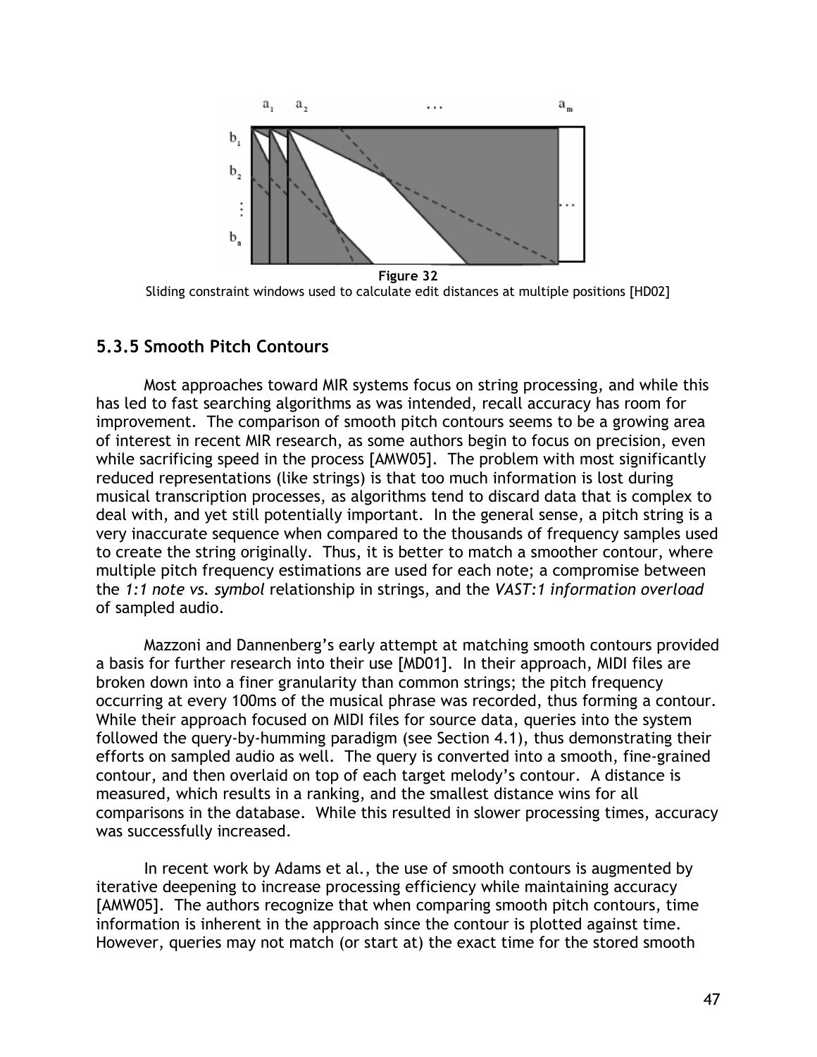**Figure 32**
Sliding constraint windows used to calculate edit distances at multiple positions [HD02]

### 5.3.5 Smooth Pitch Contours

Most approaches toward MIR systems focus on string processing, and while this has led to fast searching algorithms as was intended, recall accuracy has room for improvement. The comparison of smooth pitch contours seems to be a growing area of interest in recent MIR research, as some authors begin to focus on precision, even while sacrificing speed in the process [AMW05]. The problem with most significantly reduced representations (like strings) is that too much information is lost during musical transcription processes, as algorithms tend to discard data that is complex to deal with, and yet still potentially important. In the general sense, a pitch string is a very inaccurate sequence when compared to the thousands of frequency samples used to create the string originally. Thus, it is better to match a smoother contour, where multiple pitch frequency estimations are used for each note; a compromise between the *1:1 note vs. symbol* relationship in strings, and the *VAST:1 information overload* of sampled audio.

Mazzoni and Dannenberg's early attempt at matching smooth contours provided a basis for further research into their use [MD01]. In their approach, MIDI files are broken down into a finer granularity than common strings; the pitch frequency occurring at every 100ms of the musical phrase was recorded, thus forming a contour. While their approach focused on MIDI files for source data, queries into the system followed the query-by-humming paradigm (see Section 4.1), thus demonstrating their efforts on sampled audio as well. The query is converted into a smooth, fine-grained contour, and then overlaid on top of each target melody's contour. A distance is measured, which results in a ranking, and the smallest distance wins for all comparisons in the database. While this resulted in slower processing times, accuracy was successfully increased.

In recent work by Adams et al., the use of smooth contours is augmented by iterative deepening to increase processing efficiency while maintaining accuracy [AMW05]. The authors recognize that when comparing smooth pitch contours, time information is inherent in the approach since the contour is plotted against time. However, queries may not match (or start at) the exact time for the stored smooth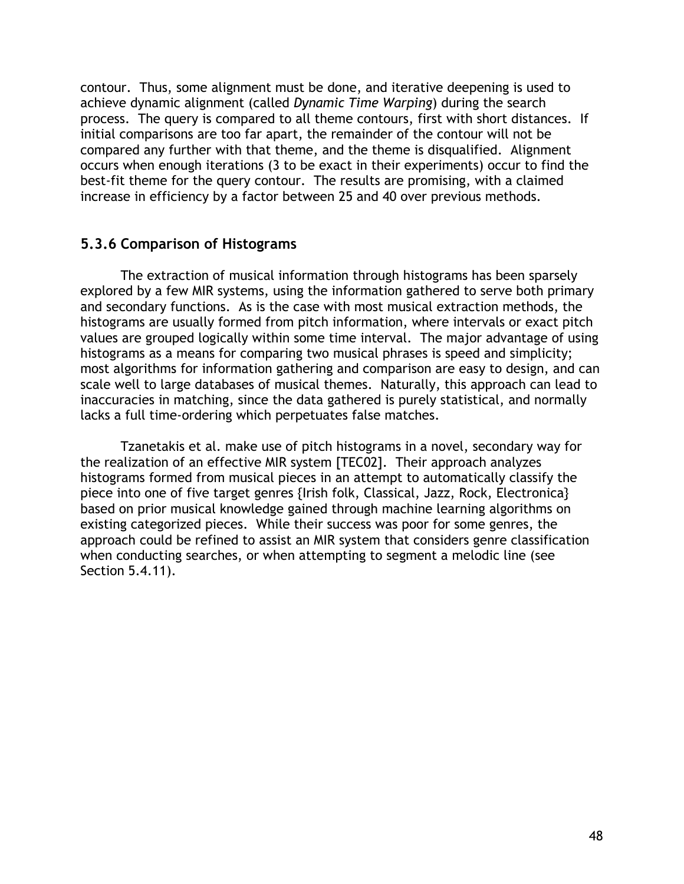contour. Thus, some alignment must be done, and iterative deepening is used to achieve dynamic alignment (called *Dynamic Time Warping*) during the search process. The query is compared to all theme contours, first with short distances. If initial comparisons are too far apart, the remainder of the contour will not be compared any further with that theme, and the theme is disqualified. Alignment occurs when enough iterations (3 to be exact in their experiments) occur to find the best-fit theme for the query contour. The results are promising, with a claimed increase in efficiency by a factor between 25 and 40 over previous methods.

### 5.3.6 Comparison of Histograms

The extraction of musical information through histograms has been sparsely explored by a few MIR systems, using the information gathered to serve both primary and secondary functions. As is the case with most musical extraction methods, the histograms are usually formed from pitch information, where intervals or exact pitch values are grouped logically within some time interval. The major advantage of using histograms as a means for comparing two musical phrases is speed and simplicity; most algorithms for information gathering and comparison are easy to design, and can scale well to large databases of musical themes. Naturally, this approach can lead to inaccuracies in matching, since the data gathered is purely statistical, and normally lacks a full time-ordering which perpetuates false matches.

Tzanetakis et al. make use of pitch histograms in a novel, secondary way for the realization of an effective MIR system [TEC02]. Their approach analyzes histograms formed from musical pieces in an attempt to automatically classify the piece into one of five target genres {Irish folk, Classical, Jazz, Rock, Electronica} based on prior musical knowledge gained through machine learning algorithms on existing categorized pieces. While their success was poor for some genres, the approach could be refined to assist an MIR system that considers genre classification when conducting searches, or when attempting to segment a melodic line (see Section 5.4.11).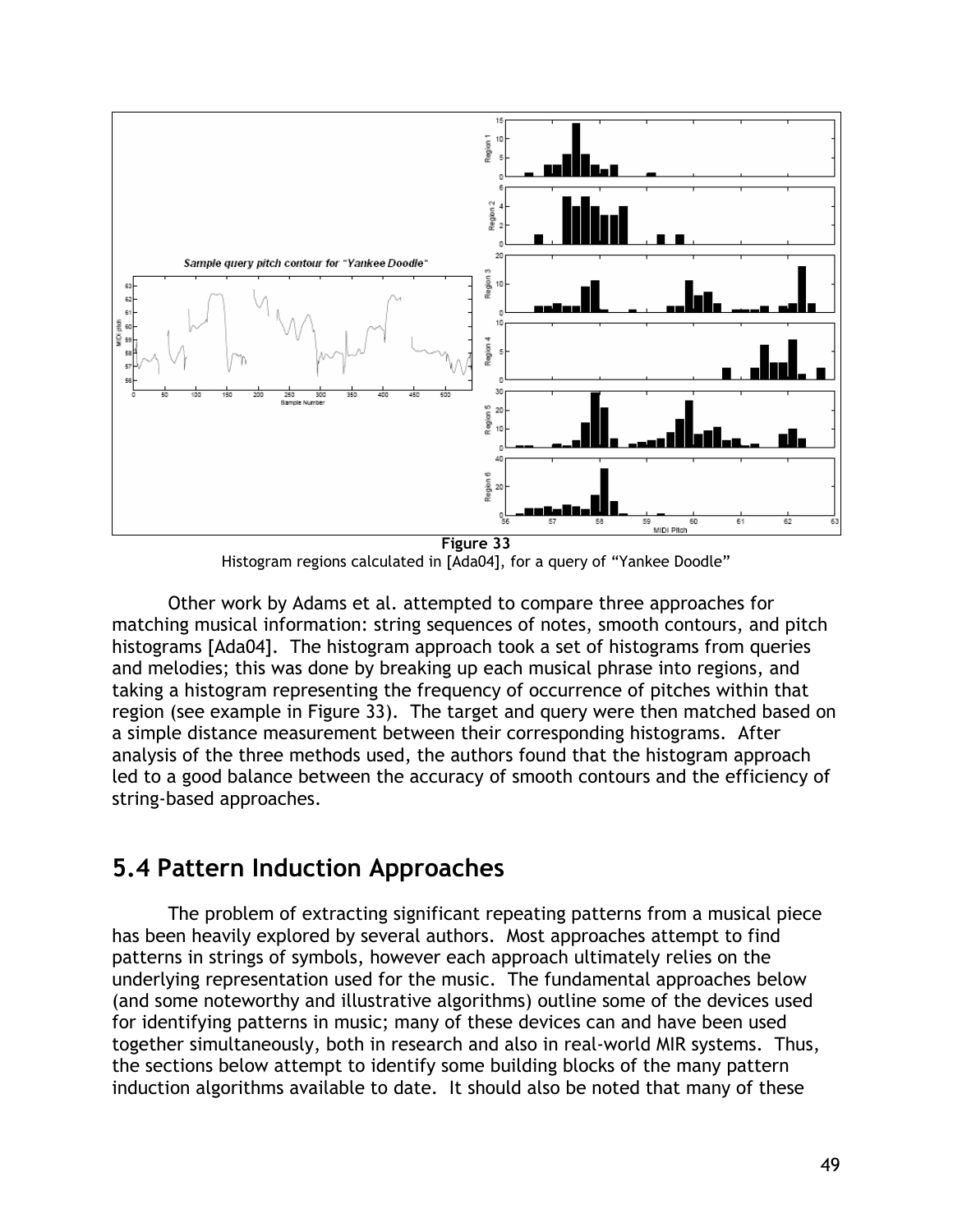**Figure 33**
Histogram regions calculated in [Ada04], for a query of "Yankee Doodle"

Other work by Adams et al. attempted to compare three approaches for matching musical information: string sequences of notes, smooth contours, and pitch histograms [Ada04]. The histogram approach took a set of histograms from queries and melodies; this was done by breaking up each musical phrase into regions, and taking a histogram representing the frequency of occurrence of pitches within that region (see example in Figure 33). The target and query were then matched based on a simple distance measurement between their corresponding histograms. After analysis of the three methods used, the authors found that the histogram approach led to a good balance between the accuracy of smooth contours and the efficiency of string-based approaches.

## 5.4 Pattern Induction Approaches

The problem of extracting significant repeating patterns from a musical piece has been heavily explored by several authors. Most approaches attempt to find patterns in strings of symbols, however each approach ultimately relies on the underlying representation used for the music. The fundamental approaches below (and some noteworthy and illustrative algorithms) outline some of the devices used for identifying patterns in music; many of these devices can and have been used together simultaneously, both in research and also in real-world MIR systems. Thus, the sections below attempt to identify some building blocks of the many pattern induction algorithms available to date. It should also be noted that many of these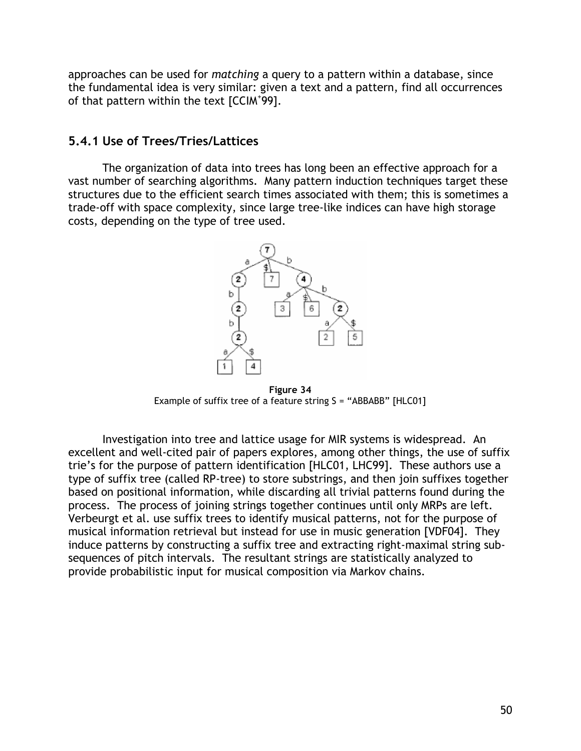approaches can be used for *matching* a query to a pattern within a database, since the fundamental idea is very similar: given a text and a pattern, find all occurrences of that pattern within the text [CCIM+99].

### 5.4.1 Use of Trees/Tries/Lattices

The organization of data into trees has long been an effective approach for a vast number of searching algorithms. Many pattern induction techniques target these structures due to the efficient search times associated with them; this is sometimes a trade-off with space complexity, since large tree-like indices can have high storage costs, depending on the type of tree used.

**Figure 34**
Example of suffix tree of a feature string S = "ABBABB" [HLC01]

Investigation into tree and lattice usage for MIR systems is widespread. An excellent and well-cited pair of papers explores, among other things, the use of suffix trie's for the purpose of pattern identification [HLC01, LHC99]. These authors use a type of suffix tree (called RP-tree) to store substrings, and then join suffixes together based on positional information, while discarding all trivial patterns found during the process. The process of joining strings together continues until only MRPs are left. Verbeurgt et al. use suffix trees to identify musical patterns, not for the purpose of musical information retrieval but instead for use in music generation [VDF04]. They induce patterns by constructing a suffix tree and extracting right-maximal string sub-sequences of pitch intervals. The resultant strings are statistically analyzed to provide probabilistic input for musical composition via Markov chains.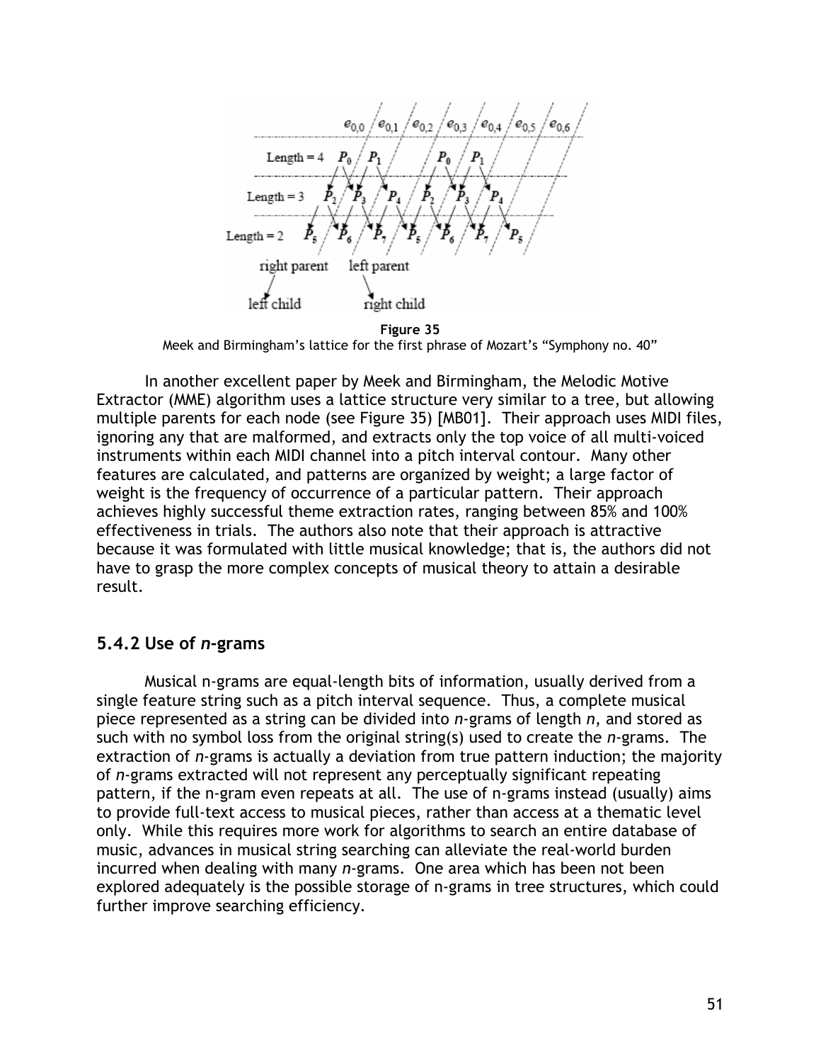**Figure 35**

Meek and Birmingham's lattice for the first phrase of Mozart's "Symphony no. 40"

In another excellent paper by Meek and Birmingham, the Melodic Motive Extractor (MME) algorithm uses a lattice structure very similar to a tree, but allowing multiple parents for each node (see Figure 35) [MB01]. Their approach uses MIDI files, ignoring any that are malformed, and extracts only the top voice of all multi-voiced instruments within each MIDI channel into a pitch interval contour. Many other features are calculated, and patterns are organized by weight; a large factor of weight is the frequency of occurrence of a particular pattern. Their approach achieves highly successful theme extraction rates, ranging between 85% and 100% effectiveness in trials. The authors also note that their approach is attractive because it was formulated with little musical knowledge; that is, the authors did not have to grasp the more complex concepts of musical theory to attain a desirable result.

## 5.4.2 Use of *n*-grams

Musical n-grams are equal-length bits of information, usually derived from a single feature string such as a pitch interval sequence. Thus, a complete musical piece represented as a string can be divided into *n*-grams of length *n*, and stored as such with no symbol loss from the original string(s) used to create the *n*-grams. The extraction of *n*-grams is actually a deviation from true pattern induction; the majority of *n*-grams extracted will not represent any perceptually significant repeating pattern, if the n-gram even repeats at all. The use of n-grams instead (usually) aims to provide full-text access to musical pieces, rather than access at a thematic level only. While this requires more work for algorithms to search an entire database of music, advances in musical string searching can alleviate the real-world burden incurred when dealing with many *n*-grams. One area which has been not been explored adequately is the possible storage of n-grams in tree structures, which could further improve searching efficiency.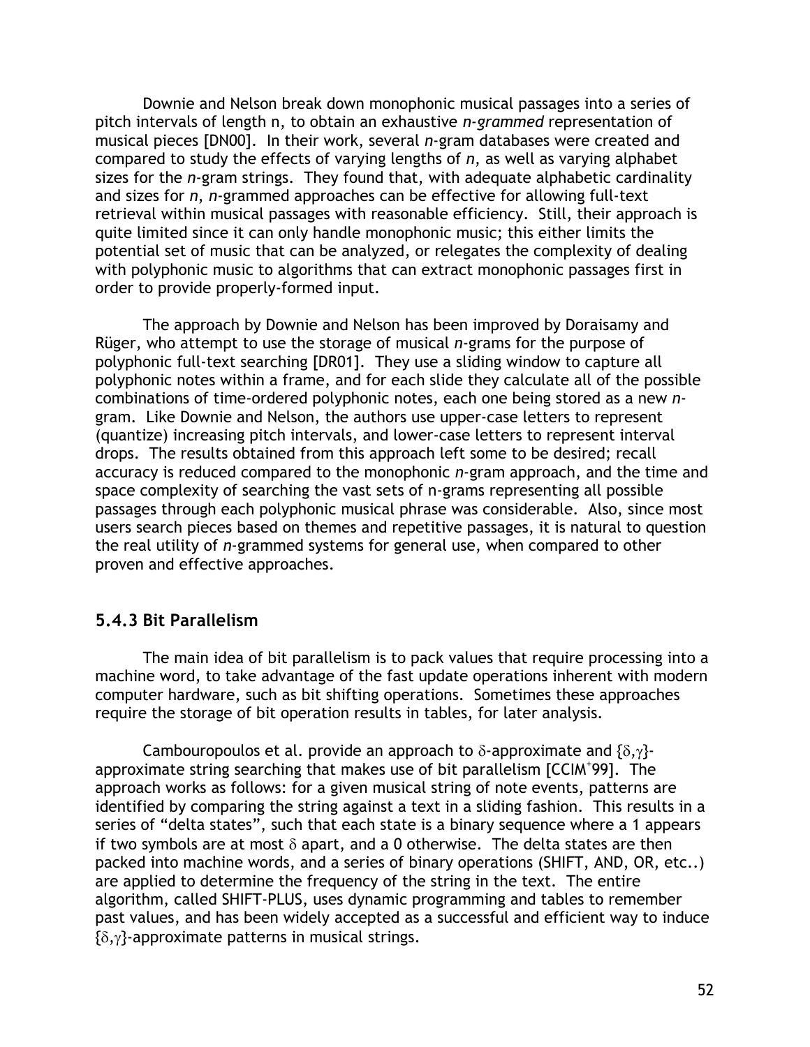Downie and Nelson break down monophonic musical passages into a series of pitch intervals of length n, to obtain an exhaustive *n-grammed* representation of musical pieces [DN00]. In their work, several *n*-gram databases were created and compared to study the effects of varying lengths of *n*, as well as varying alphabet sizes for the *n*-gram strings. They found that, with adequate alphabetic cardinality and sizes for *n*, *n*-grammed approaches can be effective for allowing full-text retrieval within musical passages with reasonable efficiency. Still, their approach is quite limited since it can only handle monophonic music; this either limits the potential set of music that can be analyzed, or relegates the complexity of dealing with polyphonic music to algorithms that can extract monophonic passages first in order to provide properly-formed input.

The approach by Downie and Nelson has been improved by Doraisamy and Rüger, who attempt to use the storage of musical *n*-grams for the purpose of polyphonic full-text searching [DR01]. They use a sliding window to capture all polyphonic notes within a frame, and for each slide they calculate all of the possible combinations of time-ordered polyphonic notes, each one being stored as a new *n*-gram. Like Downie and Nelson, the authors use upper-case letters to represent (quantize) increasing pitch intervals, and lower-case letters to represent interval drops. The results obtained from this approach left some to be desired; recall accuracy is reduced compared to the monophonic *n*-gram approach, and the time and space complexity of searching the vast sets of n-grams representing all possible passages through each polyphonic musical phrase was considerable. Also, since most users search pieces based on themes and repetitive passages, it is natural to question the real utility of *n*-grammed systems for general use, when compared to other proven and effective approaches.

### 5.4.3 Bit Parallelism

The main idea of bit parallelism is to pack values that require processing into a machine word, to take advantage of the fast update operations inherent with modern computer hardware, such as bit shifting operations. Sometimes these approaches require the storage of bit operation results in tables, for later analysis.

Cambouropoulos et al. provide an approach to $\delta$-approximate and $\{\delta,\gamma\}$-approximate string searching that makes use of bit parallelism [CCIM+99]. The approach works as follows: for a given musical string of note events, patterns are identified by comparing the string against a text in a sliding fashion. This results in a series of "delta states", such that each state is a binary sequence where a 1 appears if two symbols are at most $\delta$ apart, and a 0 otherwise. The delta states are then packed into machine words, and a series of binary operations (SHIFT, AND, OR, etc..) are applied to determine the frequency of the string in the text. The entire algorithm, called SHIFT-PLUS, uses dynamic programming and tables to remember past values, and has been widely accepted as a successful and efficient way to induce $\{\delta,\gamma\}$-approximate patterns in musical strings.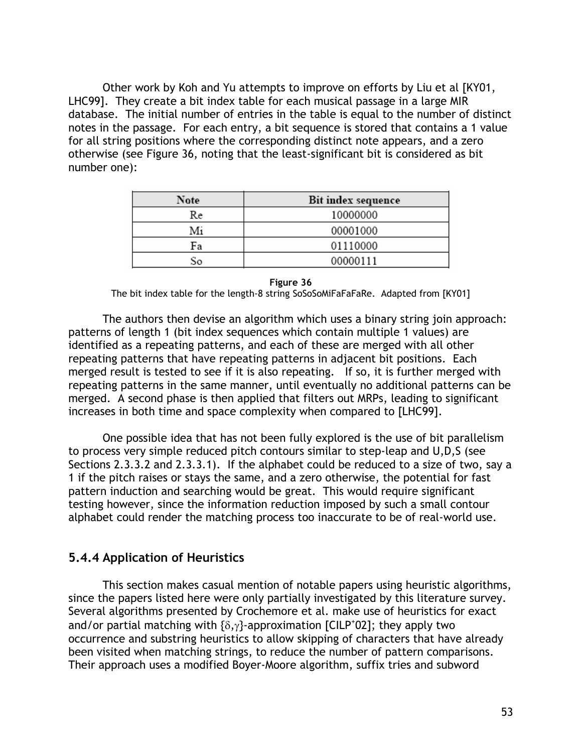Other work by Koh and Yu attempts to improve on efforts by Liu et al [KY01, LHC99]. They create a bit index table for each musical passage in a large MIR database. The initial number of entries in the table is equal to the number of distinct notes in the passage. For each entry, a bit sequence is stored that contains a 1 value for all string positions where the corresponding distinct note appears, and a zero otherwise (see Figure 36, noting that the least-significant bit is considered as bit number one):

| Note | Bit index sequence |
|---|---|
| Re | 10000000 |
| Mi | 00001000 |
| Fa | 01110000 |
| So | 00000111 |

**Figure 36**
The bit index table for the length-8 string SoSoSoMiFaFaFaRe. Adapted from [KY01]

The authors then devise an algorithm which uses a binary string join approach: patterns of length 1 (bit index sequences which contain multiple 1 values) are identified as a repeating patterns, and each of these are merged with all other repeating patterns that have repeating patterns in adjacent bit positions. Each merged result is tested to see if it is also repeating. If so, it is further merged with repeating patterns in the same manner, until eventually no additional patterns can be merged. A second phase is then applied that filters out MRPs, leading to significant increases in both time and space complexity when compared to [LHC99].

One possible idea that has not been fully explored is the use of bit parallelism to process very simple reduced pitch contours similar to step-leap and U,D,S (see Sections 2.3.3.2 and 2.3.3.1). If the alphabet could be reduced to a size of two, say a 1 if the pitch raises or stays the same, and a zero otherwise, the potential for fast pattern induction and searching would be great. This would require significant testing however, since the information reduction imposed by such a small contour alphabet could render the matching process too inaccurate to be of real-world use.

### 5.4.4 Application of Heuristics

This section makes casual mention of notable papers using heuristic algorithms, since the papers listed here were only partially investigated by this literature survey. Several algorithms presented by Crochemore et al. make use of heuristics for exact and/or partial matching with $\{\delta,\gamma\}$-approximation [CILP+02]; they apply two occurrence and substring heuristics to allow skipping of characters that have already been visited when matching strings, to reduce the number of pattern comparisons. Their approach uses a modified Boyer-Moore algorithm, suffix tries and subword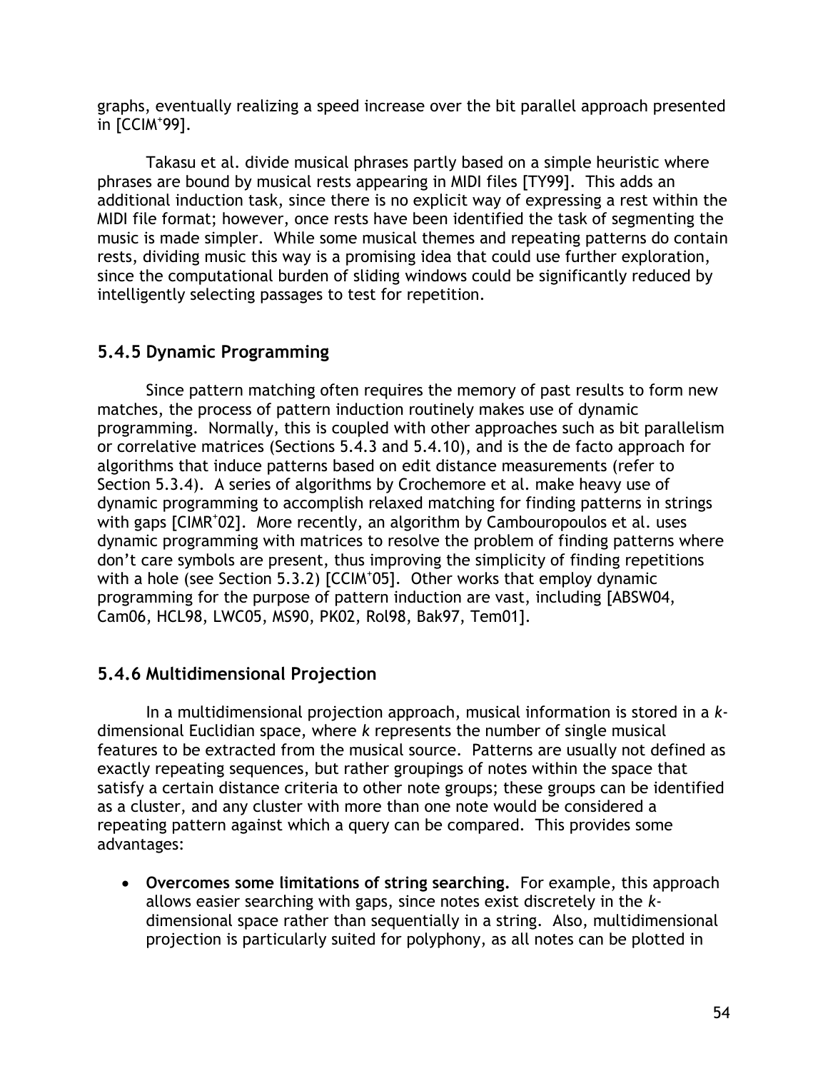graphs, eventually realizing a speed increase over the bit parallel approach presented in [CCIM+99].

Takasu et al. divide musical phrases partly based on a simple heuristic where phrases are bound by musical rests appearing in MIDI files [TY99]. This adds an additional induction task, since there is no explicit way of expressing a rest within the MIDI file format; however, once rests have been identified the task of segmenting the music is made simpler. While some musical themes and repeating patterns do contain rests, dividing music this way is a promising idea that could use further exploration, since the computational burden of sliding windows could be significantly reduced by intelligently selecting passages to test for repetition.

### 5.4.5 Dynamic Programming

Since pattern matching often requires the memory of past results to form new matches, the process of pattern induction routinely makes use of dynamic programming. Normally, this is coupled with other approaches such as bit parallelism or correlative matrices (Sections 5.4.3 and 5.4.10), and is the de facto approach for algorithms that induce patterns based on edit distance measurements (refer to Section 5.3.4). A series of algorithms by Crochemore et al. make heavy use of dynamic programming to accomplish relaxed matching for finding patterns in strings with gaps [CIMR+02]. More recently, an algorithm by Cambouropoulos et al. uses dynamic programming with matrices to resolve the problem of finding patterns where don't care symbols are present, thus improving the simplicity of finding repetitions with a hole (see Section 5.3.2) [CCIM+05]. Other works that employ dynamic programming for the purpose of pattern induction are vast, including [ABSW04, Cam06, HCL98, LWC05, MS90, PK02, Rol98, Bak97, Tem01].

### 5.4.6 Multidimensional Projection

In a multidimensional projection approach, musical information is stored in a *k*-dimensional Euclidian space, where *k* represents the number of single musical features to be extracted from the musical source. Patterns are usually not defined as exactly repeating sequences, but rather groupings of notes within the space that satisfy a certain distance criteria to other note groups; these groups can be identified as a cluster, and any cluster with more than one note would be considered a repeating pattern against which a query can be compared. This provides some advantages:

- **Overcomes some limitations of string searching.** For example, this approach allows easier searching with gaps, since notes exist discretely in the *k*-dimensional space rather than sequentially in a string. Also, multidimensional projection is particularly suited for polyphony, as all notes can be plotted in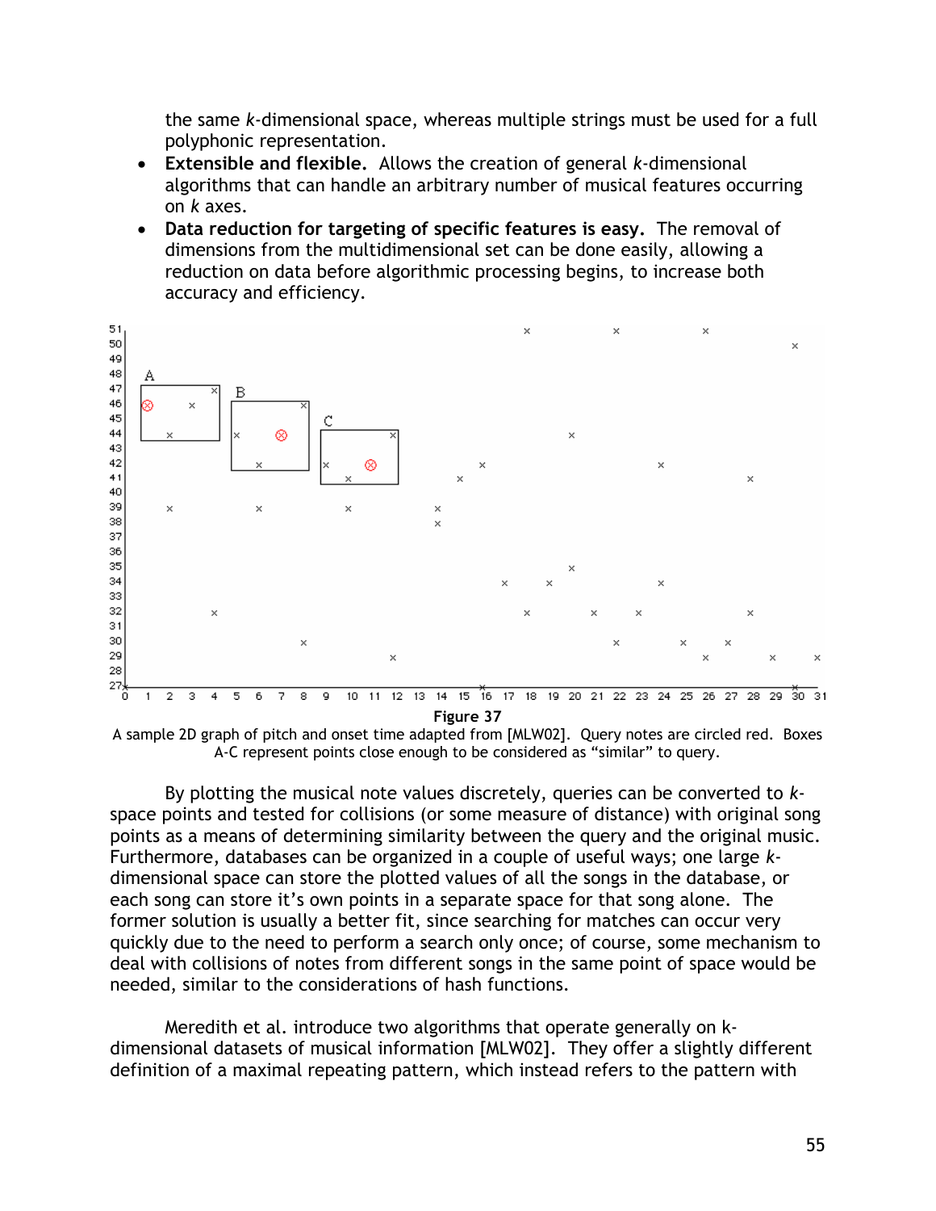the same *k*-dimensional space, whereas multiple strings must be used for a full polyphonic representation.

- **Extensible and flexible.** Allows the creation of general *k*-dimensional algorithms that can handle an arbitrary number of musical features occurring on *k* axes.
- **Data reduction for targeting of specific features is easy.** The removal of dimensions from the multidimensional set can be done easily, allowing a reduction on data before algorithmic processing begins, to increase both accuracy and efficiency.

**Figure 37**

A sample 2D graph of pitch and onset time adapted from [MLW02]. Query notes are circled red. Boxes A-C represent points close enough to be considered as "similar" to query.

By plotting the musical note values discretely, queries can be converted to *k*-space points and tested for collisions (or some measure of distance) with original song points as a means of determining similarity between the query and the original music. Furthermore, databases can be organized in a couple of useful ways; one large *k*-dimensional space can store the plotted values of all the songs in the database, or each song can store it's own points in a separate space for that song alone. The former solution is usually a better fit, since searching for matches can occur very quickly due to the need to perform a search only once; of course, some mechanism to deal with collisions of notes from different songs in the same point of space would be needed, similar to the considerations of hash functions.

Meredith et al. introduce two algorithms that operate generally on k-dimensional datasets of musical information [MLW02]. They offer a slightly different definition of a maximal repeating pattern, which instead refers to the pattern with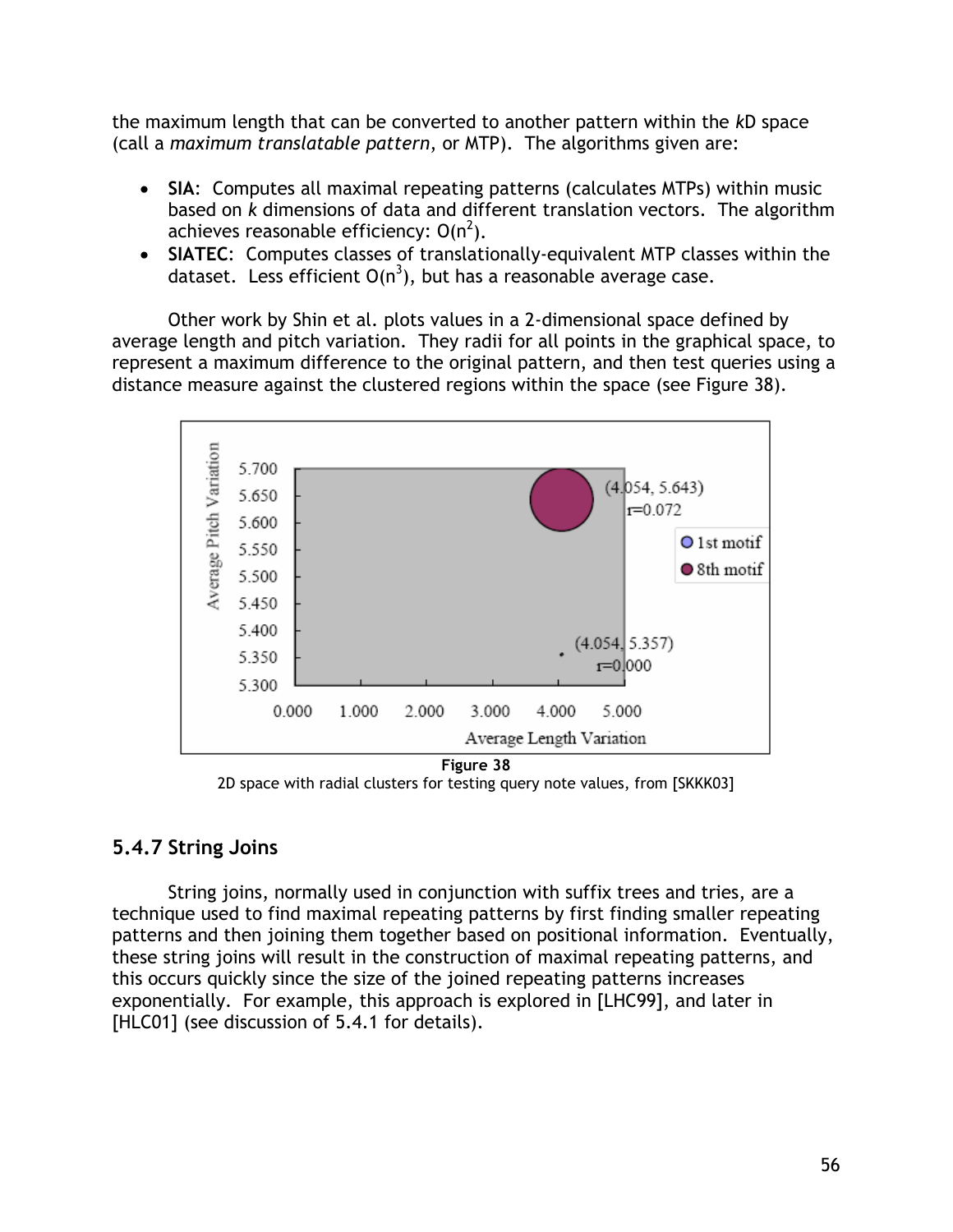the maximum length that can be converted to another pattern within the *k*D space (call a *maximum translatable pattern*, or MTP). The algorithms given are:

- **SIA**: Computes all maximal repeating patterns (calculates MTPs) within music based on *k* dimensions of data and different translation vectors. The algorithm achieves reasonable efficiency: $O(n^2)$.
- **SIATEC**: Computes classes of translationally-equivalent MTP classes within the dataset. Less efficient $O(n^3)$, but has a reasonable average case.

Other work by Shin et al. plots values in a 2-dimensional space defined by average length and pitch variation. They radii for all points in the graphical space, to represent a maximum difference to the original pattern, and then test queries using a distance measure against the clustered regions within the space (see Figure 38).

**Figure 38**
2D space with radial clusters for testing query note values, from [SKKK03]

### 5.4.7 String Joins

String joins, normally used in conjunction with suffix trees and tries, are a technique used to find maximal repeating patterns by first finding smaller repeating patterns and then joining them together based on positional information. Eventually, these string joins will result in the construction of maximal repeating patterns, and this occurs quickly since the size of the joined repeating patterns increases exponentially. For example, this approach is explored in [LHC99], and later in [HLC01] (see discussion of 5.4.1 for details).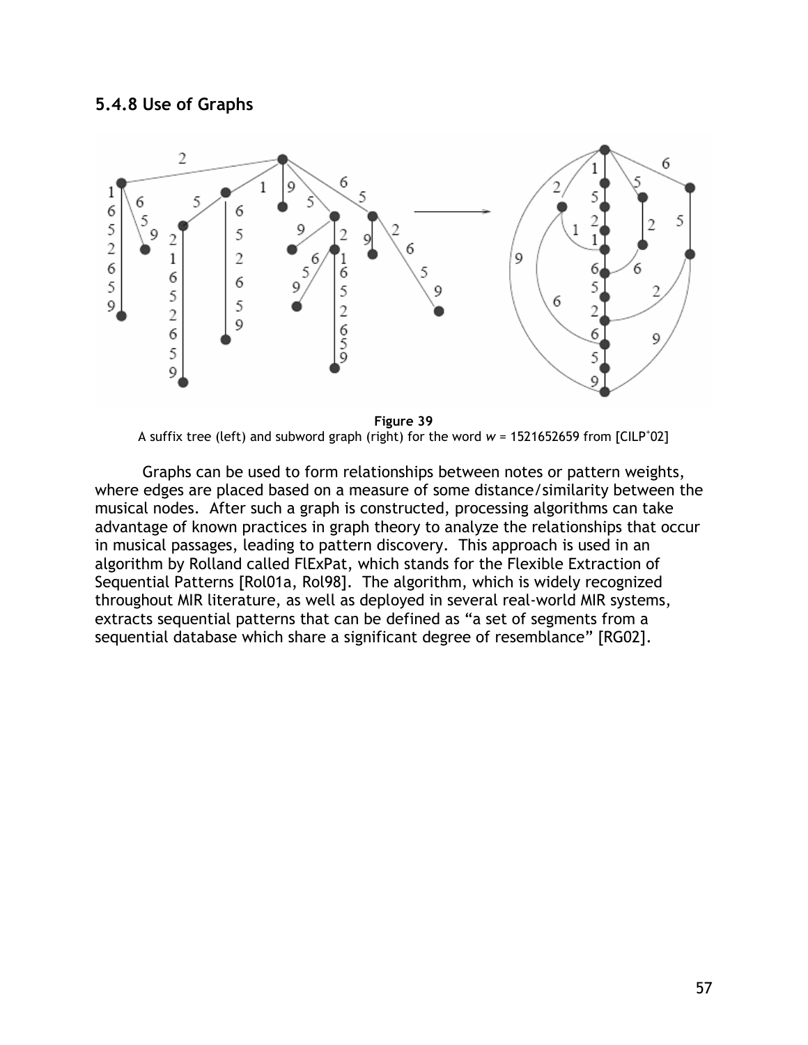### 5.4.8 Use of Graphs

**Figure 39**

A suffix tree (left) and subword graph (right) for the word *w* = 1521652659 from [CILP[+]02]

Graphs can be used to form relationships between notes or pattern weights, where edges are placed based on a measure of some distance/similarity between the musical nodes. After such a graph is constructed, processing algorithms can take advantage of known practices in graph theory to analyze the relationships that occur in musical passages, leading to pattern discovery. This approach is used in an algorithm by Rolland called FlExPat, which stands for the Flexible Extraction of Sequential Patterns [Rol01a, Rol98]. The algorithm, which is widely recognized throughout MIR literature, as well as deployed in several real-world MIR systems, extracts sequential patterns that can be defined as "a set of segments from a sequential database which share a significant degree of resemblance" [RG02].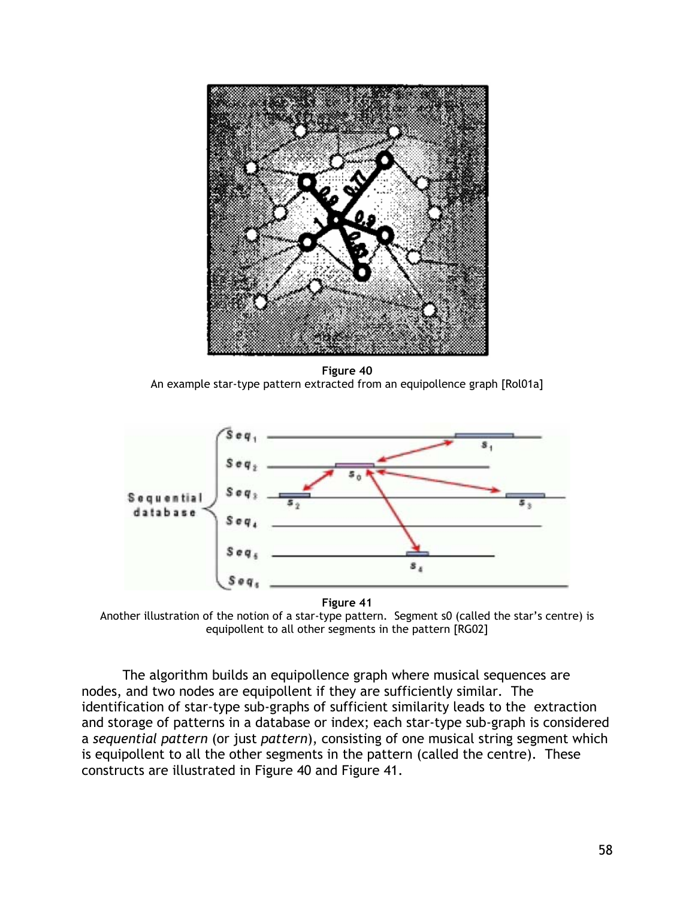**Figure 40**
An example star-type pattern extracted from an equipollence graph [Rol01a]

**Figure 41**
Another illustration of the notion of a star-type pattern. Segment s0 (called the star's centre) is equipollent to all other segments in the pattern [RG02]

The algorithm builds an equipollence graph where musical sequences are nodes, and two nodes are equipollent if they are sufficiently similar. The identification of star-type sub-graphs of sufficient similarity leads to the extraction and storage of patterns in a database or index; each star-type sub-graph is considered a *sequential pattern* (or just *pattern*), consisting of one musical string segment which is equipollent to all the other segments in the pattern (called the centre). These constructs are illustrated in Figure 40 and Figure 41.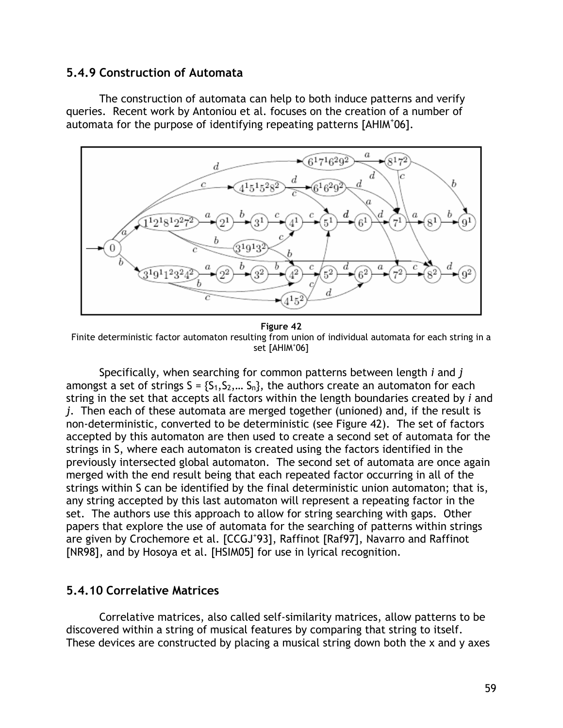### 5.4.9 Construction of Automata

The construction of automata can help to both induce patterns and verify queries. Recent work by Antoniou et al. focuses on the creation of a number of automata for the purpose of identifying repeating patterns [AHIM+06].

**Figure 42**
Finite deterministic factor automaton resulting from union of individual automata for each string in a set [AHIM+06]

Specifically, when searching for common patterns between length *i* and *j* amongst a set of strings $S = \{S_1, S_2, \ldots S_n\}$, the authors create an automaton for each string in the set that accepts all factors within the length boundaries created by *i* and *j*. Then each of these automata are merged together (unioned) and, if the result is non-deterministic, converted to be deterministic (see Figure 42). The set of factors accepted by this automaton are then used to create a second set of automata for the strings in S, where each automaton is created using the factors identified in the previously intersected global automaton. The second set of automata are once again merged with the end result being that each repeated factor occurring in all of the strings within S can be identified by the final deterministic union automaton; that is, any string accepted by this last automaton will represent a repeating factor in the set. The authors use this approach to allow for string searching with gaps. Other papers that explore the use of automata for the searching of patterns within strings are given by Crochemore et al. [CCGJ+93], Raffinot [Raf97], Navarro and Raffinot [NR98], and by Hosoya et al. [HSIM05] for use in lyrical recognition.

### 5.4.10 Correlative Matrices

Correlative matrices, also called self-similarity matrices, allow patterns to be discovered within a string of musical features by comparing that string to itself. These devices are constructed by placing a musical string down both the x and y axes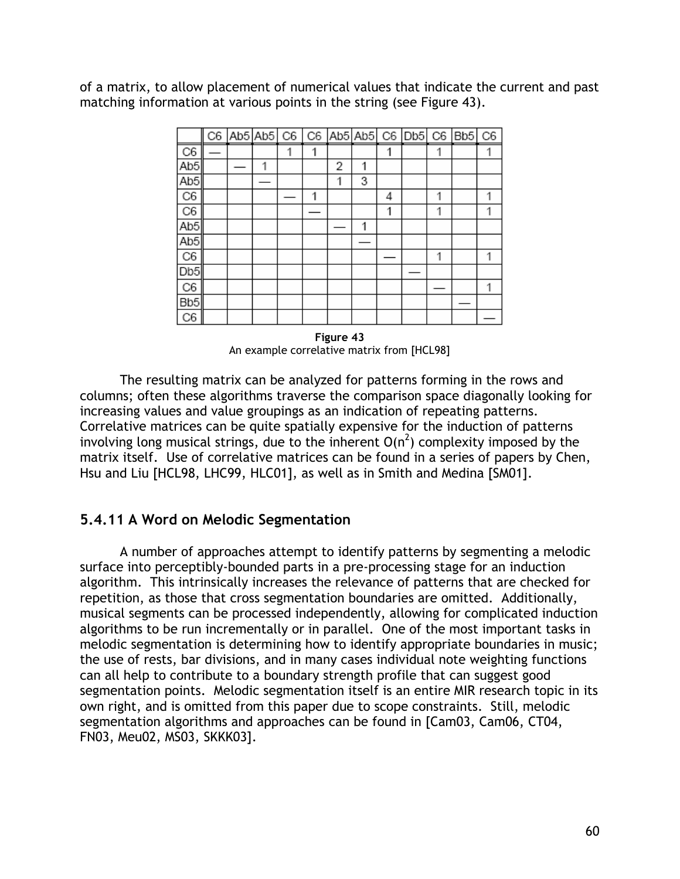of a matrix, to allow placement of numerical values that indicate the current and past matching information at various points in the string (see Figure 43).

| | C6 | Ab5 | Ab5 | C6 | C6 | Ab5 | Ab5 | C6 | Db5 | C6 | Bb5 | C6 |
|---|---|---|---|---|---|---|---|---|---|---|---|---|
| C6 | — | | | 1 | 1 | | | 1 | | 1 | | 1 |
| Ab5 | | — | 1 | | | 2 | 1 | | | | | |
| Ab5 | | | — | | | 1 | 3 | | | | | |
| C6 | | | | — | 1 | | | 4 | | 1 | | 1 |
| C6 | | | | | — | | | 1 | | 1 | | 1 |
| Ab5 | | | | | | — | 1 | | | | | |
| Ab5 | | | | | | | — | | | | | |
| C6 | | | | | | | | — | | 1 | | 1 |
| Db5 | | | | | | | | | — | | | |
| C6 | | | | | | | | | | — | | 1 |
| Bb5 | | | | | | | | | | | — | |
| C6 | | | | | | | | | | | | — |

**Figure 43**
An example correlative matrix from [HCL98]

The resulting matrix can be analyzed for patterns forming in the rows and columns; often these algorithms traverse the comparison space diagonally looking for increasing values and value groupings as an indication of repeating patterns. Correlative matrices can be quite spatially expensive for the induction of patterns involving long musical strings, due to the inherent $O(n^2)$ complexity imposed by the matrix itself. Use of correlative matrices can be found in a series of papers by Chen, Hsu and Liu [HCL98, LHC99, HLC01], as well as in Smith and Medina [SM01].

### 5.4.11 A Word on Melodic Segmentation

A number of approaches attempt to identify patterns by segmenting a melodic surface into perceptibly-bounded parts in a pre-processing stage for an induction algorithm. This intrinsically increases the relevance of patterns that are checked for repetition, as those that cross segmentation boundaries are omitted. Additionally, musical segments can be processed independently, allowing for complicated induction algorithms to be run incrementally or in parallel. One of the most important tasks in melodic segmentation is determining how to identify appropriate boundaries in music; the use of rests, bar divisions, and in many cases individual note weighting functions can all help to contribute to a boundary strength profile that can suggest good segmentation points. Melodic segmentation itself is an entire MIR research topic in its own right, and is omitted from this paper due to scope constraints. Still, melodic segmentation algorithms and approaches can be found in [Cam03, Cam06, CT04, FN03, Meu02, MS03, SKKK03].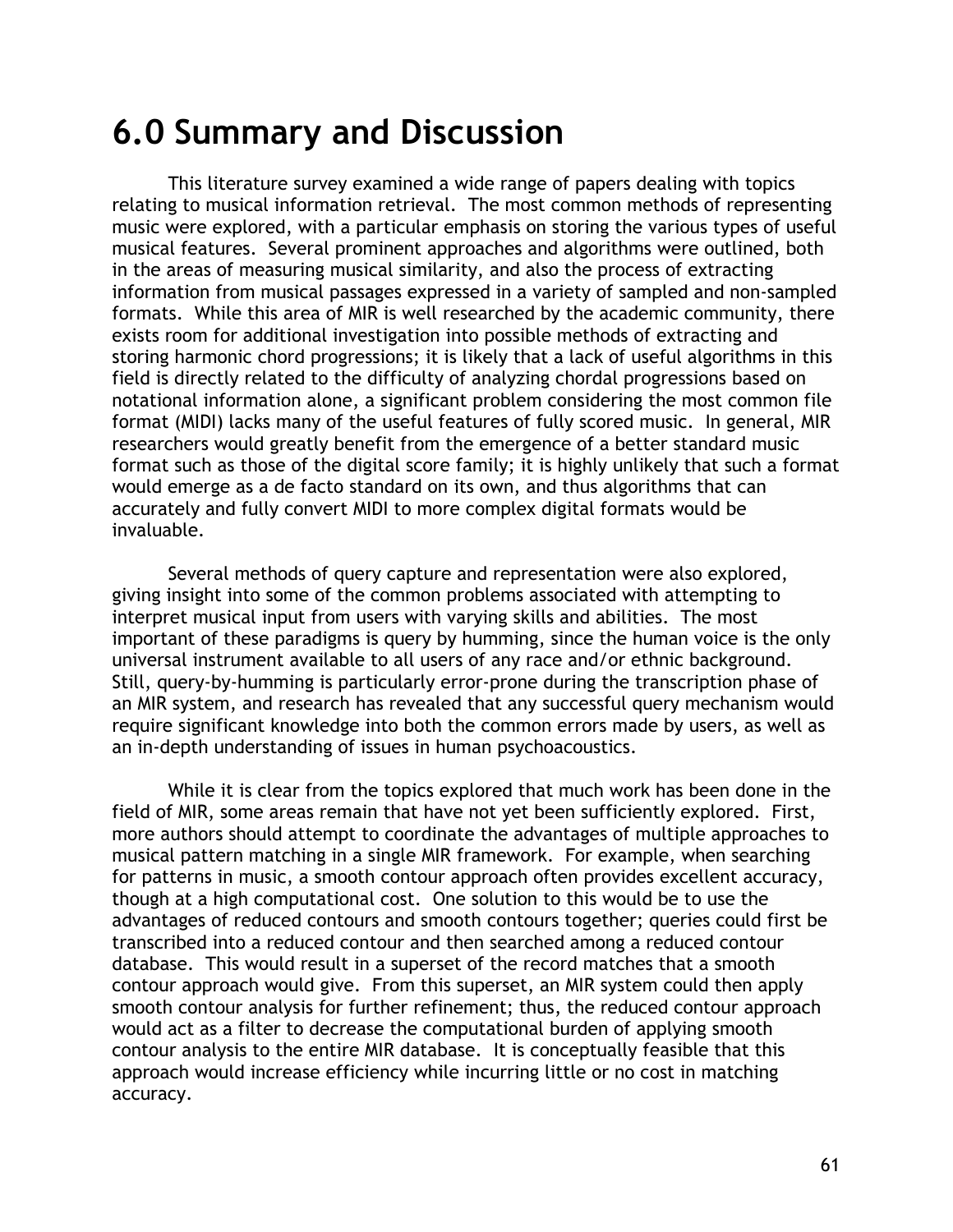# 6.0 Summary and Discussion

This literature survey examined a wide range of papers dealing with topics relating to musical information retrieval. The most common methods of representing music were explored, with a particular emphasis on storing the various types of useful musical features. Several prominent approaches and algorithms were outlined, both in the areas of measuring musical similarity, and also the process of extracting information from musical passages expressed in a variety of sampled and non-sampled formats. While this area of MIR is well researched by the academic community, there exists room for additional investigation into possible methods of extracting and storing harmonic chord progressions; it is likely that a lack of useful algorithms in this field is directly related to the difficulty of analyzing chordal progressions based on notational information alone, a significant problem considering the most common file format (MIDI) lacks many of the useful features of fully scored music. In general, MIR researchers would greatly benefit from the emergence of a better standard music format such as those of the digital score family; it is highly unlikely that such a format would emerge as a de facto standard on its own, and thus algorithms that can accurately and fully convert MIDI to more complex digital formats would be invaluable.

Several methods of query capture and representation were also explored, giving insight into some of the common problems associated with attempting to interpret musical input from users with varying skills and abilities. The most important of these paradigms is query by humming, since the human voice is the only universal instrument available to all users of any race and/or ethnic background. Still, query-by-humming is particularly error-prone during the transcription phase of an MIR system, and research has revealed that any successful query mechanism would require significant knowledge into both the common errors made by users, as well as an in-depth understanding of issues in human psychoacoustics.

While it is clear from the topics explored that much work has been done in the field of MIR, some areas remain that have not yet been sufficiently explored. First, more authors should attempt to coordinate the advantages of multiple approaches to musical pattern matching in a single MIR framework. For example, when searching for patterns in music, a smooth contour approach often provides excellent accuracy, though at a high computational cost. One solution to this would be to use the advantages of reduced contours and smooth contours together; queries could first be transcribed into a reduced contour and then searched among a reduced contour database. This would result in a superset of the record matches that a smooth contour approach would give. From this superset, an MIR system could then apply smooth contour analysis for further refinement; thus, the reduced contour approach would act as a filter to decrease the computational burden of applying smooth contour analysis to the entire MIR database. It is conceptually feasible that this approach would increase efficiency while incurring little or no cost in matching accuracy.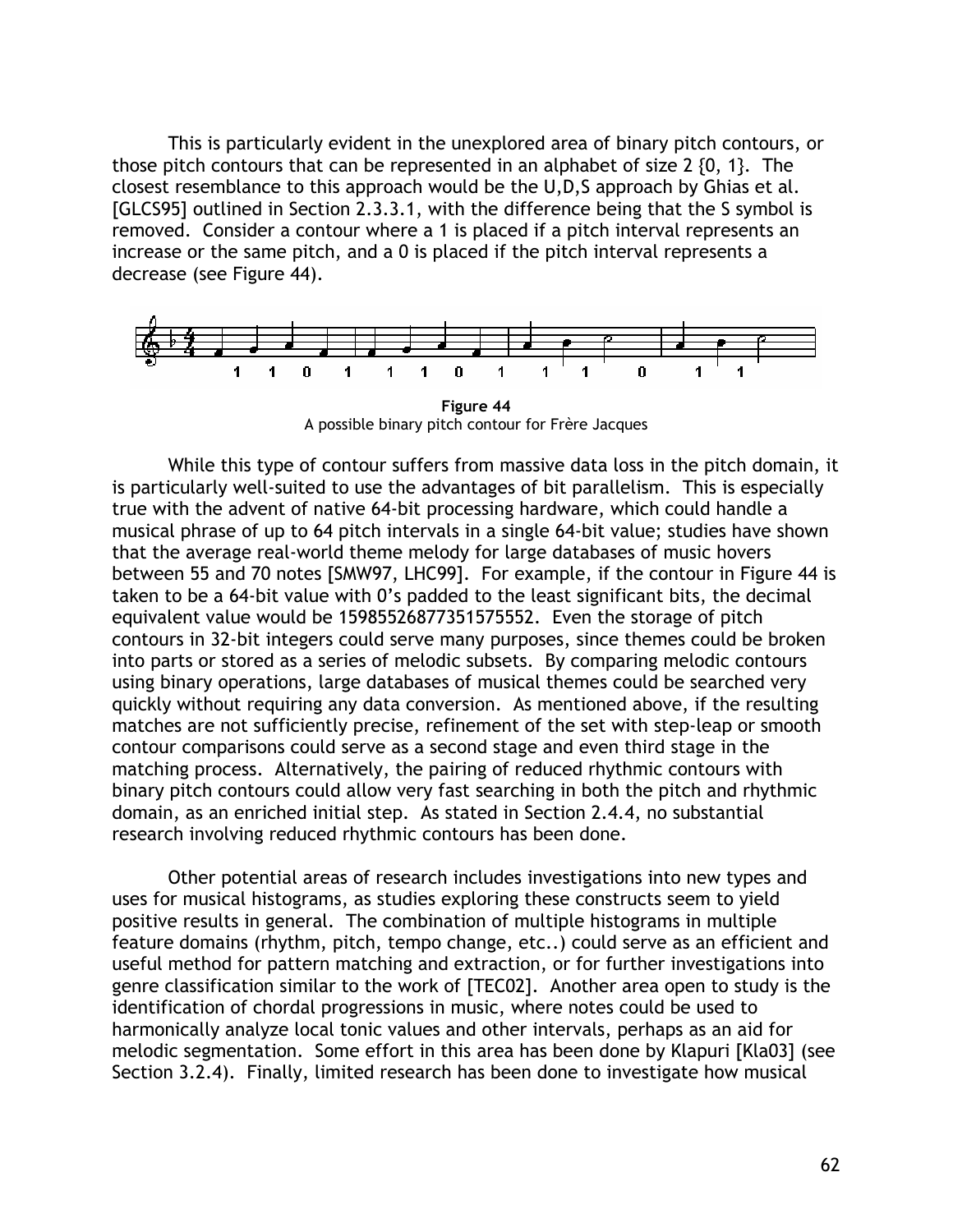This is particularly evident in the unexplored area of binary pitch contours, or those pitch contours that can be represented in an alphabet of size 2 {0, 1}. The closest resemblance to this approach would be the U,D,S approach by Ghias et al. [GLCS95] outlined in Section 2.3.3.1, with the difference being that the S symbol is removed. Consider a contour where a 1 is placed if a pitch interval represents an increase or the same pitch, and a 0 is placed if the pitch interval represents a decrease (see Figure 44).

**Figure 44**
A possible binary pitch contour for Frère Jacques

While this type of contour suffers from massive data loss in the pitch domain, it is particularly well-suited to use the advantages of bit parallelism. This is especially true with the advent of native 64-bit processing hardware, which could handle a musical phrase of up to 64 pitch intervals in a single 64-bit value; studies have shown that the average real-world theme melody for large databases of music hovers between 55 and 70 notes [SMW97, LHC99]. For example, if the contour in Figure 44 is taken to be a 64-bit value with 0's padded to the least significant bits, the decimal equivalent value would be 15985526877351575552. Even the storage of pitch contours in 32-bit integers could serve many purposes, since themes could be broken into parts or stored as a series of melodic subsets. By comparing melodic contours using binary operations, large databases of musical themes could be searched very quickly without requiring any data conversion. As mentioned above, if the resulting matches are not sufficiently precise, refinement of the set with step-leap or smooth contour comparisons could serve as a second stage and even third stage in the matching process. Alternatively, the pairing of reduced rhythmic contours with binary pitch contours could allow very fast searching in both the pitch and rhythmic domain, as an enriched initial step. As stated in Section 2.4.4, no substantial research involving reduced rhythmic contours has been done.

Other potential areas of research includes investigations into new types and uses for musical histograms, as studies exploring these constructs seem to yield positive results in general. The combination of multiple histograms in multiple feature domains (rhythm, pitch, tempo change, etc..) could serve as an efficient and useful method for pattern matching and extraction, or for further investigations into genre classification similar to the work of [TEC02]. Another area open to study is the identification of chordal progressions in music, where notes could be used to harmonically analyze local tonic values and other intervals, perhaps as an aid for melodic segmentation. Some effort in this area has been done by Klapuri [Kla03] (see Section 3.2.4). Finally, limited research has been done to investigate how musical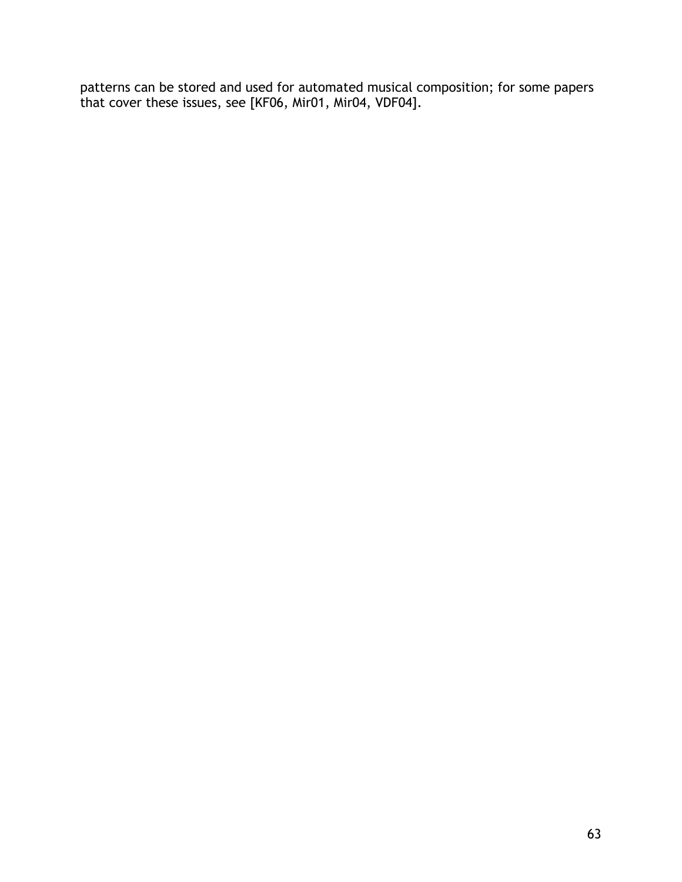patterns can be stored and used for automated musical composition; for some papers that cover these issues, see [KF06, Mir01, Mir04, VDF04].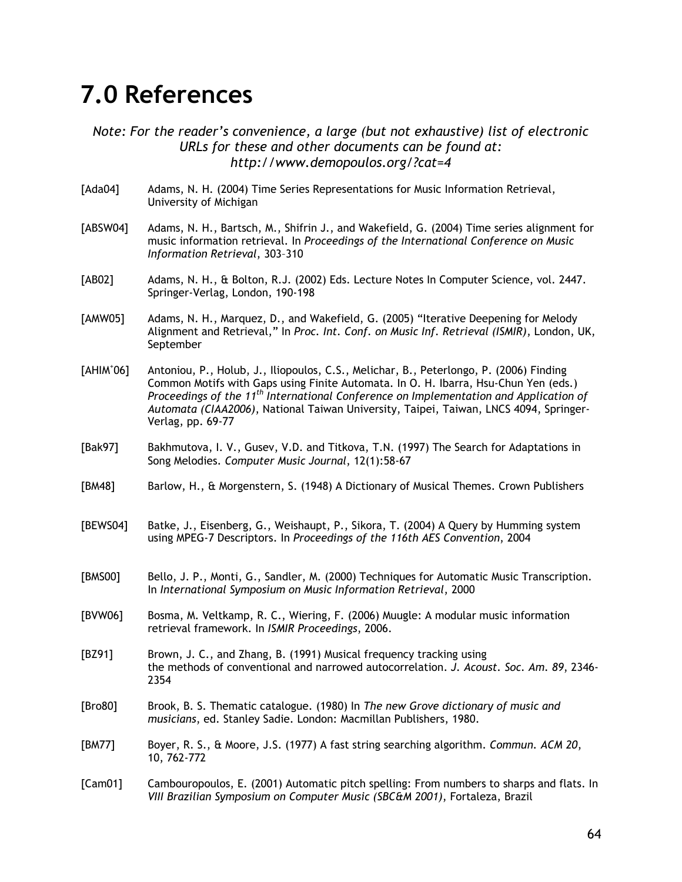# 7.0 References

*Note: For the reader's convenience, a large (but not exhaustive) list of electronic URLs for these and other documents can be found at: http://www.demopoulos.org/?cat=4*

[Ada04] Adams, N. H. (2004) Time Series Representations for Music Information Retrieval, University of Michigan

[ABSW04] Adams, N. H., Bartsch, M., Shifrin J., and Wakefield, G. (2004) Time series alignment for music information retrieval. In *Proceedings of the International Conference on Music Information Retrieval*, 303–310

[AB02] Adams, N. H., & Bolton, R.J. (2002) Eds. Lecture Notes In Computer Science, vol. 2447. Springer-Verlag, London, 190-198

[AMW05] Adams, N. H., Marquez, D., and Wakefield, G. (2005) "Iterative Deepening for Melody Alignment and Retrieval," In *Proc. Int. Conf. on Music Inf. Retrieval (ISMIR)*, London, UK, September

[AHIM+06] Antoniou, P., Holub, J., Iliopoulos, C.S., Melichar, B., Peterlongo, P. (2006) Finding Common Motifs with Gaps using Finite Automata. In O. H. Ibarra, Hsu-Chun Yen (eds.) *Proceedings of the 11th International Conference on Implementation and Application of Automata (CIAA2006)*, National Taiwan University, Taipei, Taiwan, LNCS 4094, Springer-Verlag, pp. 69-77

[Bak97] Bakhmutova, I. V., Gusev, V.D. and Titkova, T.N. (1997) The Search for Adaptations in Song Melodies. *Computer Music Journal*, 12(1):58-67

[BM48] Barlow, H., & Morgenstern, S. (1948) A Dictionary of Musical Themes. Crown Publishers

[BEWS04] Batke, J., Eisenberg, G., Weishaupt, P., Sikora, T. (2004) A Query by Humming system using MPEG-7 Descriptors. In *Proceedings of the 116th AES Convention*, 2004

[BMS00] Bello, J. P., Monti, G., Sandler, M. (2000) Techniques for Automatic Music Transcription. In *International Symposium on Music Information Retrieval*, 2000

[BVW06] Bosma, M. Veltkamp, R. C., Wiering, F. (2006) Muugle: A modular music information retrieval framework. In *ISMIR Proceedings*, 2006.

[BZ91] Brown, J. C., and Zhang, B. (1991) Musical frequency tracking using the methods of conventional and narrowed autocorrelation. *J. Acoust. Soc. Am. 89*, 2346-2354

[Bro80] Brook, B. S. Thematic catalogue. (1980) In *The new Grove dictionary of music and musicians*, ed. Stanley Sadie. London: Macmillan Publishers, 1980.

[BM77] Boyer, R. S., & Moore, J.S. (1977) A fast string searching algorithm. *Commun. ACM 20*, 10, 762-772

[Cam01] Cambouropoulos, E. (2001) Automatic pitch spelling: From numbers to sharps and flats. In *VIII Brazilian Symposium on Computer Music (SBC&M 2001)*, Fortaleza, Brazil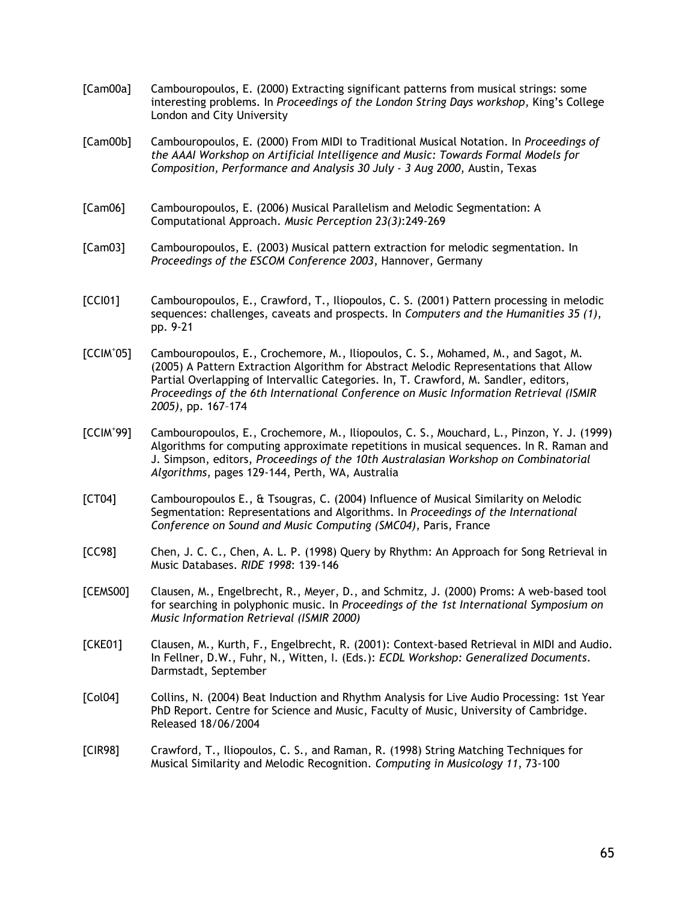[Cam00a] Cambouropoulos, E. (2000) Extracting significant patterns from musical strings: some interesting problems. In *Proceedings of the London String Days workshop*, King's College London and City University

[Cam00b] Cambouropoulos, E. (2000) From MIDI to Traditional Musical Notation. In *Proceedings of the AAAI Workshop on Artificial Intelligence and Music: Towards Formal Models for Composition, Performance and Analysis 30 July - 3 Aug 2000*, Austin, Texas

[Cam06] Cambouropoulos, E. (2006) Musical Parallelism and Melodic Segmentation: A Computational Approach. *Music Perception 23(3)*:249-269

[Cam03] Cambouropoulos, E. (2003) Musical pattern extraction for melodic segmentation. In *Proceedings of the ESCOM Conference 2003*, Hannover, Germany

[CCI01] Cambouropoulos, E., Crawford, T., Iliopoulos, C. S. (2001) Pattern processing in melodic sequences: challenges, caveats and prospects. In *Computers and the Humanities 35 (1)*, pp. 9-21

[CCIM+05] Cambouropoulos, E., Crochemore, M., Iliopoulos, C. S., Mohamed, M., and Sagot, M. (2005) A Pattern Extraction Algorithm for Abstract Melodic Representations that Allow Partial Overlapping of Intervallic Categories. In, T. Crawford, M. Sandler, editors, *Proceedings of the 6th International Conference on Music Information Retrieval (ISMIR 2005)*, pp. 167–174

[CCIM+99] Cambouropoulos, E., Crochemore, M., Iliopoulos, C. S., Mouchard, L., Pinzon, Y. J. (1999) Algorithms for computing approximate repetitions in musical sequences. In R. Raman and J. Simpson, editors, *Proceedings of the 10th Australasian Workshop on Combinatorial Algorithms*, pages 129-144, Perth, WA, Australia

[CT04] Cambouropoulos E., & Tsougras, C. (2004) Influence of Musical Similarity on Melodic Segmentation: Representations and Algorithms. In *Proceedings of the International Conference on Sound and Music Computing (SMC04)*, Paris, France

[CC98] Chen, J. C. C., Chen, A. L. P. (1998) Query by Rhythm: An Approach for Song Retrieval in Music Databases. *RIDE 1998*: 139-146

[CEMS00] Clausen, M., Engelbrecht, R., Meyer, D., and Schmitz, J. (2000) Proms: A web-based tool for searching in polyphonic music. In *Proceedings of the 1st International Symposium on Music Information Retrieval (ISMIR 2000)*

[CKE01] Clausen, M., Kurth, F., Engelbrecht, R. (2001): Context-based Retrieval in MIDI and Audio. In Fellner, D.W., Fuhr, N., Witten, I. (Eds.): *ECDL Workshop: Generalized Documents*. Darmstadt, September

[Col04] Collins, N. (2004) Beat Induction and Rhythm Analysis for Live Audio Processing: 1st Year PhD Report. Centre for Science and Music, Faculty of Music, University of Cambridge. Released 18/06/2004

[CIR98] Crawford, T., Iliopoulos, C. S., and Raman, R. (1998) String Matching Techniques for Musical Similarity and Melodic Recognition. *Computing in Musicology 11*, 73-100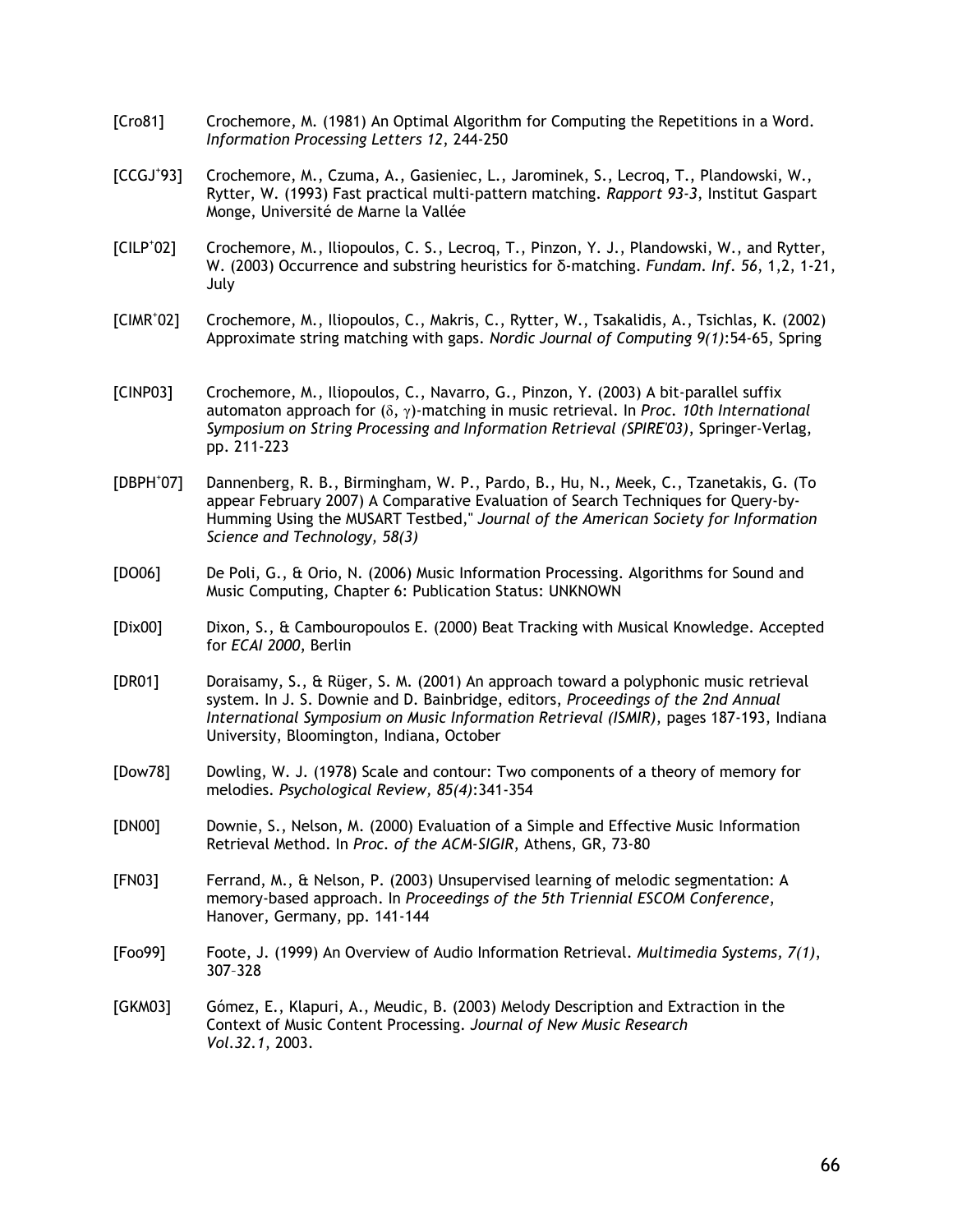[Cro81] Crochemore, M. (1981) An Optimal Algorithm for Computing the Repetitions in a Word. *Information Processing Letters 12*, 244-250

[CCGJ+93] Crochemore, M., Czuma, A., Gasieniec, L., Jarominek, S., Lecroq, T., Plandowski, W., Rytter, W. (1993) Fast practical multi-pattern matching. *Rapport 93-3*, Institut Gaspart Monge, Université de Marne la Vallée

[CILP+02] Crochemore, M., Iliopoulos, C. S., Lecroq, T., Pinzon, Y. J., Plandowski, W., and Rytter, W. (2003) Occurrence and substring heuristics for δ-matching. *Fundam. Inf. 56*, 1,2, 1-21, July

[CIMR+02] Crochemore, M., Iliopoulos, C., Makris, C., Rytter, W., Tsakalidis, A., Tsichlas, K. (2002) Approximate string matching with gaps. *Nordic Journal of Computing 9(1)*:54-65, Spring

[CINP03] Crochemore, M., Iliopoulos, C., Navarro, G., Pinzon, Y. (2003) A bit-parallel suffix automaton approach for (δ, γ)-matching in music retrieval. In *Proc. 10th International Symposium on String Processing and Information Retrieval (SPIRE'03)*, Springer-Verlag, pp. 211-223

[DBPH+07] Dannenberg, R. B., Birmingham, W. P., Pardo, B., Hu, N., Meek, C., Tzanetakis, G. (To appear February 2007) A Comparative Evaluation of Search Techniques for Query-by-Humming Using the MUSART Testbed," *Journal of the American Society for Information Science and Technology, 58(3)*

[DO06] De Poli, G., & Orio, N. (2006) Music Information Processing. Algorithms for Sound and Music Computing, Chapter 6: Publication Status: UNKNOWN

[Dix00] Dixon, S., & Cambouropoulos E. (2000) Beat Tracking with Musical Knowledge. Accepted for *ECAI 2000*, Berlin

[DR01] Doraisamy, S., & Rüger, S. M. (2001) An approach toward a polyphonic music retrieval system. In J. S. Downie and D. Bainbridge, editors, *Proceedings of the 2nd Annual International Symposium on Music Information Retrieval (ISMIR)*, pages 187-193, Indiana University, Bloomington, Indiana, October

[Dow78] Dowling, W. J. (1978) Scale and contour: Two components of a theory of memory for melodies. *Psychological Review, 85(4)*:341-354

[DN00] Downie, S., Nelson, M. (2000) Evaluation of a Simple and Effective Music Information Retrieval Method. In *Proc. of the ACM-SIGIR*, Athens, GR, 73-80

[FN03] Ferrand, M., & Nelson, P. (2003) Unsupervised learning of melodic segmentation: A memory-based approach. In *Proceedings of the 5th Triennial ESCOM Conference*, Hanover, Germany, pp. 141-144

[Foo99] Foote, J. (1999) An Overview of Audio Information Retrieval. *Multimedia Systems, 7(1)*, 307–328

[GKM03] Gómez, E., Klapuri, A., Meudic, B. (2003) Melody Description and Extraction in the Context of Music Content Processing. *Journal of New Music Research Vol.32.1*, 2003.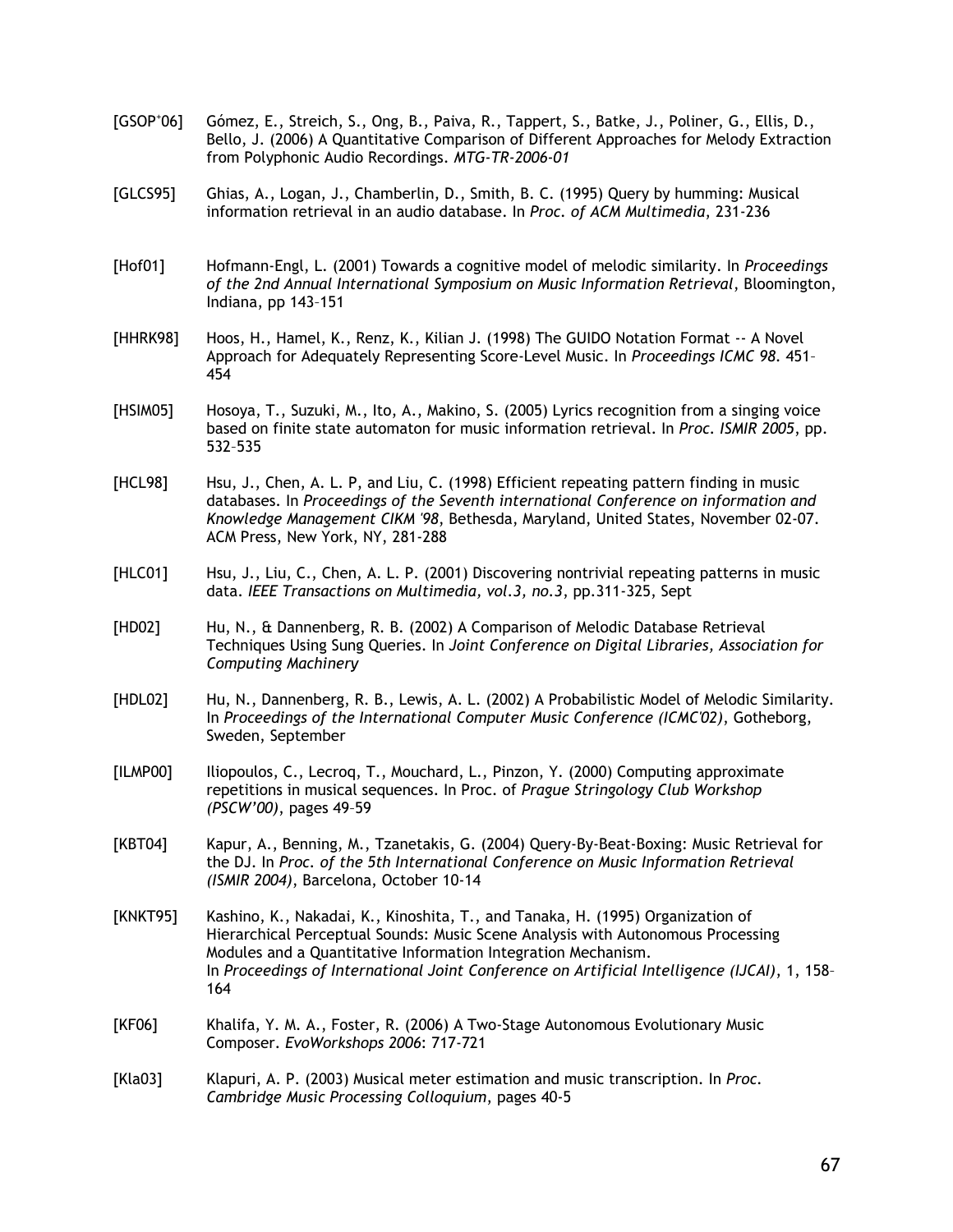[GSOP[+]06] Gómez, E., Streich, S., Ong, B., Paiva, R., Tappert, S., Batke, J., Poliner, G., Ellis, D., Bello, J. (2006) A Quantitative Comparison of Different Approaches for Melody Extraction from Polyphonic Audio Recordings. *MTG-TR-2006-01*

[GLCS95] Ghias, A., Logan, J., Chamberlin, D., Smith, B. C. (1995) Query by humming: Musical information retrieval in an audio database. In *Proc. of ACM Multimedia*, 231-236

[Hof01] Hofmann-Engl, L. (2001) Towards a cognitive model of melodic similarity. In *Proceedings of the 2nd Annual International Symposium on Music Information Retrieval*, Bloomington, Indiana, pp 143–151

[HHRK98] Hoos, H., Hamel, K., Renz, K., Kilian J. (1998) The GUIDO Notation Format -- A Novel Approach for Adequately Representing Score-Level Music. In *Proceedings ICMC 98*. 451–454

[HSIM05] Hosoya, T., Suzuki, M., Ito, A., Makino, S. (2005) Lyrics recognition from a singing voice based on finite state automaton for music information retrieval. In *Proc. ISMIR 2005*, pp. 532–535

[HCL98] Hsu, J., Chen, A. L. P, and Liu, C. (1998) Efficient repeating pattern finding in music databases. In *Proceedings of the Seventh international Conference on information and Knowledge Management CIKM '98*, Bethesda, Maryland, United States, November 02-07. ACM Press, New York, NY, 281-288

[HLC01] Hsu, J., Liu, C., Chen, A. L. P. (2001) Discovering nontrivial repeating patterns in music data. *IEEE Transactions on Multimedia, vol.3, no.3*, pp.311-325, Sept

[HD02] Hu, N., & Dannenberg, R. B. (2002) A Comparison of Melodic Database Retrieval Techniques Using Sung Queries. In *Joint Conference on Digital Libraries, Association for Computing Machinery*

[HDL02] Hu, N., Dannenberg, R. B., Lewis, A. L. (2002) A Probabilistic Model of Melodic Similarity. In *Proceedings of the International Computer Music Conference (ICMC'02)*, Gotheborg, Sweden, September

[ILMP00] Iliopoulos, C., Lecroq, T., Mouchard, L., Pinzon, Y. (2000) Computing approximate repetitions in musical sequences. In Proc. of *Prague Stringology Club Workshop (PSCW'00)*, pages 49–59

[KBT04] Kapur, A., Benning, M., Tzanetakis, G. (2004) Query-By-Beat-Boxing: Music Retrieval for the DJ. In *Proc. of the 5th International Conference on Music Information Retrieval (ISMIR 2004)*, Barcelona, October 10-14

[KNKT95] Kashino, K., Nakadai, K., Kinoshita, T., and Tanaka, H. (1995) Organization of Hierarchical Perceptual Sounds: Music Scene Analysis with Autonomous Processing Modules and a Quantitative Information Integration Mechanism. In *Proceedings of International Joint Conference on Artificial Intelligence (IJCAI)*, 1, 158–164

[KF06] Khalifa, Y. M. A., Foster, R. (2006) A Two-Stage Autonomous Evolutionary Music Composer. *EvoWorkshops 2006*: 717-721

[Kla03] Klapuri, A. P. (2003) Musical meter estimation and music transcription. In *Proc. Cambridge Music Processing Colloquium*, pages 40-5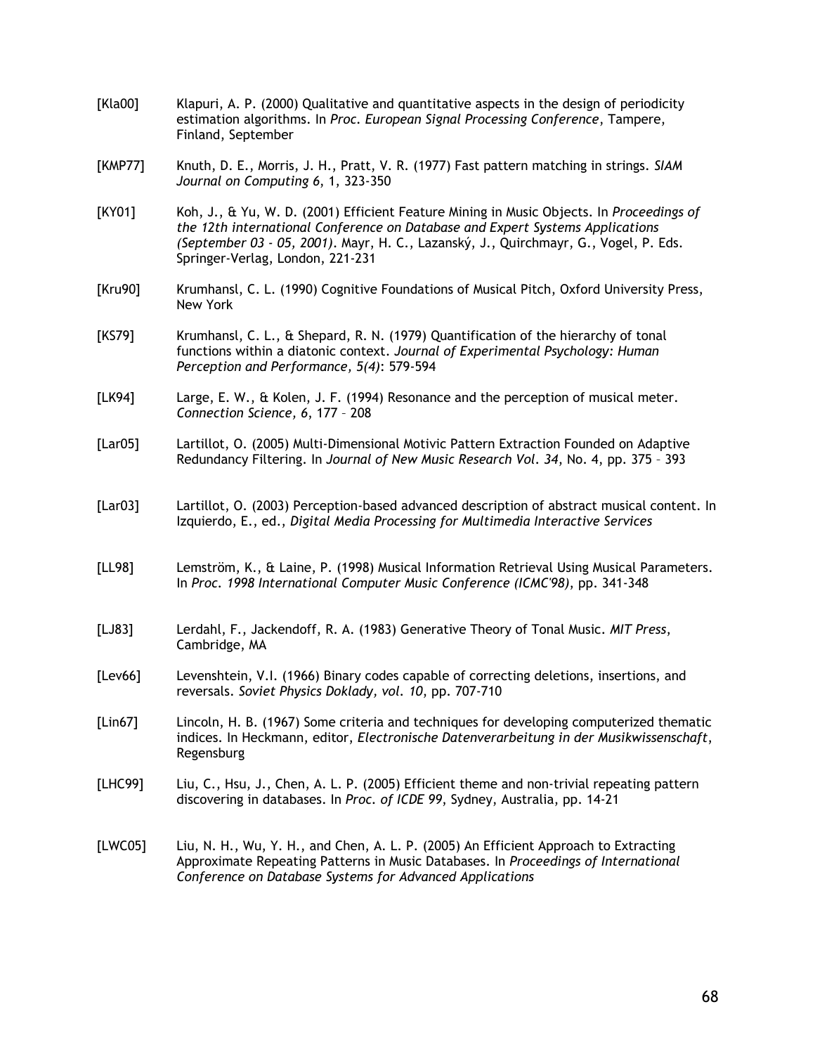[Kla00] Klapuri, A. P. (2000) Qualitative and quantitative aspects in the design of periodicity estimation algorithms. In *Proc. European Signal Processing Conference*, Tampere, Finland, September

[KMP77] Knuth, D. E., Morris, J. H., Pratt, V. R. (1977) Fast pattern matching in strings. *SIAM Journal on Computing 6*, 1, 323-350

[KY01] Koh, J., & Yu, W. D. (2001) Efficient Feature Mining in Music Objects. In *Proceedings of the 12th international Conference on Database and Expert Systems Applications (September 03 - 05, 2001)*. Mayr, H. C., Lazanský, J., Quirchmayr, G., Vogel, P. Eds. Springer-Verlag, London, 221-231

[Kru90] Krumhansl, C. L. (1990) Cognitive Foundations of Musical Pitch, Oxford University Press, New York

[KS79] Krumhansl, C. L., & Shepard, R. N. (1979) Quantification of the hierarchy of tonal functions within a diatonic context. *Journal of Experimental Psychology: Human Perception and Performance, 5(4)*: 579-594

[LK94] Large, E. W., & Kolen, J. F. (1994) Resonance and the perception of musical meter. *Connection Science, 6*, 177 – 208

[Lar05] Lartillot, O. (2005) Multi-Dimensional Motivic Pattern Extraction Founded on Adaptive Redundancy Filtering. In *Journal of New Music Research Vol. 34*, No. 4, pp. 375 – 393

[Lar03] Lartillot, O. (2003) Perception-based advanced description of abstract musical content. In Izquierdo, E., ed., *Digital Media Processing for Multimedia Interactive Services*

[LL98] Lemström, K., & Laine, P. (1998) Musical Information Retrieval Using Musical Parameters. In *Proc. 1998 International Computer Music Conference (ICMC'98)*, pp. 341-348

[LJ83] Lerdahl, F., Jackendoff, R. A. (1983) Generative Theory of Tonal Music. *MIT Press*, Cambridge, MA

[Lev66] Levenshtein, V.I. (1966) Binary codes capable of correcting deletions, insertions, and reversals. *Soviet Physics Doklady, vol. 10*, pp. 707-710

[Lin67] Lincoln, H. B. (1967) Some criteria and techniques for developing computerized thematic indices. In Heckmann, editor, *Electronische Datenverarbeitung in der Musikwissenschaft*, Regensburg

[LHC99] Liu, C., Hsu, J., Chen, A. L. P. (2005) Efficient theme and non-trivial repeating pattern discovering in databases. In *Proc. of ICDE 99*, Sydney, Australia, pp. 14-21

[LWC05] Liu, N. H., Wu, Y. H., and Chen, A. L. P. (2005) An Efficient Approach to Extracting Approximate Repeating Patterns in Music Databases. In *Proceedings of International Conference on Database Systems for Advanced Applications*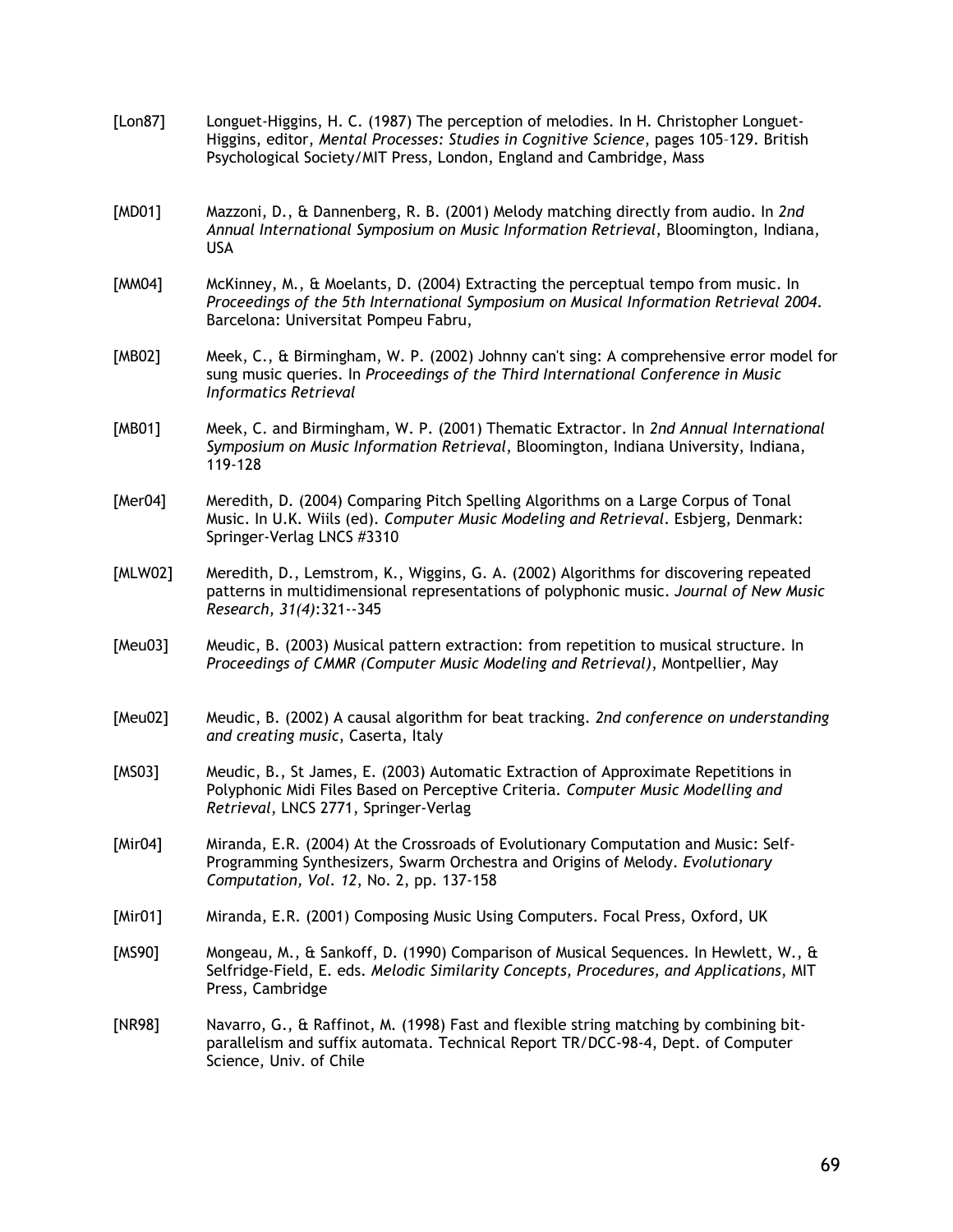[Lon87] Longuet-Higgins, H. C. (1987) The perception of melodies. In H. Christopher Longuet-Higgins, editor, *Mental Processes: Studies in Cognitive Science*, pages 105–129. British Psychological Society/MIT Press, London, England and Cambridge, Mass

[MD01] Mazzoni, D., & Dannenberg, R. B. (2001) Melody matching directly from audio. In *2nd Annual International Symposium on Music Information Retrieval*, Bloomington, Indiana, USA

[MM04] McKinney, M., & Moelants, D. (2004) Extracting the perceptual tempo from music. In *Proceedings of the 5th International Symposium on Musical Information Retrieval 2004*. Barcelona: Universitat Pompeu Fabru,

[MB02] Meek, C., & Birmingham, W. P. (2002) Johnny can't sing: A comprehensive error model for sung music queries. In *Proceedings of the Third International Conference in Music Informatics Retrieval*

[MB01] Meek, C. and Birmingham, W. P. (2001) Thematic Extractor. In *2nd Annual International Symposium on Music Information Retrieval*, Bloomington, Indiana University, Indiana, 119-128

[Mer04] Meredith, D. (2004) Comparing Pitch Spelling Algorithms on a Large Corpus of Tonal Music. In U.K. Wiils (ed). *Computer Music Modeling and Retrieval*. Esbjerg, Denmark: Springer-Verlag LNCS #3310

[MLW02] Meredith, D., Lemstrom, K., Wiggins, G. A. (2002) Algorithms for discovering repeated patterns in multidimensional representations of polyphonic music. *Journal of New Music Research, 31(4)*:321--345

[Meu03] Meudic, B. (2003) Musical pattern extraction: from repetition to musical structure. In *Proceedings of CMMR (Computer Music Modeling and Retrieval)*, Montpellier, May

[Meu02] Meudic, B. (2002) A causal algorithm for beat tracking. *2nd conference on understanding and creating music*, Caserta, Italy

[MS03] Meudic, B., St James, E. (2003) Automatic Extraction of Approximate Repetitions in Polyphonic Midi Files Based on Perceptive Criteria. *Computer Music Modelling and Retrieval*, LNCS 2771, Springer-Verlag

[Mir04] Miranda, E.R. (2004) At the Crossroads of Evolutionary Computation and Music: Self-Programming Synthesizers, Swarm Orchestra and Origins of Melody. *Evolutionary Computation, Vol. 12*, No. 2, pp. 137-158

[Mir01] Miranda, E.R. (2001) Composing Music Using Computers. Focal Press, Oxford, UK

[MS90] Mongeau, M., & Sankoff, D. (1990) Comparison of Musical Sequences. In Hewlett, W., & Selfridge-Field, E. eds. *Melodic Similarity Concepts, Procedures, and Applications*, MIT Press, Cambridge

[NR98] Navarro, G., & Raffinot, M. (1998) Fast and flexible string matching by combining bit-parallelism and suffix automata. Technical Report TR/DCC-98-4, Dept. of Computer Science, Univ. of Chile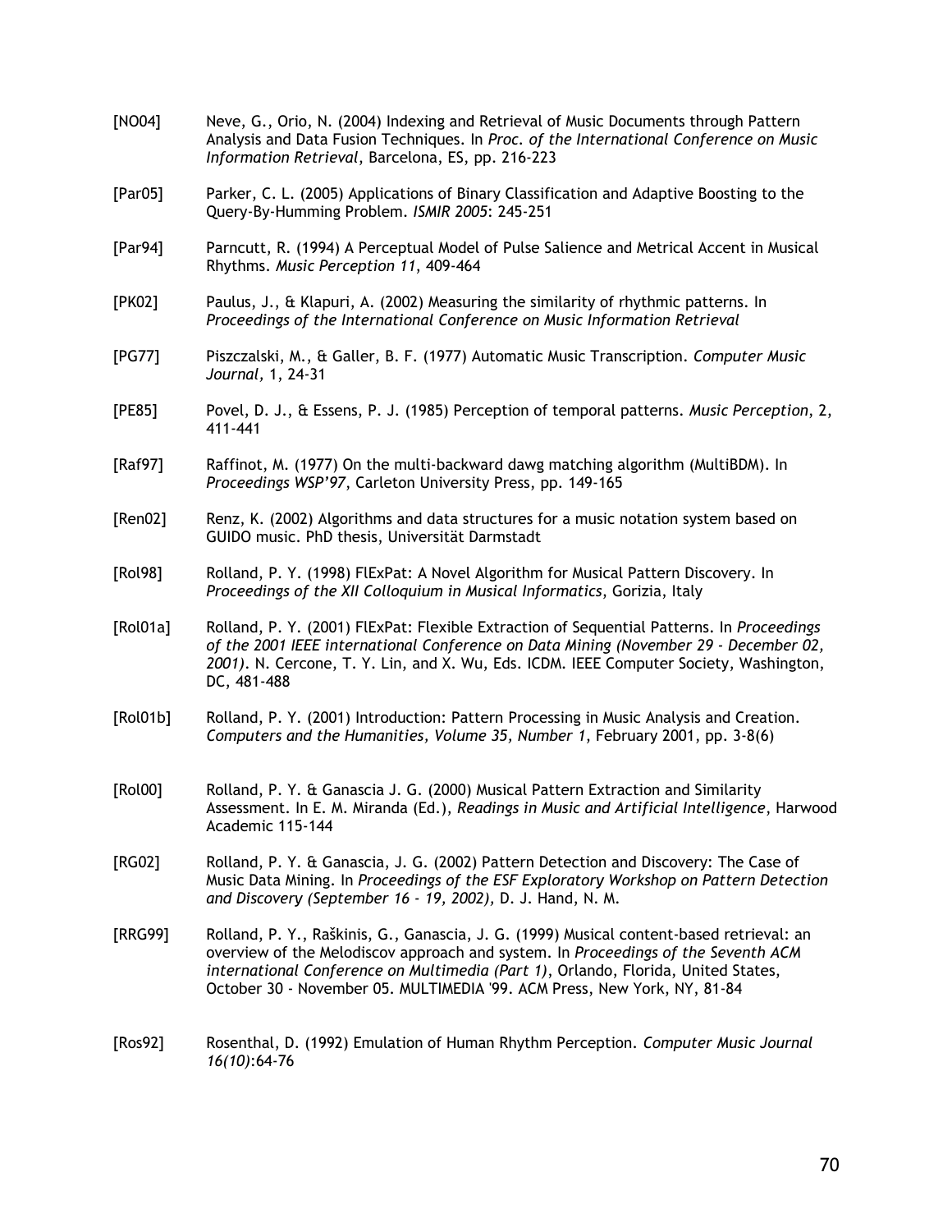[NO04] Neve, G., Orio, N. (2004) Indexing and Retrieval of Music Documents through Pattern Analysis and Data Fusion Techniques. In *Proc. of the International Conference on Music Information Retrieval*, Barcelona, ES, pp. 216-223

[Par05] Parker, C. L. (2005) Applications of Binary Classification and Adaptive Boosting to the Query-By-Humming Problem. *ISMIR 2005*: 245-251

[Par94] Parncutt, R. (1994) A Perceptual Model of Pulse Salience and Metrical Accent in Musical Rhythms. *Music Perception 11*, 409-464

[PK02] Paulus, J., & Klapuri, A. (2002) Measuring the similarity of rhythmic patterns. In *Proceedings of the International Conference on Music Information Retrieval*

[PG77] Piszczalski, M., & Galler, B. F. (1977) Automatic Music Transcription. *Computer Music Journal*, 1, 24-31

[PE85] Povel, D. J., & Essens, P. J. (1985) Perception of temporal patterns. *Music Perception*, 2, 411-441

[Raf97] Raffinot, M. (1977) On the multi-backward dawg matching algorithm (MultiBDM). In *Proceedings WSP'97*, Carleton University Press, pp. 149-165

[Ren02] Renz, K. (2002) Algorithms and data structures for a music notation system based on GUIDO music. PhD thesis, Universität Darmstadt

[Rol98] Rolland, P. Y. (1998) FlExPat: A Novel Algorithm for Musical Pattern Discovery. In *Proceedings of the XII Colloquium in Musical Informatics*, Gorizia, Italy

[Rol01a] Rolland, P. Y. (2001) FlExPat: Flexible Extraction of Sequential Patterns. In *Proceedings of the 2001 IEEE international Conference on Data Mining (November 29 - December 02, 2001)*. N. Cercone, T. Y. Lin, and X. Wu, Eds. ICDM. IEEE Computer Society, Washington, DC, 481-488

[Rol01b] Rolland, P. Y. (2001) Introduction: Pattern Processing in Music Analysis and Creation. *Computers and the Humanities, Volume 35, Number 1*, February 2001, pp. 3-8(6)

[Rol00] Rolland, P. Y. & Ganascia J. G. (2000) Musical Pattern Extraction and Similarity Assessment. In E. M. Miranda (Ed.), *Readings in Music and Artificial Intelligence*, Harwood Academic 115-144

[RG02] Rolland, P. Y. & Ganascia, J. G. (2002) Pattern Detection and Discovery: The Case of Music Data Mining. In *Proceedings of the ESF Exploratory Workshop on Pattern Detection and Discovery (September 16 - 19, 2002)*, D. J. Hand, N. M.

[RRG99] Rolland, P. Y., Raškinis, G., Ganascia, J. G. (1999) Musical content-based retrieval: an overview of the Melodiscov approach and system. In *Proceedings of the Seventh ACM international Conference on Multimedia (Part 1)*, Orlando, Florida, United States, October 30 - November 05. MULTIMEDIA '99. ACM Press, New York, NY, 81-84

[Ros92] Rosenthal, D. (1992) Emulation of Human Rhythm Perception. *Computer Music Journal 16(10)*:64-76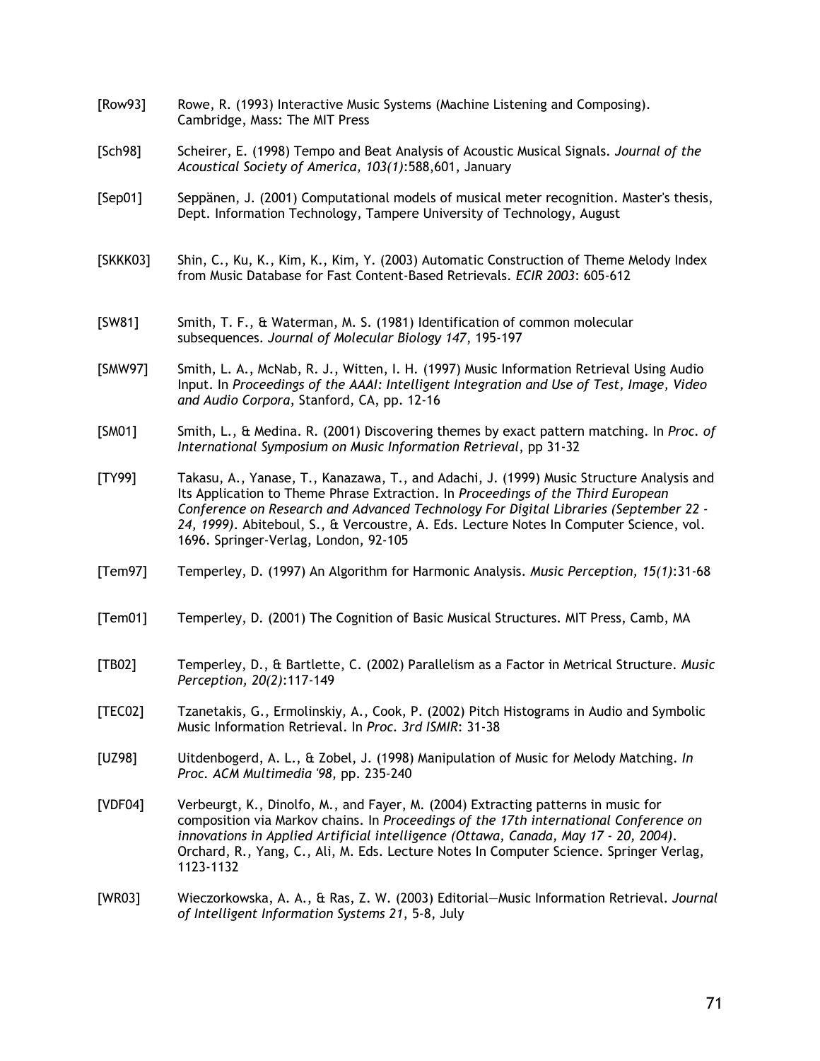[Row93] Rowe, R. (1993) Interactive Music Systems (Machine Listening and Composing). Cambridge, Mass: The MIT Press

[Sch98] Scheirer, E. (1998) Tempo and Beat Analysis of Acoustic Musical Signals. *Journal of the Acoustical Society of America, 103(1)*:588,601, January

[Sep01] Seppänen, J. (2001) Computational models of musical meter recognition. Master's thesis, Dept. Information Technology, Tampere University of Technology, August

[SKKK03] Shin, C., Ku, K., Kim, K., Kim, Y. (2003) Automatic Construction of Theme Melody Index from Music Database for Fast Content-Based Retrievals. *ECIR 2003*: 605-612

[SW81] Smith, T. F., & Waterman, M. S. (1981) Identification of common molecular subsequences. *Journal of Molecular Biology 147*, 195-197

[SMW97] Smith, L. A., McNab, R. J., Witten, I. H. (1997) Music Information Retrieval Using Audio Input. In *Proceedings of the AAAI: Intelligent Integration and Use of Test, Image, Video and Audio Corpora*, Stanford, CA, pp. 12-16

[SM01] Smith, L., & Medina. R. (2001) Discovering themes by exact pattern matching. In *Proc. of International Symposium on Music Information Retrieval*, pp 31-32

[TY99] Takasu, A., Yanase, T., Kanazawa, T., and Adachi, J. (1999) Music Structure Analysis and Its Application to Theme Phrase Extraction. In *Proceedings of the Third European Conference on Research and Advanced Technology For Digital Libraries (September 22 - 24, 1999)*. Abiteboul, S., & Vercoustre, A. Eds. Lecture Notes In Computer Science, vol. 1696. Springer-Verlag, London, 92-105

[Tem97] Temperley, D. (1997) An Algorithm for Harmonic Analysis. *Music Perception, 15(1)*:31-68

[Tem01] Temperley, D. (2001) The Cognition of Basic Musical Structures. MIT Press, Camb, MA

[TB02] Temperley, D., & Bartlette, C. (2002) Parallelism as a Factor in Metrical Structure. *Music Perception, 20(2)*:117-149

[TEC02] Tzanetakis, G., Ermolinskiy, A., Cook, P. (2002) Pitch Histograms in Audio and Symbolic Music Information Retrieval. In *Proc. 3rd ISMIR*: 31-38

[UZ98] Uitdenbogerd, A. L., & Zobel, J. (1998) Manipulation of Music for Melody Matching. *In Proc. ACM Multimedia '98*, pp. 235-240

[VDF04] Verbeurgt, K., Dinolfo, M., and Fayer, M. (2004) Extracting patterns in music for composition via Markov chains. In *Proceedings of the 17th international Conference on innovations in Applied Artificial intelligence (Ottawa, Canada, May 17 - 20, 2004)*. Orchard, R., Yang, C., Ali, M. Eds. Lecture Notes In Computer Science. Springer Verlag, 1123-1132

[WR03] Wieczorkowska, A. A., & Ras, Z. W. (2003) Editorial—Music Information Retrieval. *Journal of Intelligent Information Systems 21*, 5-8, July